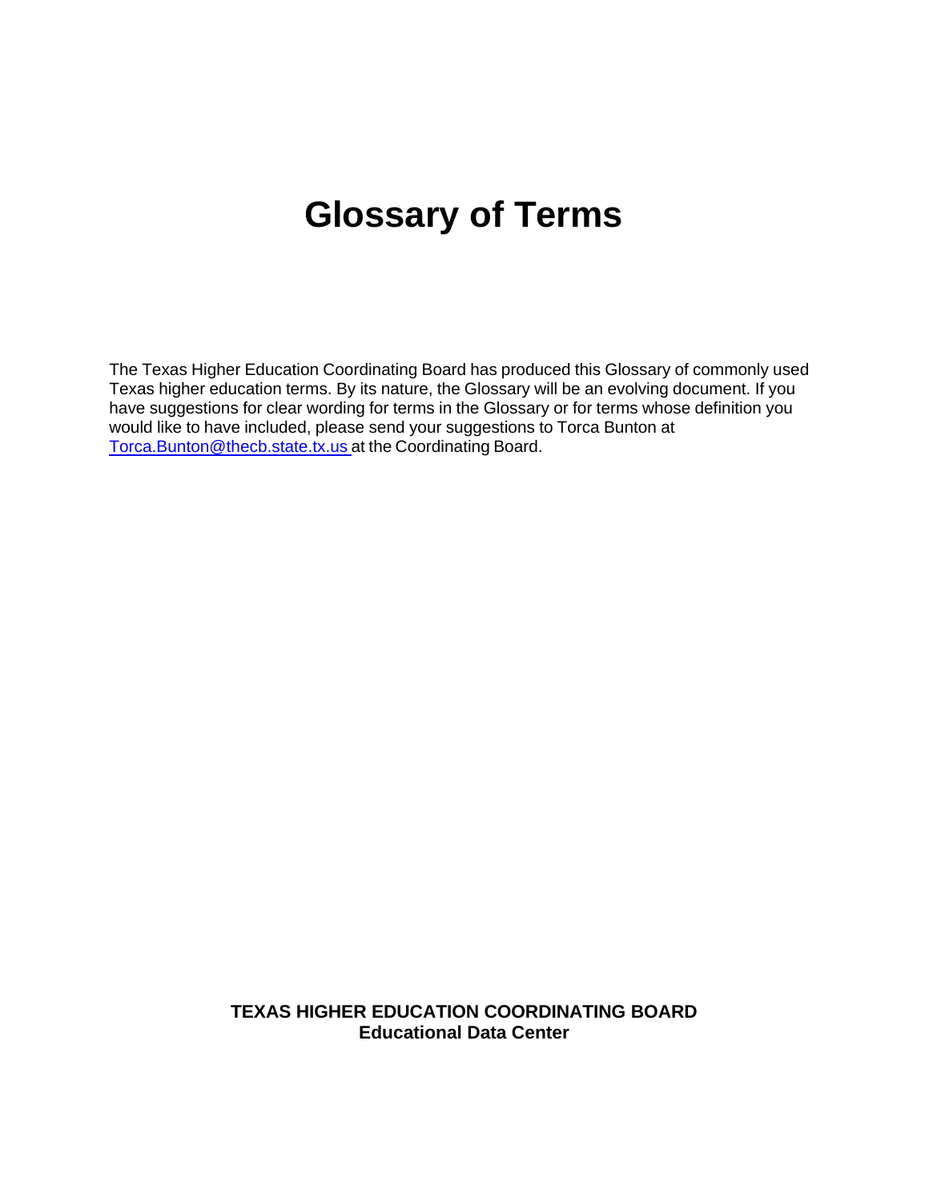# Glossary of Terms

The Texas Higher Education Coordinating Board has produced this Glossary of commonly used Texas higher education terms. By its nature, the Glossary will be an evolving document. If you have suggestions for clear wording for terms in the Glossary or for terms whose definition you would like to have included, please send your suggestions to Torca Bunton at Torca.Bunton@thecb.state.tx.us at the Coordinating Board.

**TEXAS HIGHER EDUCATION COORDINATING BOARD**
**Educational Data Center**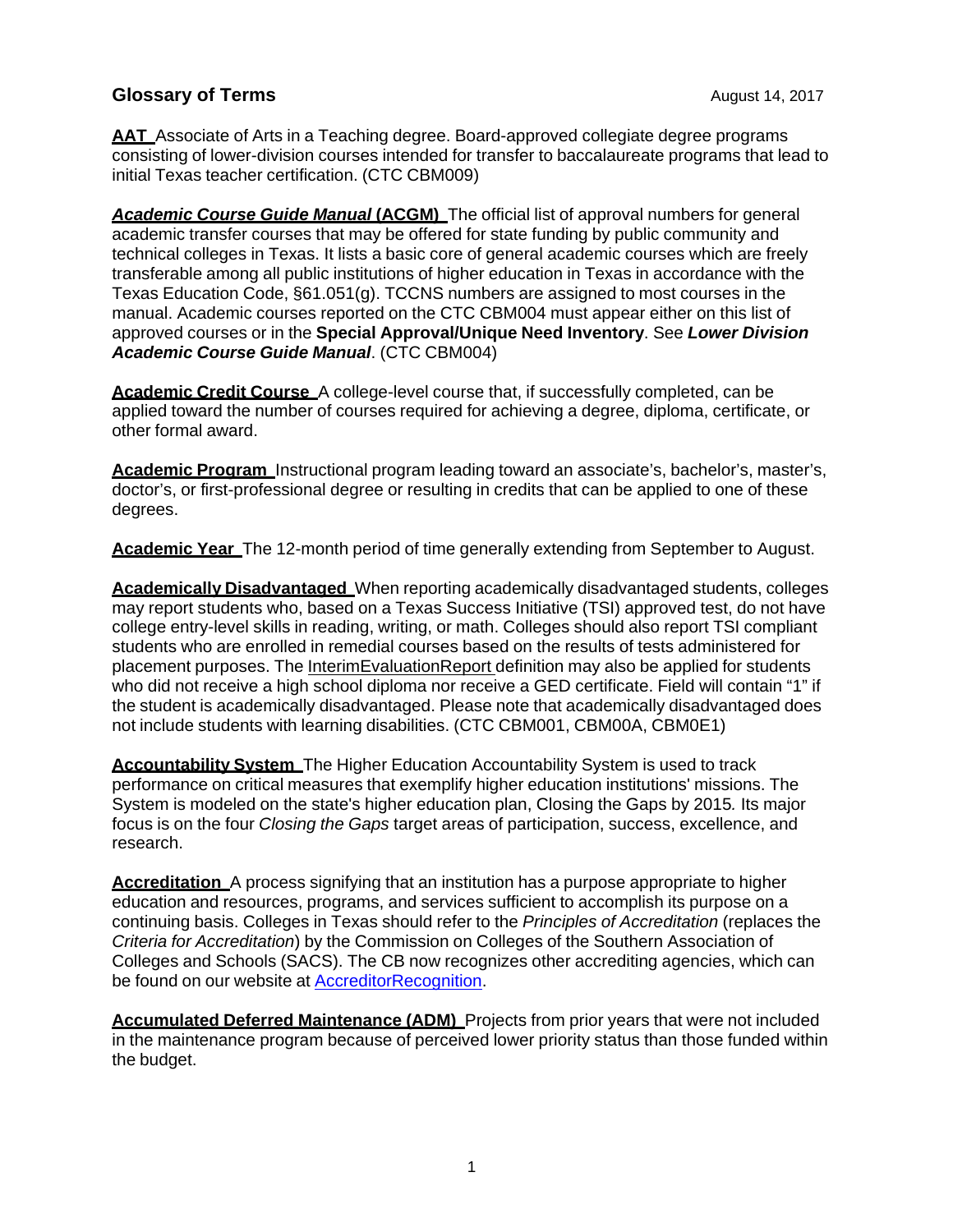## Glossary of Terms

August 14, 2017

**AAT** Associate of Arts in a Teaching degree. Board-approved collegiate degree programs consisting of lower-division courses intended for transfer to baccalaureate programs that lead to initial Texas teacher certification. (CTC CBM009)

***Academic Course Guide Manual* (ACGM)** The official list of approval numbers for general academic transfer courses that may be offered for state funding by public community and technical colleges in Texas. It lists a basic core of general academic courses which are freely transferable among all public institutions of higher education in Texas in accordance with the Texas Education Code, §61.051(g). TCCNS numbers are assigned to most courses in the manual. Academic courses reported on the CTC CBM004 must appear either on this list of approved courses or in the **Special Approval/Unique Need Inventory**. See ***Lower Division Academic Course Guide Manual***. (CTC CBM004)

**Academic Credit Course** A college-level course that, if successfully completed, can be applied toward the number of courses required for achieving a degree, diploma, certificate, or other formal award.

**Academic Program** Instructional program leading toward an associate's, bachelor's, master's, doctor's, or first-professional degree or resulting in credits that can be applied to one of these degrees.

**Academic Year** The 12-month period of time generally extending from September to August.

**Academically Disadvantaged** When reporting academically disadvantaged students, colleges may report students who, based on a Texas Success Initiative (TSI) approved test, do not have college entry-level skills in reading, writing, or math. Colleges should also report TSI compliant students who are enrolled in remedial courses based on the results of tests administered for placement purposes. The InterimEvaluationReport definition may also be applied for students who did not receive a high school diploma nor receive a GED certificate. Field will contain "1" if the student is academically disadvantaged. Please note that academically disadvantaged does not include students with learning disabilities. (CTC CBM001, CBM00A, CBM0E1)

**Accountability System** The Higher Education Accountability System is used to track performance on critical measures that exemplify higher education institutions' missions. The System is modeled on the state's higher education plan, Closing the Gaps by 2015. Its major focus is on the four *Closing the Gaps* target areas of participation, success, excellence, and research.

**Accreditation** A process signifying that an institution has a purpose appropriate to higher education and resources, programs, and services sufficient to accomplish its purpose on a continuing basis. Colleges in Texas should refer to the *Principles of Accreditation* (replaces the *Criteria for Accreditation*) by the Commission on Colleges of the Southern Association of Colleges and Schools (SACS). The CB now recognizes other accrediting agencies, which can be found on our website at AccreditorRecognition.

**Accumulated Deferred Maintenance (ADM)** Projects from prior years that were not included in the maintenance program because of perceived lower priority status than those funded within the budget.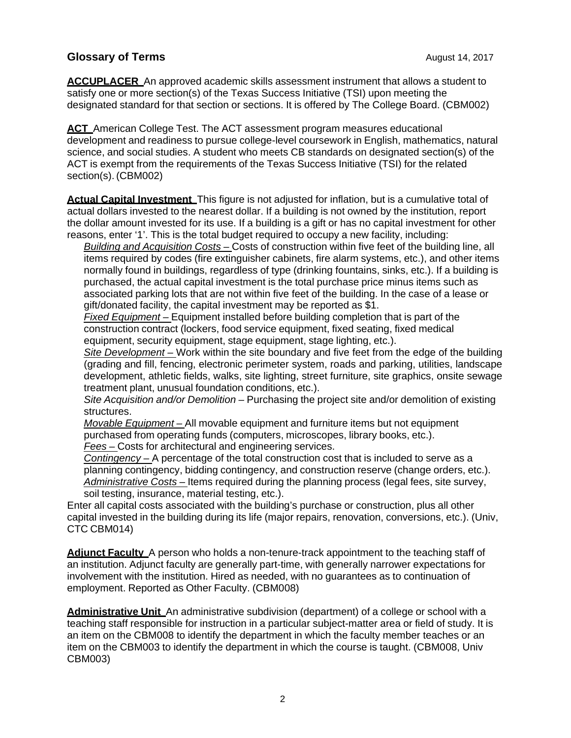## Glossary of Terms

August 14, 2017

**ACCUPLACER** An approved academic skills assessment instrument that allows a student to satisfy one or more section(s) of the Texas Success Initiative (TSI) upon meeting the designated standard for that section or sections. It is offered by The College Board. (CBM002)

**ACT** American College Test. The ACT assessment program measures educational development and readiness to pursue college-level coursework in English, mathematics, natural science, and social studies. A student who meets CB standards on designated section(s) of the ACT is exempt from the requirements of the Texas Success Initiative (TSI) for the related section(s). (CBM002)

**Actual Capital Investment** This figure is not adjusted for inflation, but is a cumulative total of actual dollars invested to the nearest dollar. If a building is not owned by the institution, report the dollar amount invested for its use. If a building is a gift or has no capital investment for other reasons, enter '1'. This is the total budget required to occupy a new facility, including:

*Building and Acquisition Costs* – Costs of construction within five feet of the building line, all items required by codes (fire extinguisher cabinets, fire alarm systems, etc.), and other items normally found in buildings, regardless of type (drinking fountains, sinks, etc.). If a building is purchased, the actual capital investment is the total purchase price minus items such as associated parking lots that are not within five feet of the building. In the case of a lease or gift/donated facility, the capital investment may be reported as $1.

*Fixed Equipment* – Equipment installed before building completion that is part of the construction contract (lockers, food service equipment, fixed seating, fixed medical equipment, security equipment, stage equipment, stage lighting, etc.).

*Site Development* – Work within the site boundary and five feet from the edge of the building (grading and fill, fencing, electronic perimeter system, roads and parking, utilities, landscape development, athletic fields, walks, site lighting, street furniture, site graphics, onsite sewage treatment plant, unusual foundation conditions, etc.).

*Site Acquisition and/or Demolition* – Purchasing the project site and/or demolition of existing structures.

*Movable Equipment* – All movable equipment and furniture items but not equipment purchased from operating funds (computers, microscopes, library books, etc.).

*Fees* – Costs for architectural and engineering services.

*Contingency* – A percentage of the total construction cost that is included to serve as a planning contingency, bidding contingency, and construction reserve (change orders, etc.).

*Administrative Costs* – Items required during the planning process (legal fees, site survey, soil testing, insurance, material testing, etc.).

Enter all capital costs associated with the building's purchase or construction, plus all other capital invested in the building during its life (major repairs, renovation, conversions, etc.). (Univ, CTC CBM014)

**Adjunct Faculty** A person who holds a non-tenure-track appointment to the teaching staff of an institution. Adjunct faculty are generally part-time, with generally narrower expectations for involvement with the institution. Hired as needed, with no guarantees as to continuation of employment. Reported as Other Faculty. (CBM008)

**Administrative Unit** An administrative subdivision (department) of a college or school with a teaching staff responsible for instruction in a particular subject-matter area or field of study. It is an item on the CBM008 to identify the department in which the faculty member teaches or an item on the CBM003 to identify the department in which the course is taught. (CBM008, Univ CBM003)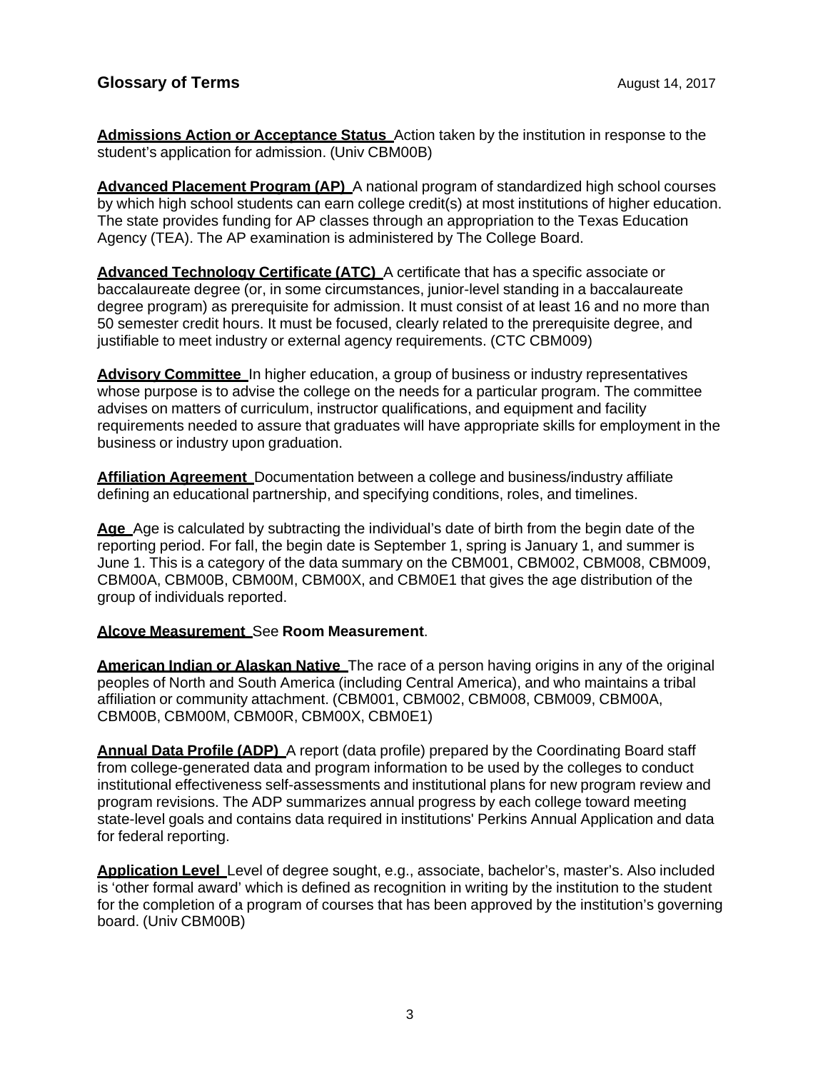## Glossary of Terms

August 14, 2017

**Admissions Action or Acceptance Status** Action taken by the institution in response to the student's application for admission. (Univ CBM00B)

**Advanced Placement Program (AP)** A national program of standardized high school courses by which high school students can earn college credit(s) at most institutions of higher education. The state provides funding for AP classes through an appropriation to the Texas Education Agency (TEA). The AP examination is administered by The College Board.

**Advanced Technology Certificate (ATC)** A certificate that has a specific associate or baccalaureate degree (or, in some circumstances, junior-level standing in a baccalaureate degree program) as prerequisite for admission. It must consist of at least 16 and no more than 50 semester credit hours. It must be focused, clearly related to the prerequisite degree, and justifiable to meet industry or external agency requirements. (CTC CBM009)

**Advisory Committee** In higher education, a group of business or industry representatives whose purpose is to advise the college on the needs for a particular program. The committee advises on matters of curriculum, instructor qualifications, and equipment and facility requirements needed to assure that graduates will have appropriate skills for employment in the business or industry upon graduation.

**Affiliation Agreement** Documentation between a college and business/industry affiliate defining an educational partnership, and specifying conditions, roles, and timelines.

**Age** Age is calculated by subtracting the individual's date of birth from the begin date of the reporting period. For fall, the begin date is September 1, spring is January 1, and summer is June 1. This is a category of the data summary on the CBM001, CBM002, CBM008, CBM009, CBM00A, CBM00B, CBM00M, CBM00X, and CBM0E1 that gives the age distribution of the group of individuals reported.

**Alcove Measurement** See **Room Measurement**.

**American Indian or Alaskan Native** The race of a person having origins in any of the original peoples of North and South America (including Central America), and who maintains a tribal affiliation or community attachment. (CBM001, CBM002, CBM008, CBM009, CBM00A, CBM00B, CBM00M, CBM00R, CBM00X, CBM0E1)

**Annual Data Profile (ADP)** A report (data profile) prepared by the Coordinating Board staff from college-generated data and program information to be used by the colleges to conduct institutional effectiveness self-assessments and institutional plans for new program review and program revisions. The ADP summarizes annual progress by each college toward meeting state-level goals and contains data required in institutions' Perkins Annual Application and data for federal reporting.

**Application Level** Level of degree sought, e.g., associate, bachelor's, master's. Also included is 'other formal award' which is defined as recognition in writing by the institution to the student for the completion of a program of courses that has been approved by the institution's governing board. (Univ CBM00B)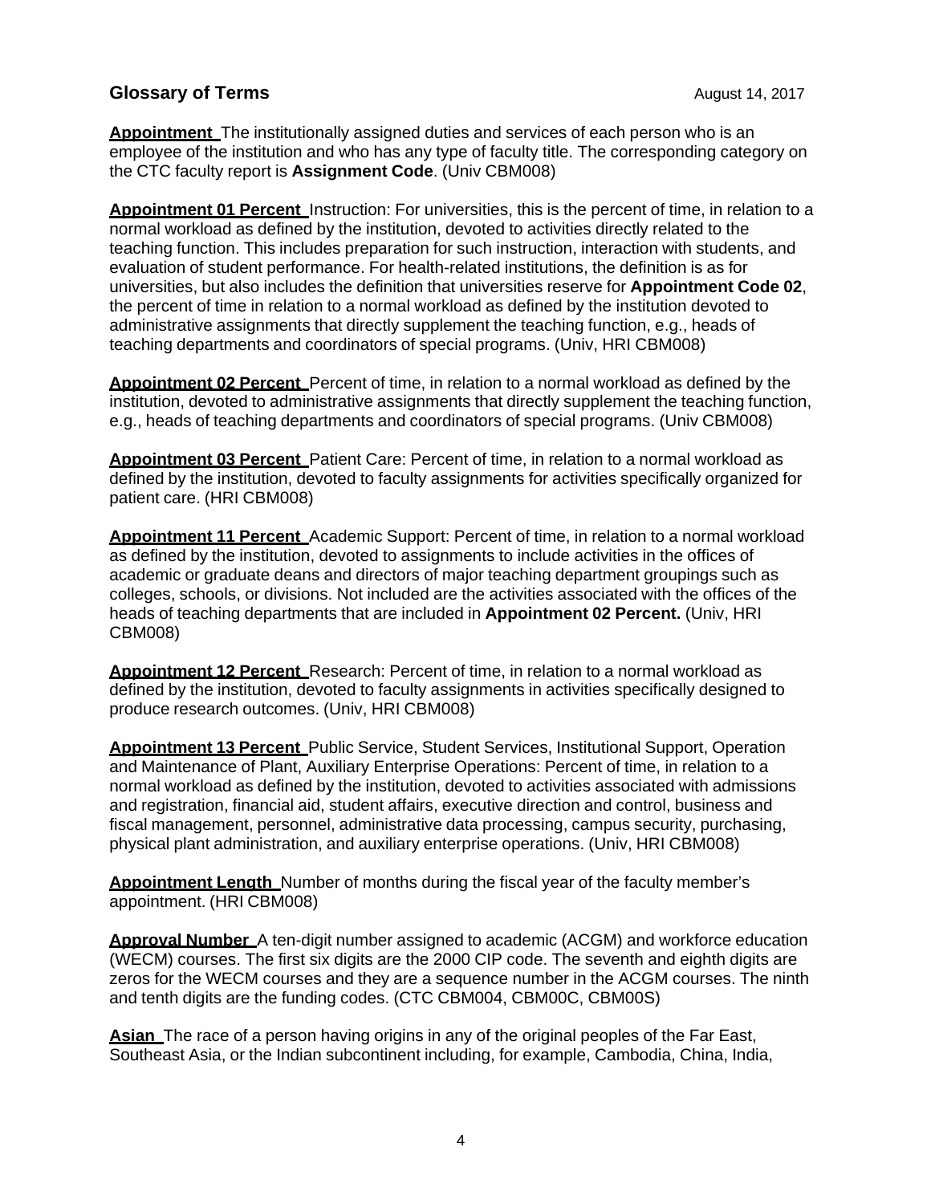## Glossary of Terms

August 14, 2017

**Appointment** The institutionally assigned duties and services of each person who is an employee of the institution and who has any type of faculty title. The corresponding category on the CTC faculty report is **Assignment Code**. (Univ CBM008)

**Appointment 01 Percent** Instruction: For universities, this is the percent of time, in relation to a normal workload as defined by the institution, devoted to activities directly related to the teaching function. This includes preparation for such instruction, interaction with students, and evaluation of student performance. For health-related institutions, the definition is as for universities, but also includes the definition that universities reserve for **Appointment Code 02**, the percent of time in relation to a normal workload as defined by the institution devoted to administrative assignments that directly supplement the teaching function, e.g., heads of teaching departments and coordinators of special programs. (Univ, HRI CBM008)

**Appointment 02 Percent** Percent of time, in relation to a normal workload as defined by the institution, devoted to administrative assignments that directly supplement the teaching function, e.g., heads of teaching departments and coordinators of special programs. (Univ CBM008)

**Appointment 03 Percent** Patient Care: Percent of time, in relation to a normal workload as defined by the institution, devoted to faculty assignments for activities specifically organized for patient care. (HRI CBM008)

**Appointment 11 Percent** Academic Support: Percent of time, in relation to a normal workload as defined by the institution, devoted to assignments to include activities in the offices of academic or graduate deans and directors of major teaching department groupings such as colleges, schools, or divisions. Not included are the activities associated with the offices of the heads of teaching departments that are included in **Appointment 02 Percent.** (Univ, HRI CBM008)

**Appointment 12 Percent** Research: Percent of time, in relation to a normal workload as defined by the institution, devoted to faculty assignments in activities specifically designed to produce research outcomes. (Univ, HRI CBM008)

**Appointment 13 Percent** Public Service, Student Services, Institutional Support, Operation and Maintenance of Plant, Auxiliary Enterprise Operations: Percent of time, in relation to a normal workload as defined by the institution, devoted to activities associated with admissions and registration, financial aid, student affairs, executive direction and control, business and fiscal management, personnel, administrative data processing, campus security, purchasing, physical plant administration, and auxiliary enterprise operations. (Univ, HRI CBM008)

**Appointment Length** Number of months during the fiscal year of the faculty member's appointment. (HRI CBM008)

**Approval Number** A ten-digit number assigned to academic (ACGM) and workforce education (WECM) courses. The first six digits are the 2000 CIP code. The seventh and eighth digits are zeros for the WECM courses and they are a sequence number in the ACGM courses. The ninth and tenth digits are the funding codes. (CTC CBM004, CBM00C, CBM00S)

**Asian** The race of a person having origins in any of the original peoples of the Far East, Southeast Asia, or the Indian subcontinent including, for example, Cambodia, China, India,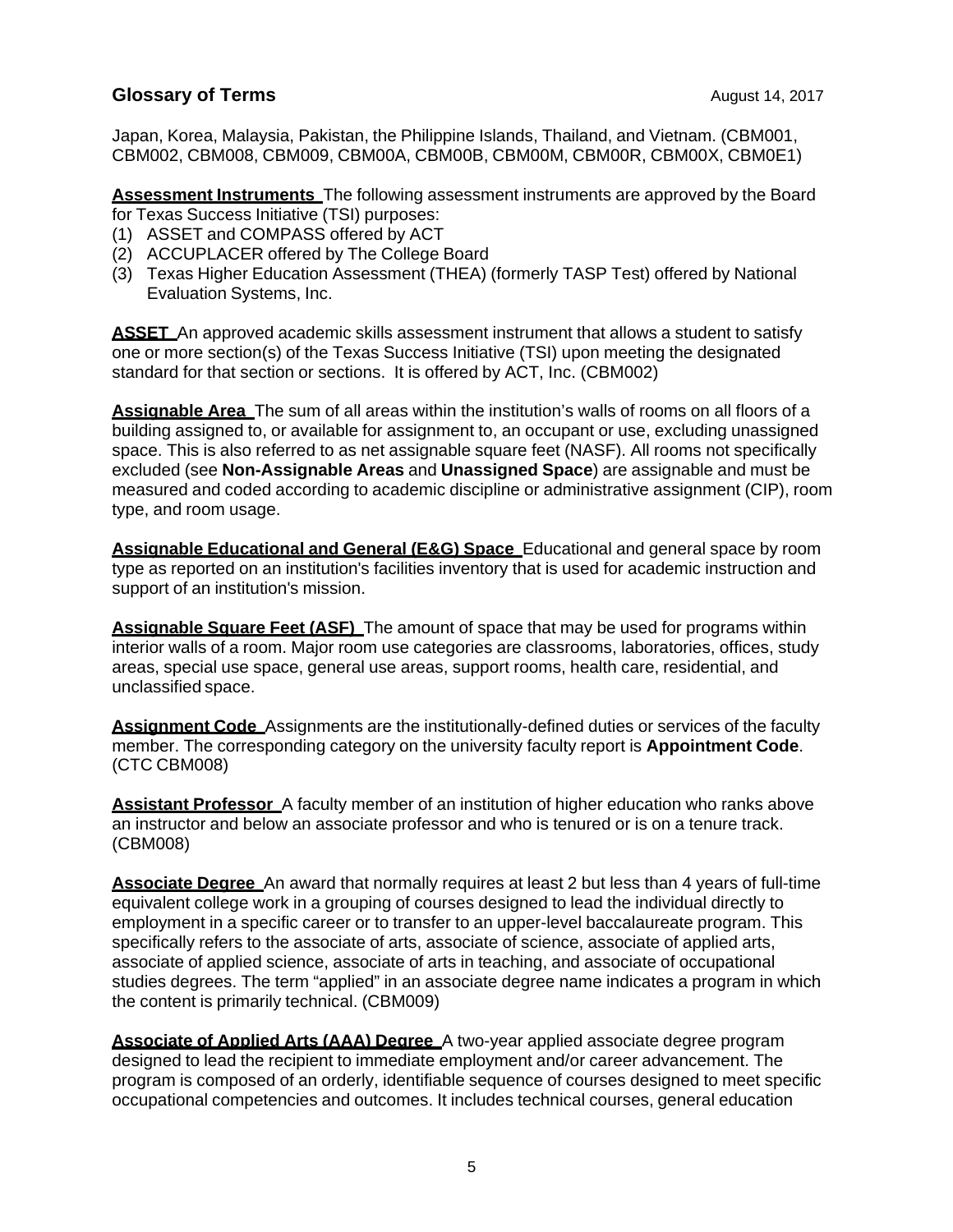Japan, Korea, Malaysia, Pakistan, the Philippine Islands, Thailand, and Vietnam. (CBM001, CBM002, CBM008, CBM009, CBM00A, CBM00B, CBM00M, CBM00R, CBM00X, CBM0E1)

**Assessment Instruments** The following assessment instruments are approved by the Board for Texas Success Initiative (TSI) purposes:

(1) ASSET and COMPASS offered by ACT
(2) ACCUPLACER offered by The College Board
(3) Texas Higher Education Assessment (THEA) (formerly TASP Test) offered by National Evaluation Systems, Inc.

**ASSET** An approved academic skills assessment instrument that allows a student to satisfy one or more section(s) of the Texas Success Initiative (TSI) upon meeting the designated standard for that section or sections. It is offered by ACT, Inc. (CBM002)

**Assignable Area** The sum of all areas within the institution's walls of rooms on all floors of a building assigned to, or available for assignment to, an occupant or use, excluding unassigned space. This is also referred to as net assignable square feet (NASF). All rooms not specifically excluded (see **Non-Assignable Areas** and **Unassigned Space**) are assignable and must be measured and coded according to academic discipline or administrative assignment (CIP), room type, and room usage.

**Assignable Educational and General (E&G) Space** Educational and general space by room type as reported on an institution's facilities inventory that is used for academic instruction and support of an institution's mission.

**Assignable Square Feet (ASF)** The amount of space that may be used for programs within interior walls of a room. Major room use categories are classrooms, laboratories, offices, study areas, special use space, general use areas, support rooms, health care, residential, and unclassified space.

**Assignment Code** Assignments are the institutionally-defined duties or services of the faculty member. The corresponding category on the university faculty report is **Appointment Code**. (CTC CBM008)

**Assistant Professor** A faculty member of an institution of higher education who ranks above an instructor and below an associate professor and who is tenured or is on a tenure track. (CBM008)

**Associate Degree** An award that normally requires at least 2 but less than 4 years of full-time equivalent college work in a grouping of courses designed to lead the individual directly to employment in a specific career or to transfer to an upper-level baccalaureate program. This specifically refers to the associate of arts, associate of science, associate of applied arts, associate of applied science, associate of arts in teaching, and associate of occupational studies degrees. The term "applied" in an associate degree name indicates a program in which the content is primarily technical. (CBM009)

**Associate of Applied Arts (AAA) Degree** A two-year applied associate degree program designed to lead the recipient to immediate employment and/or career advancement. The program is composed of an orderly, identifiable sequence of courses designed to meet specific occupational competencies and outcomes. It includes technical courses, general education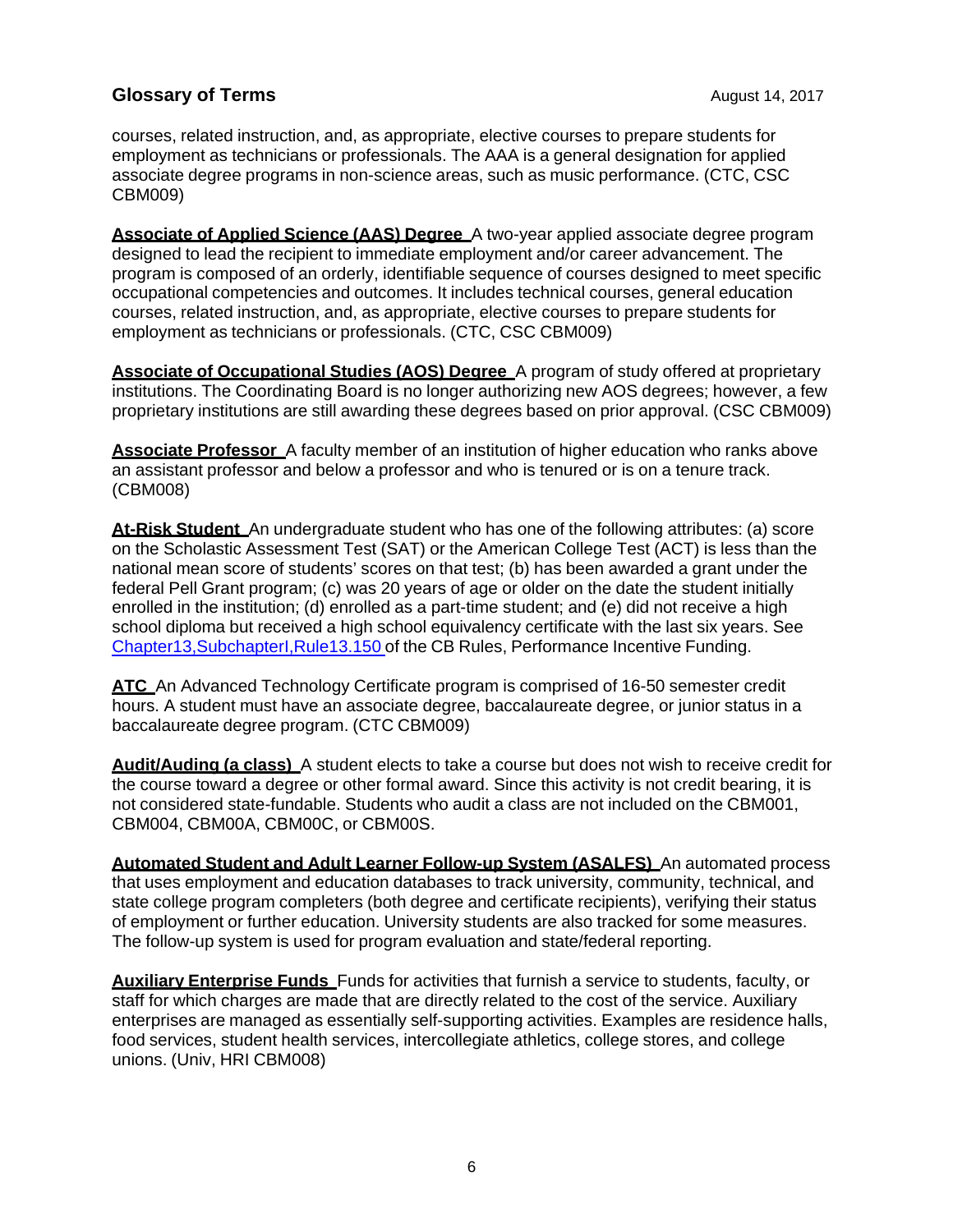courses, related instruction, and, as appropriate, elective courses to prepare students for employment as technicians or professionals. The AAA is a general designation for applied associate degree programs in non-science areas, such as music performance. (CTC, CSC CBM009)

**Associate of Applied Science (AAS) Degree** A two-year applied associate degree program designed to lead the recipient to immediate employment and/or career advancement. The program is composed of an orderly, identifiable sequence of courses designed to meet specific occupational competencies and outcomes. It includes technical courses, general education courses, related instruction, and, as appropriate, elective courses to prepare students for employment as technicians or professionals. (CTC, CSC CBM009)

**Associate of Occupational Studies (AOS) Degree** A program of study offered at proprietary institutions. The Coordinating Board is no longer authorizing new AOS degrees; however, a few proprietary institutions are still awarding these degrees based on prior approval. (CSC CBM009)

**Associate Professor** A faculty member of an institution of higher education who ranks above an assistant professor and below a professor and who is tenured or is on a tenure track. (CBM008)

**At-Risk Student** An undergraduate student who has one of the following attributes: (a) score on the Scholastic Assessment Test (SAT) or the American College Test (ACT) is less than the national mean score of students' scores on that test; (b) has been awarded a grant under the federal Pell Grant program; (c) was 20 years of age or older on the date the student initially enrolled in the institution; (d) enrolled as a part-time student; and (e) did not receive a high school diploma but received a high school equivalency certificate with the last six years. See Chapter13,SubchapterI,Rule13.150 of the CB Rules, Performance Incentive Funding.

**ATC** An Advanced Technology Certificate program is comprised of 16-50 semester credit hours. A student must have an associate degree, baccalaureate degree, or junior status in a baccalaureate degree program. (CTC CBM009)

**Audit/Auding (a class)** A student elects to take a course but does not wish to receive credit for the course toward a degree or other formal award. Since this activity is not credit bearing, it is not considered state-fundable. Students who audit a class are not included on the CBM001, CBM004, CBM00A, CBM00C, or CBM00S.

**Automated Student and Adult Learner Follow-up System (ASALFS)** An automated process that uses employment and education databases to track university, community, technical, and state college program completers (both degree and certificate recipients), verifying their status of employment or further education. University students are also tracked for some measures. The follow-up system is used for program evaluation and state/federal reporting.

**Auxiliary Enterprise Funds** Funds for activities that furnish a service to students, faculty, or staff for which charges are made that are directly related to the cost of the service. Auxiliary enterprises are managed as essentially self-supporting activities. Examples are residence halls, food services, student health services, intercollegiate athletics, college stores, and college unions. (Univ, HRI CBM008)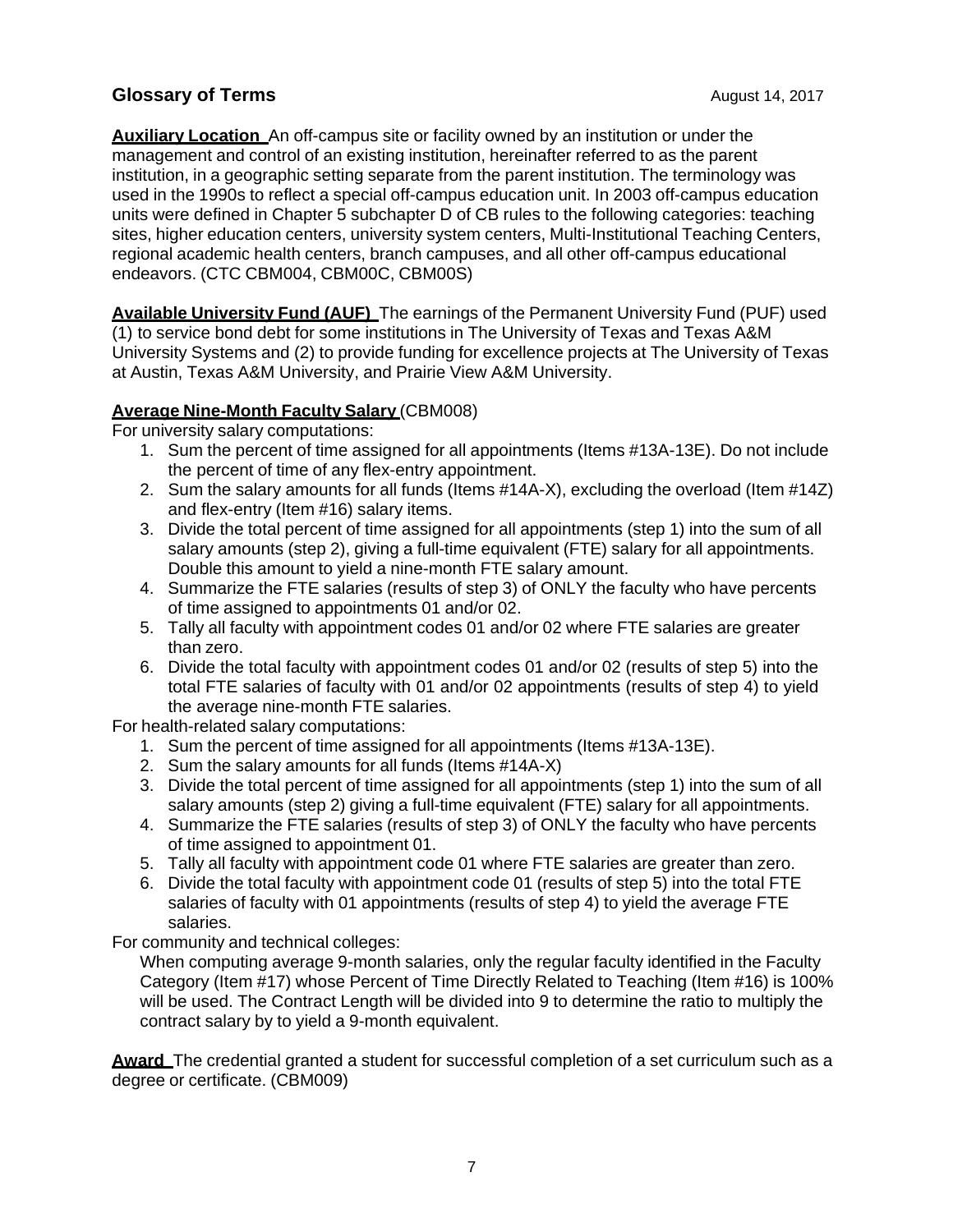## Glossary of Terms

August 14, 2017

**Auxiliary Location** An off-campus site or facility owned by an institution or under the management and control of an existing institution, hereinafter referred to as the parent institution, in a geographic setting separate from the parent institution. The terminology was used in the 1990s to reflect a special off-campus education unit. In 2003 off-campus education units were defined in Chapter 5 subchapter D of CB rules to the following categories: teaching sites, higher education centers, university system centers, Multi-Institutional Teaching Centers, regional academic health centers, branch campuses, and all other off-campus educational endeavors. (CTC CBM004, CBM00C, CBM00S)

**Available University Fund (AUF)** The earnings of the Permanent University Fund (PUF) used (1) to service bond debt for some institutions in The University of Texas and Texas A&M University Systems and (2) to provide funding for excellence projects at The University of Texas at Austin, Texas A&M University, and Prairie View A&M University.

**Average Nine-Month Faculty Salary** (CBM008)

For university salary computations:

1. Sum the percent of time assigned for all appointments (Items #13A-13E). Do not include the percent of time of any flex-entry appointment.
2. Sum the salary amounts for all funds (Items #14A-X), excluding the overload (Item #14Z) and flex-entry (Item #16) salary items.
3. Divide the total percent of time assigned for all appointments (step 1) into the sum of all salary amounts (step 2), giving a full-time equivalent (FTE) salary for all appointments. Double this amount to yield a nine-month FTE salary amount.
4. Summarize the FTE salaries (results of step 3) of ONLY the faculty who have percents of time assigned to appointments 01 and/or 02.
5. Tally all faculty with appointment codes 01 and/or 02 where FTE salaries are greater than zero.
6. Divide the total faculty with appointment codes 01 and/or 02 (results of step 5) into the total FTE salaries of faculty with 01 and/or 02 appointments (results of step 4) to yield the average nine-month FTE salaries.

For health-related salary computations:

1. Sum the percent of time assigned for all appointments (Items #13A-13E).
2. Sum the salary amounts for all funds (Items #14A-X)
3. Divide the total percent of time assigned for all appointments (step 1) into the sum of all salary amounts (step 2) giving a full-time equivalent (FTE) salary for all appointments.
4. Summarize the FTE salaries (results of step 3) of ONLY the faculty who have percents of time assigned to appointment 01.
5. Tally all faculty with appointment code 01 where FTE salaries are greater than zero.
6. Divide the total faculty with appointment code 01 (results of step 5) into the total FTE salaries of faculty with 01 appointments (results of step 4) to yield the average FTE salaries.

For community and technical colleges:

When computing average 9-month salaries, only the regular faculty identified in the Faculty Category (Item #17) whose Percent of Time Directly Related to Teaching (Item #16) is 100% will be used. The Contract Length will be divided into 9 to determine the ratio to multiply the contract salary by to yield a 9-month equivalent.

**Award** The credential granted a student for successful completion of a set curriculum such as a degree or certificate. (CBM009)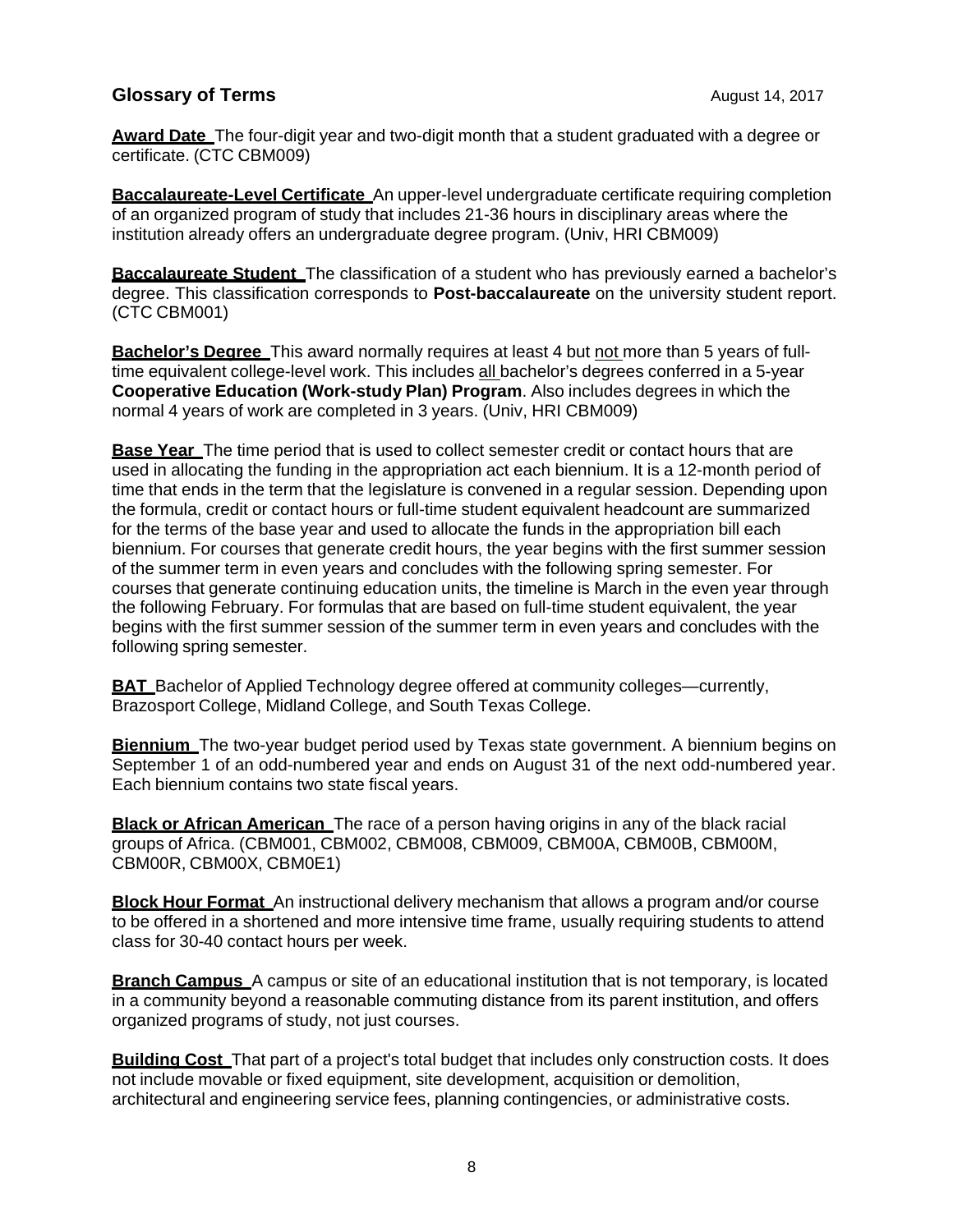## Glossary of Terms

August 14, 2017

**Award Date** The four-digit year and two-digit month that a student graduated with a degree or certificate. (CTC CBM009)

**Baccalaureate-Level Certificate** An upper-level undergraduate certificate requiring completion of an organized program of study that includes 21-36 hours in disciplinary areas where the institution already offers an undergraduate degree program. (Univ, HRI CBM009)

**Baccalaureate Student** The classification of a student who has previously earned a bachelor's degree. This classification corresponds to **Post-baccalaureate** on the university student report. (CTC CBM001)

**Bachelor's Degree** This award normally requires at least 4 but not more than 5 years of full-time equivalent college-level work. This includes all bachelor's degrees conferred in a 5-year **Cooperative Education (Work-study Plan) Program**. Also includes degrees in which the normal 4 years of work are completed in 3 years. (Univ, HRI CBM009)

**Base Year** The time period that is used to collect semester credit or contact hours that are used in allocating the funding in the appropriation act each biennium. It is a 12-month period of time that ends in the term that the legislature is convened in a regular session. Depending upon the formula, credit or contact hours or full-time student equivalent headcount are summarized for the terms of the base year and used to allocate the funds in the appropriation bill each biennium. For courses that generate credit hours, the year begins with the first summer session of the summer term in even years and concludes with the following spring semester. For courses that generate continuing education units, the timeline is March in the even year through the following February. For formulas that are based on full-time student equivalent, the year begins with the first summer session of the summer term in even years and concludes with the following spring semester.

**BAT** Bachelor of Applied Technology degree offered at community colleges—currently, Brazosport College, Midland College, and South Texas College.

**Biennium** The two-year budget period used by Texas state government. A biennium begins on September 1 of an odd-numbered year and ends on August 31 of the next odd-numbered year. Each biennium contains two state fiscal years.

**Black or African American** The race of a person having origins in any of the black racial groups of Africa. (CBM001, CBM002, CBM008, CBM009, CBM00A, CBM00B, CBM00M, CBM00R, CBM00X, CBM0E1)

**Block Hour Format** An instructional delivery mechanism that allows a program and/or course to be offered in a shortened and more intensive time frame, usually requiring students to attend class for 30-40 contact hours per week.

**Branch Campus** A campus or site of an educational institution that is not temporary, is located in a community beyond a reasonable commuting distance from its parent institution, and offers organized programs of study, not just courses.

**Building Cost** That part of a project's total budget that includes only construction costs. It does not include movable or fixed equipment, site development, acquisition or demolition, architectural and engineering service fees, planning contingencies, or administrative costs.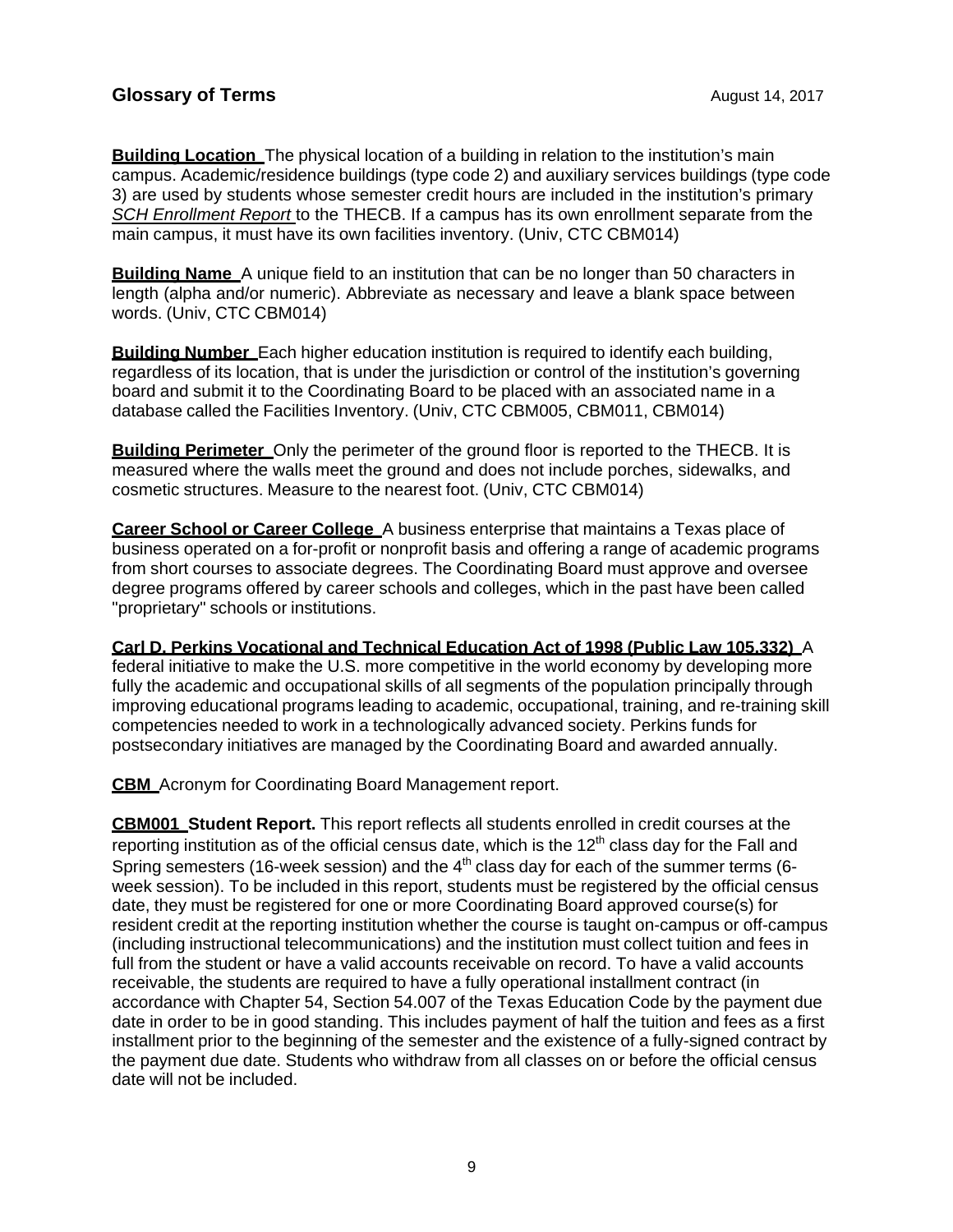**Building Location** The physical location of a building in relation to the institution's main campus. Academic/residence buildings (type code 2) and auxiliary services buildings (type code 3) are used by students whose semester credit hours are included in the institution's primary *SCH Enrollment Report* to the THECB. If a campus has its own enrollment separate from the main campus, it must have its own facilities inventory. (Univ, CTC CBM014)

**Building Name** A unique field to an institution that can be no longer than 50 characters in length (alpha and/or numeric). Abbreviate as necessary and leave a blank space between words. (Univ, CTC CBM014)

**Building Number** Each higher education institution is required to identify each building, regardless of its location, that is under the jurisdiction or control of the institution's governing board and submit it to the Coordinating Board to be placed with an associated name in a database called the Facilities Inventory. (Univ, CTC CBM005, CBM011, CBM014)

**Building Perimeter** Only the perimeter of the ground floor is reported to the THECB. It is measured where the walls meet the ground and does not include porches, sidewalks, and cosmetic structures. Measure to the nearest foot. (Univ, CTC CBM014)

**Career School or Career College** A business enterprise that maintains a Texas place of business operated on a for-profit or nonprofit basis and offering a range of academic programs from short courses to associate degrees. The Coordinating Board must approve and oversee degree programs offered by career schools and colleges, which in the past have been called "proprietary" schools or institutions.

**Carl D. Perkins Vocational and Technical Education Act of 1998 (Public Law 105.332)** A federal initiative to make the U.S. more competitive in the world economy by developing more fully the academic and occupational skills of all segments of the population principally through improving educational programs leading to academic, occupational, training, and re-training skill competencies needed to work in a technologically advanced society. Perkins funds for postsecondary initiatives are managed by the Coordinating Board and awarded annually.

**CBM** Acronym for Coordinating Board Management report.

**CBM001 Student Report.** This report reflects all students enrolled in credit courses at the reporting institution as of the official census date, which is the 12th class day for the Fall and Spring semesters (16-week session) and the 4th class day for each of the summer terms (6-week session). To be included in this report, students must be registered by the official census date, they must be registered for one or more Coordinating Board approved course(s) for resident credit at the reporting institution whether the course is taught on-campus or off-campus (including instructional telecommunications) and the institution must collect tuition and fees in full from the student or have a valid accounts receivable on record. To have a valid accounts receivable, the students are required to have a fully operational installment contract (in accordance with Chapter 54, Section 54.007 of the Texas Education Code by the payment due date in order to be in good standing. This includes payment of half the tuition and fees as a first installment prior to the beginning of the semester and the existence of a fully-signed contract by the payment due date. Students who withdraw from all classes on or before the official census date will not be included.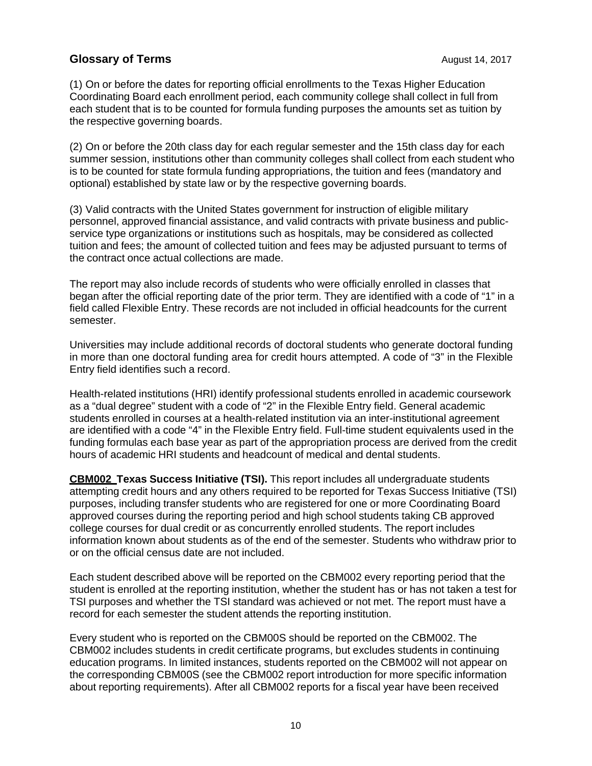(1) On or before the dates for reporting official enrollments to the Texas Higher Education Coordinating Board each enrollment period, each community college shall collect in full from each student that is to be counted for formula funding purposes the amounts set as tuition by the respective governing boards.

(2) On or before the 20th class day for each regular semester and the 15th class day for each summer session, institutions other than community colleges shall collect from each student who is to be counted for state formula funding appropriations, the tuition and fees (mandatory and optional) established by state law or by the respective governing boards.

(3) Valid contracts with the United States government for instruction of eligible military personnel, approved financial assistance, and valid contracts with private business and public-service type organizations or institutions such as hospitals, may be considered as collected tuition and fees; the amount of collected tuition and fees may be adjusted pursuant to terms of the contract once actual collections are made.

The report may also include records of students who were officially enrolled in classes that began after the official reporting date of the prior term. They are identified with a code of "1" in a field called Flexible Entry. These records are not included in official headcounts for the current semester.

Universities may include additional records of doctoral students who generate doctoral funding in more than one doctoral funding area for credit hours attempted. A code of "3" in the Flexible Entry field identifies such a record.

Health-related institutions (HRI) identify professional students enrolled in academic coursework as a "dual degree" student with a code of "2" in the Flexible Entry field. General academic students enrolled in courses at a health-related institution via an inter-institutional agreement are identified with a code "4" in the Flexible Entry field. Full-time student equivalents used in the funding formulas each base year as part of the appropriation process are derived from the credit hours of academic HRI students and headcount of medical and dental students.

**CBM002 Texas Success Initiative (TSI).** This report includes all undergraduate students attempting credit hours and any others required to be reported for Texas Success Initiative (TSI) purposes, including transfer students who are registered for one or more Coordinating Board approved courses during the reporting period and high school students taking CB approved college courses for dual credit or as concurrently enrolled students. The report includes information known about students as of the end of the semester. Students who withdraw prior to or on the official census date are not included.

Each student described above will be reported on the CBM002 every reporting period that the student is enrolled at the reporting institution, whether the student has or has not taken a test for TSI purposes and whether the TSI standard was achieved or not met. The report must have a record for each semester the student attends the reporting institution.

Every student who is reported on the CBM00S should be reported on the CBM002. The CBM002 includes students in credit certificate programs, but excludes students in continuing education programs. In limited instances, students reported on the CBM002 will not appear on the corresponding CBM00S (see the CBM002 report introduction for more specific information about reporting requirements). After all CBM002 reports for a fiscal year have been received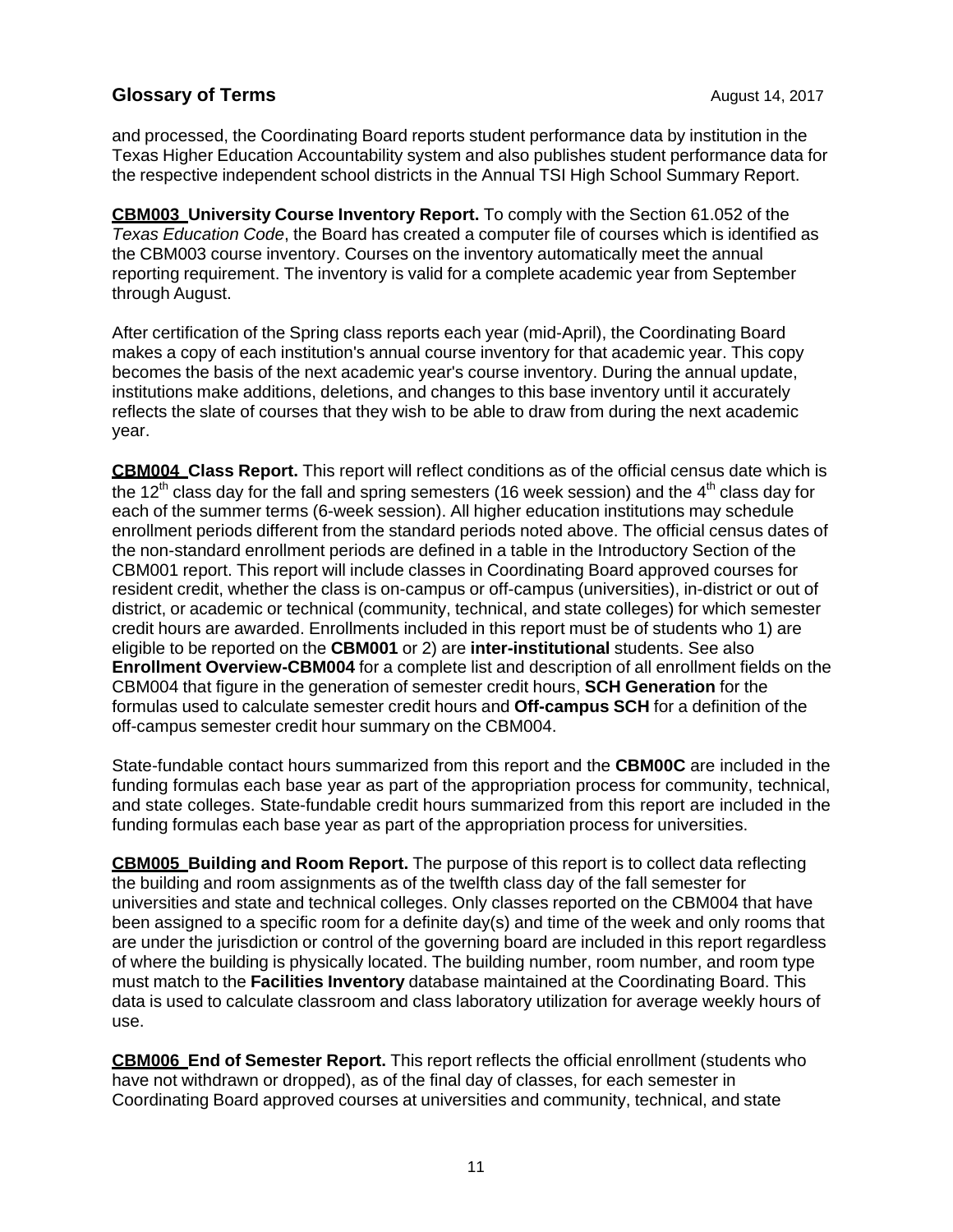and processed, the Coordinating Board reports student performance data by institution in the Texas Higher Education Accountability system and also publishes student performance data for the respective independent school districts in the Annual TSI High School Summary Report.

**CBM003 University Course Inventory Report.** To comply with the Section 61.052 of the *Texas Education Code*, the Board has created a computer file of courses which is identified as the CBM003 course inventory. Courses on the inventory automatically meet the annual reporting requirement. The inventory is valid for a complete academic year from September through August.

After certification of the Spring class reports each year (mid-April), the Coordinating Board makes a copy of each institution's annual course inventory for that academic year. This copy becomes the basis of the next academic year's course inventory. During the annual update, institutions make additions, deletions, and changes to this base inventory until it accurately reflects the slate of courses that they wish to be able to draw from during the next academic year.

**CBM004 Class Report.** This report will reflect conditions as of the official census date which is the 12th class day for the fall and spring semesters (16 week session) and the 4th class day for each of the summer terms (6-week session). All higher education institutions may schedule enrollment periods different from the standard periods noted above. The official census dates of the non-standard enrollment periods are defined in a table in the Introductory Section of the CBM001 report. This report will include classes in Coordinating Board approved courses for resident credit, whether the class is on-campus or off-campus (universities), in-district or out of district, or academic or technical (community, technical, and state colleges) for which semester credit hours are awarded. Enrollments included in this report must be of students who 1) are eligible to be reported on the **CBM001** or 2) are **inter-institutional** students. See also **Enrollment Overview-CBM004** for a complete list and description of all enrollment fields on the CBM004 that figure in the generation of semester credit hours, **SCH Generation** for the formulas used to calculate semester credit hours and **Off-campus SCH** for a definition of the off-campus semester credit hour summary on the CBM004.

State-fundable contact hours summarized from this report and the **CBM00C** are included in the funding formulas each base year as part of the appropriation process for community, technical, and state colleges. State-fundable credit hours summarized from this report are included in the funding formulas each base year as part of the appropriation process for universities.

**CBM005 Building and Room Report.** The purpose of this report is to collect data reflecting the building and room assignments as of the twelfth class day of the fall semester for universities and state and technical colleges. Only classes reported on the CBM004 that have been assigned to a specific room for a definite day(s) and time of the week and only rooms that are under the jurisdiction or control of the governing board are included in this report regardless of where the building is physically located. The building number, room number, and room type must match to the **Facilities Inventory** database maintained at the Coordinating Board. This data is used to calculate classroom and class laboratory utilization for average weekly hours of use.

**CBM006 End of Semester Report.** This report reflects the official enrollment (students who have not withdrawn or dropped), as of the final day of classes, for each semester in Coordinating Board approved courses at universities and community, technical, and state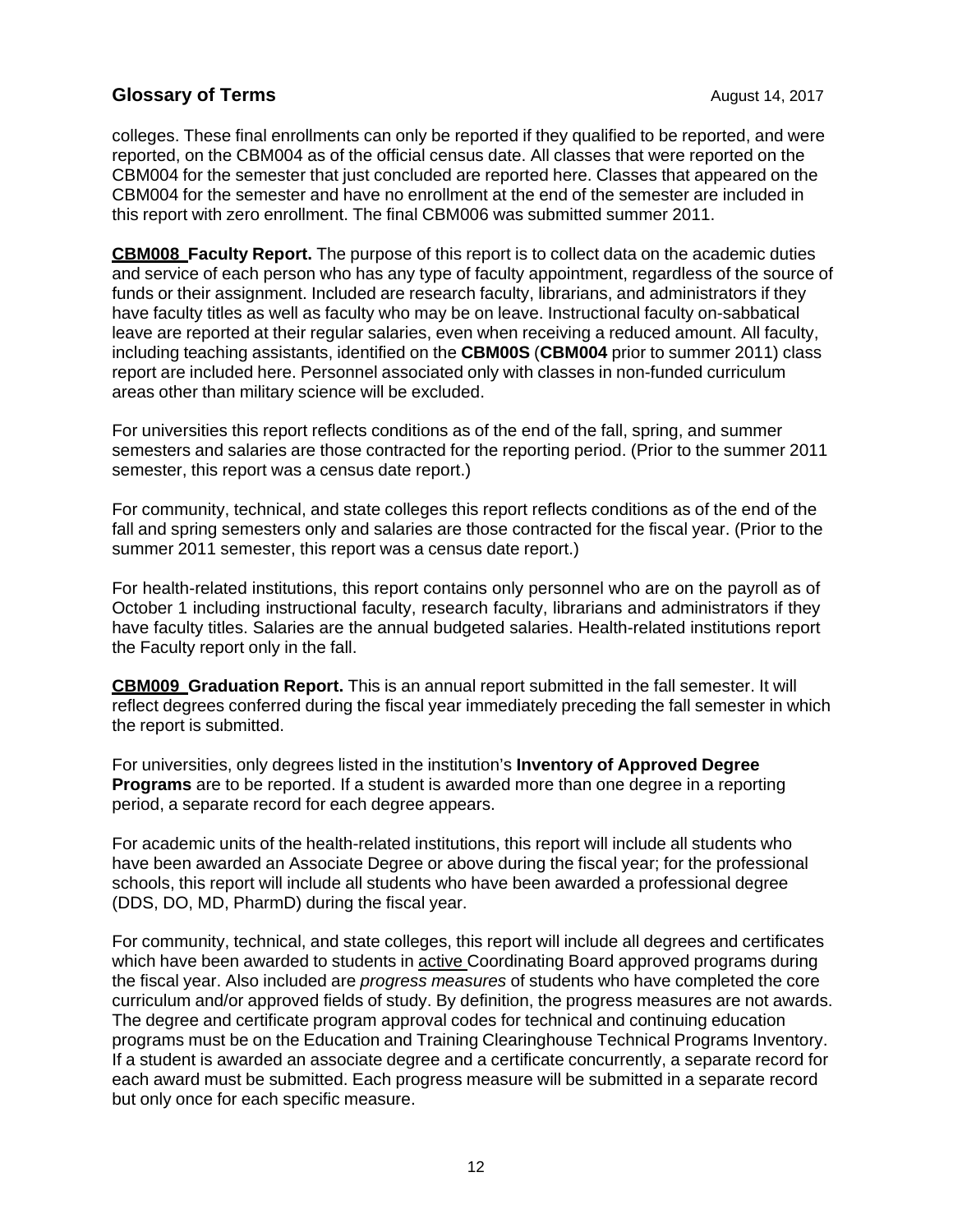colleges. These final enrollments can only be reported if they qualified to be reported, and were reported, on the CBM004 as of the official census date. All classes that were reported on the CBM004 for the semester that just concluded are reported here. Classes that appeared on the CBM004 for the semester and have no enrollment at the end of the semester are included in this report with zero enrollment. The final CBM006 was submitted summer 2011.

**CBM008 Faculty Report.** The purpose of this report is to collect data on the academic duties and service of each person who has any type of faculty appointment, regardless of the source of funds or their assignment. Included are research faculty, librarians, and administrators if they have faculty titles as well as faculty who may be on leave. Instructional faculty on-sabbatical leave are reported at their regular salaries, even when receiving a reduced amount. All faculty, including teaching assistants, identified on the **CBM00S** (**CBM004** prior to summer 2011) class report are included here. Personnel associated only with classes in non-funded curriculum areas other than military science will be excluded.

For universities this report reflects conditions as of the end of the fall, spring, and summer semesters and salaries are those contracted for the reporting period. (Prior to the summer 2011 semester, this report was a census date report.)

For community, technical, and state colleges this report reflects conditions as of the end of the fall and spring semesters only and salaries are those contracted for the fiscal year. (Prior to the summer 2011 semester, this report was a census date report.)

For health-related institutions, this report contains only personnel who are on the payroll as of October 1 including instructional faculty, research faculty, librarians and administrators if they have faculty titles. Salaries are the annual budgeted salaries. Health-related institutions report the Faculty report only in the fall.

**CBM009 Graduation Report.** This is an annual report submitted in the fall semester. It will reflect degrees conferred during the fiscal year immediately preceding the fall semester in which the report is submitted.

For universities, only degrees listed in the institution's **Inventory of Approved Degree Programs** are to be reported. If a student is awarded more than one degree in a reporting period, a separate record for each degree appears.

For academic units of the health-related institutions, this report will include all students who have been awarded an Associate Degree or above during the fiscal year; for the professional schools, this report will include all students who have been awarded a professional degree (DDS, DO, MD, PharmD) during the fiscal year.

For community, technical, and state colleges, this report will include all degrees and certificates which have been awarded to students in active Coordinating Board approved programs during the fiscal year. Also included are *progress measures* of students who have completed the core curriculum and/or approved fields of study. By definition, the progress measures are not awards. The degree and certificate program approval codes for technical and continuing education programs must be on the Education and Training Clearinghouse Technical Programs Inventory. If a student is awarded an associate degree and a certificate concurrently, a separate record for each award must be submitted. Each progress measure will be submitted in a separate record but only once for each specific measure.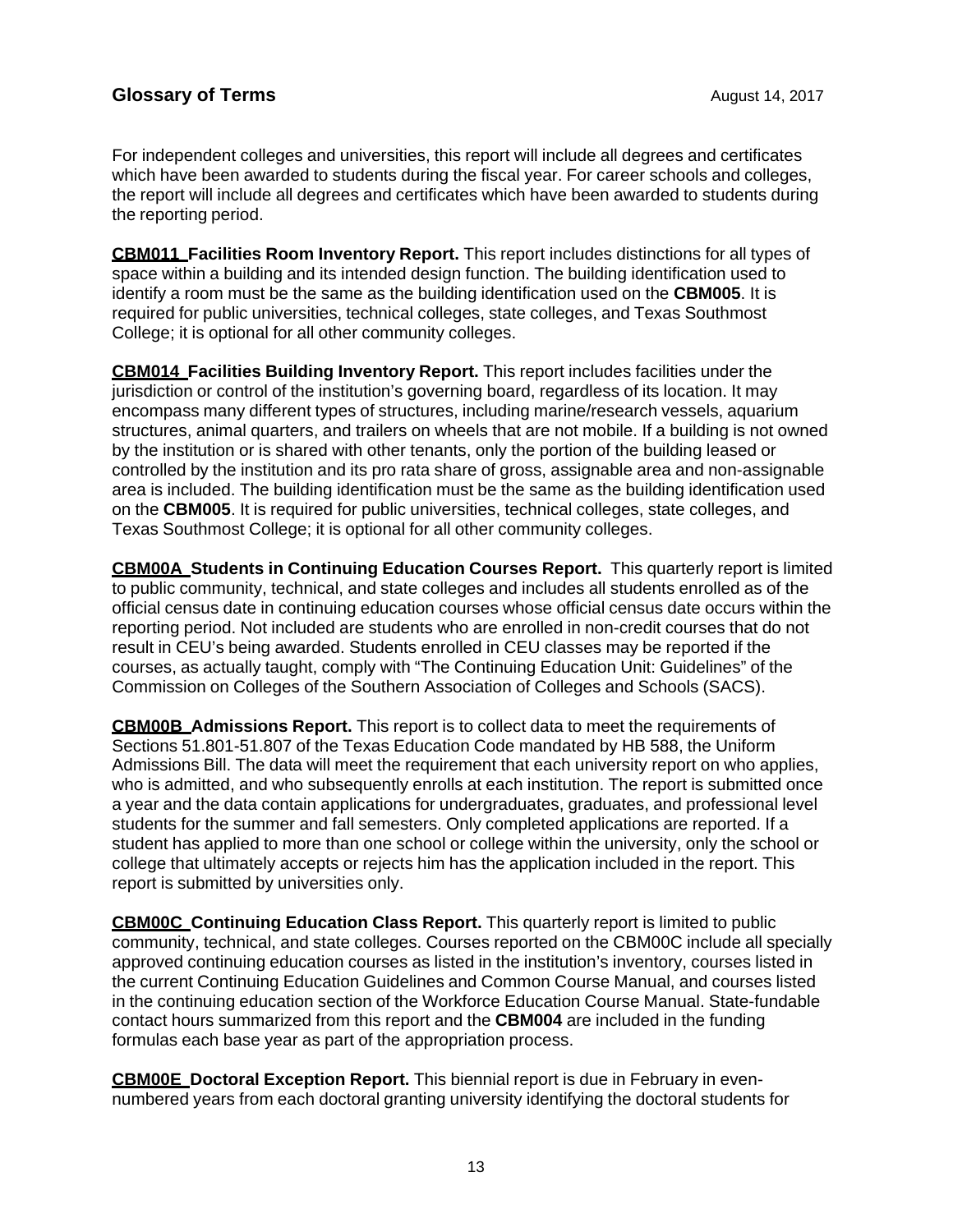For independent colleges and universities, this report will include all degrees and certificates which have been awarded to students during the fiscal year. For career schools and colleges, the report will include all degrees and certificates which have been awarded to students during the reporting period.

**CBM011 Facilities Room Inventory Report.** This report includes distinctions for all types of space within a building and its intended design function. The building identification used to identify a room must be the same as the building identification used on the **CBM005**. It is required for public universities, technical colleges, state colleges, and Texas Southmost College; it is optional for all other community colleges.

**CBM014 Facilities Building Inventory Report.** This report includes facilities under the jurisdiction or control of the institution's governing board, regardless of its location. It may encompass many different types of structures, including marine/research vessels, aquarium structures, animal quarters, and trailers on wheels that are not mobile. If a building is not owned by the institution or is shared with other tenants, only the portion of the building leased or controlled by the institution and its pro rata share of gross, assignable area and non-assignable area is included. The building identification must be the same as the building identification used on the **CBM005**. It is required for public universities, technical colleges, state colleges, and Texas Southmost College; it is optional for all other community colleges.

**CBM00A Students in Continuing Education Courses Report.** This quarterly report is limited to public community, technical, and state colleges and includes all students enrolled as of the official census date in continuing education courses whose official census date occurs within the reporting period. Not included are students who are enrolled in non-credit courses that do not result in CEU's being awarded. Students enrolled in CEU classes may be reported if the courses, as actually taught, comply with "The Continuing Education Unit: Guidelines" of the Commission on Colleges of the Southern Association of Colleges and Schools (SACS).

**CBM00B Admissions Report.** This report is to collect data to meet the requirements of Sections 51.801-51.807 of the Texas Education Code mandated by HB 588, the Uniform Admissions Bill. The data will meet the requirement that each university report on who applies, who is admitted, and who subsequently enrolls at each institution. The report is submitted once a year and the data contain applications for undergraduates, graduates, and professional level students for the summer and fall semesters. Only completed applications are reported. If a student has applied to more than one school or college within the university, only the school or college that ultimately accepts or rejects him has the application included in the report. This report is submitted by universities only.

**CBM00C Continuing Education Class Report.** This quarterly report is limited to public community, technical, and state colleges. Courses reported on the CBM00C include all specially approved continuing education courses as listed in the institution's inventory, courses listed in the current Continuing Education Guidelines and Common Course Manual, and courses listed in the continuing education section of the Workforce Education Course Manual. State-fundable contact hours summarized from this report and the **CBM004** are included in the funding formulas each base year as part of the appropriation process.

**CBM00E Doctoral Exception Report.** This biennial report is due in February in even-numbered years from each doctoral granting university identifying the doctoral students for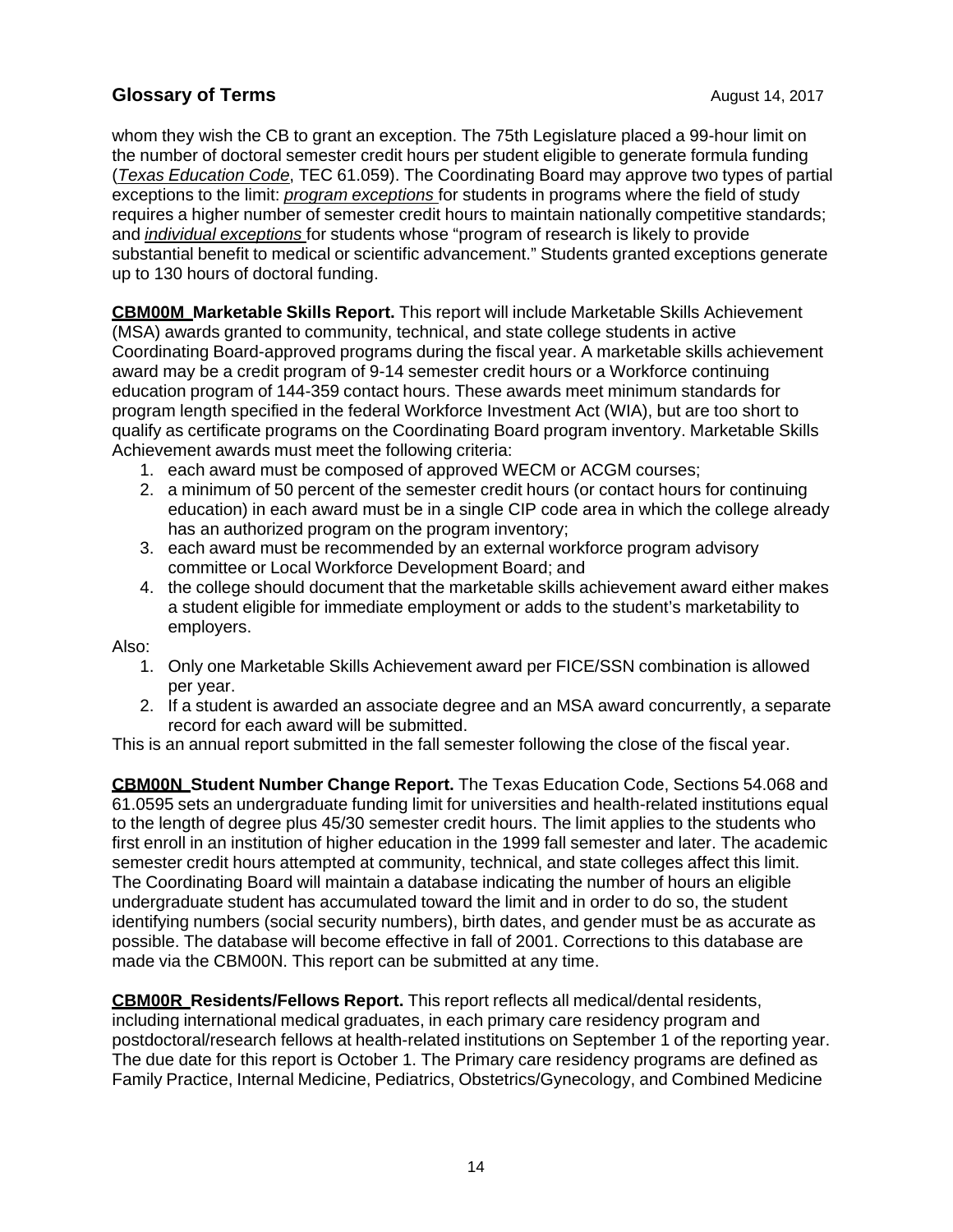whom they wish the CB to grant an exception. The 75th Legislature placed a 99-hour limit on the number of doctoral semester credit hours per student eligible to generate formula funding (*Texas Education Code*, TEC 61.059). The Coordinating Board may approve two types of partial exceptions to the limit: *program exceptions* for students in programs where the field of study requires a higher number of semester credit hours to maintain nationally competitive standards; and *individual exceptions* for students whose "program of research is likely to provide substantial benefit to medical or scientific advancement." Students granted exceptions generate up to 130 hours of doctoral funding.

**CBM00M Marketable Skills Report.** This report will include Marketable Skills Achievement (MSA) awards granted to community, technical, and state college students in active Coordinating Board-approved programs during the fiscal year. A marketable skills achievement award may be a credit program of 9-14 semester credit hours or a Workforce continuing education program of 144-359 contact hours. These awards meet minimum standards for program length specified in the federal Workforce Investment Act (WIA), but are too short to qualify as certificate programs on the Coordinating Board program inventory. Marketable Skills Achievement awards must meet the following criteria:

1. each award must be composed of approved WECM or ACGM courses;
2. a minimum of 50 percent of the semester credit hours (or contact hours for continuing education) in each award must be in a single CIP code area in which the college already has an authorized program on the program inventory;
3. each award must be recommended by an external workforce program advisory committee or Local Workforce Development Board; and
4. the college should document that the marketable skills achievement award either makes a student eligible for immediate employment or adds to the student's marketability to employers.

Also:

1. Only one Marketable Skills Achievement award per FICE/SSN combination is allowed per year.
2. If a student is awarded an associate degree and an MSA award concurrently, a separate record for each award will be submitted.

This is an annual report submitted in the fall semester following the close of the fiscal year.

**CBM00N Student Number Change Report.** The Texas Education Code, Sections 54.068 and 61.0595 sets an undergraduate funding limit for universities and health-related institutions equal to the length of degree plus 45/30 semester credit hours. The limit applies to the students who first enroll in an institution of higher education in the 1999 fall semester and later. The academic semester credit hours attempted at community, technical, and state colleges affect this limit. The Coordinating Board will maintain a database indicating the number of hours an eligible undergraduate student has accumulated toward the limit and in order to do so, the student identifying numbers (social security numbers), birth dates, and gender must be as accurate as possible. The database will become effective in fall of 2001. Corrections to this database are made via the CBM00N. This report can be submitted at any time.

**CBM00R Residents/Fellows Report.** This report reflects all medical/dental residents, including international medical graduates, in each primary care residency program and postdoctoral/research fellows at health-related institutions on September 1 of the reporting year. The due date for this report is October 1. The Primary care residency programs are defined as Family Practice, Internal Medicine, Pediatrics, Obstetrics/Gynecology, and Combined Medicine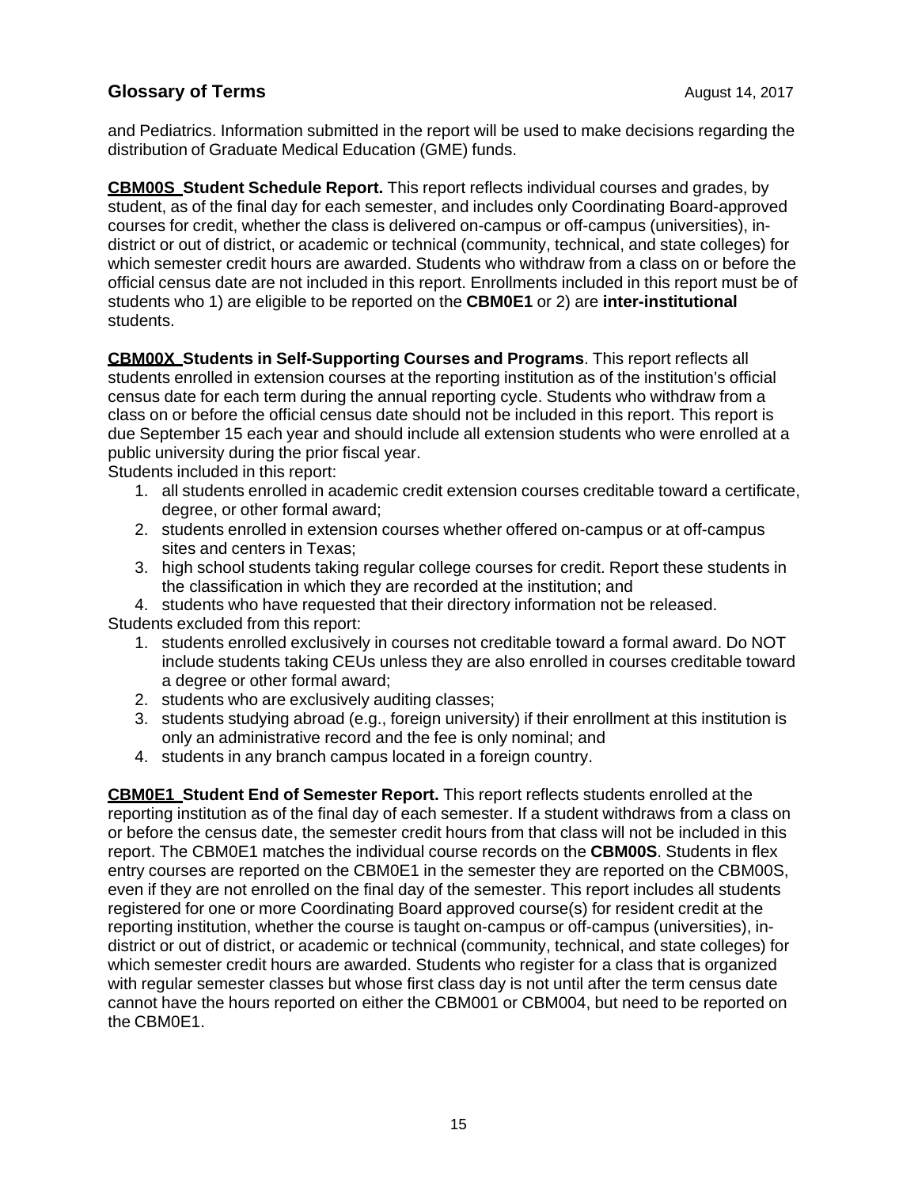and Pediatrics. Information submitted in the report will be used to make decisions regarding the distribution of Graduate Medical Education (GME) funds.

**CBM00S Student Schedule Report.** This report reflects individual courses and grades, by student, as of the final day for each semester, and includes only Coordinating Board-approved courses for credit, whether the class is delivered on-campus or off-campus (universities), in-district or out of district, or academic or technical (community, technical, and state colleges) for which semester credit hours are awarded. Students who withdraw from a class on or before the official census date are not included in this report. Enrollments included in this report must be of students who 1) are eligible to be reported on the **CBM0E1** or 2) are **inter-institutional** students.

**CBM00X Students in Self-Supporting Courses and Programs**. This report reflects all students enrolled in extension courses at the reporting institution as of the institution's official census date for each term during the annual reporting cycle. Students who withdraw from a class on or before the official census date should not be included in this report. This report is due September 15 each year and should include all extension students who were enrolled at a public university during the prior fiscal year.

Students included in this report:

1. all students enrolled in academic credit extension courses creditable toward a certificate, degree, or other formal award;
2. students enrolled in extension courses whether offered on-campus or at off-campus sites and centers in Texas;
3. high school students taking regular college courses for credit. Report these students in the classification in which they are recorded at the institution; and
4. students who have requested that their directory information not be released.

Students excluded from this report:

1. students enrolled exclusively in courses not creditable toward a formal award. Do NOT include students taking CEUs unless they are also enrolled in courses creditable toward a degree or other formal award;
2. students who are exclusively auditing classes;
3. students studying abroad (e.g., foreign university) if their enrollment at this institution is only an administrative record and the fee is only nominal; and
4. students in any branch campus located in a foreign country.

**CBM0E1 Student End of Semester Report.** This report reflects students enrolled at the reporting institution as of the final day of each semester. If a student withdraws from a class on or before the census date, the semester credit hours from that class will not be included in this report. The CBM0E1 matches the individual course records on the **CBM00S**. Students in flex entry courses are reported on the CBM0E1 in the semester they are reported on the CBM00S, even if they are not enrolled on the final day of the semester. This report includes all students registered for one or more Coordinating Board approved course(s) for resident credit at the reporting institution, whether the course is taught on-campus or off-campus (universities), in-district or out of district, or academic or technical (community, technical, and state colleges) for which semester credit hours are awarded. Students who register for a class that is organized with regular semester classes but whose first class day is not until after the term census date cannot have the hours reported on either the CBM001 or CBM004, but need to be reported on the CBM0E1.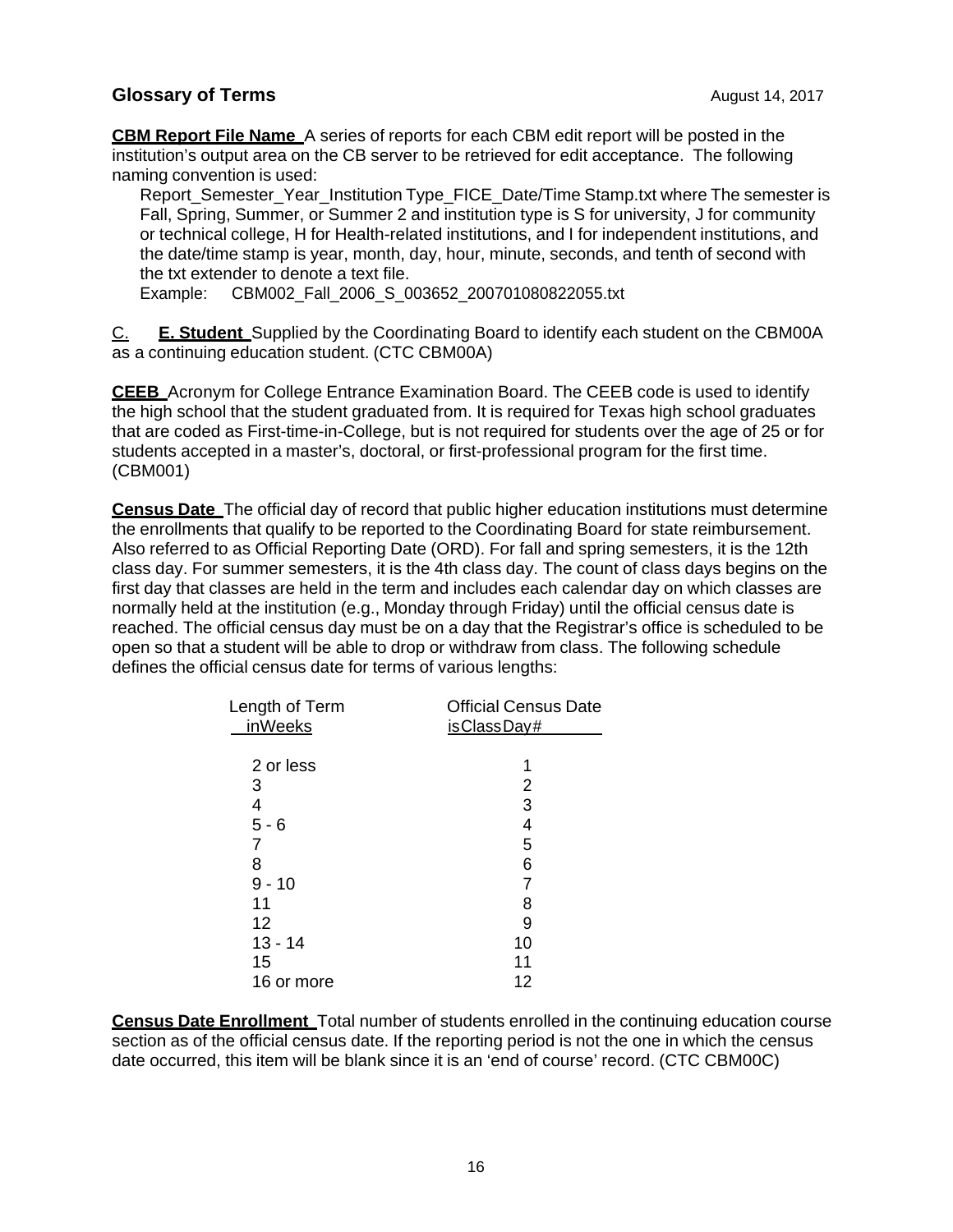## Glossary of Terms

August 14, 2017

**CBM Report File Name** A series of reports for each CBM edit report will be posted in the institution's output area on the CB server to be retrieved for edit acceptance. The following naming convention is used:

Report_Semester_Year_Institution Type_FICE_Date/Time Stamp.txt where The semester is Fall, Spring, Summer, or Summer 2 and institution type is S for university, J for community or technical college, H for Health-related institutions, and I for independent institutions, and the date/time stamp is year, month, day, hour, minute, seconds, and tenth of second with the txt extender to denote a text file.

Example: CBM002_Fall_2006_S_003652_200701080822055.txt

C. **E. Student** Supplied by the Coordinating Board to identify each student on the CBM00A as a continuing education student. (CTC CBM00A)

**CEEB** Acronym for College Entrance Examination Board. The CEEB code is used to identify the high school that the student graduated from. It is required for Texas high school graduates that are coded as First-time-in-College, but is not required for students over the age of 25 or for students accepted in a master's, doctoral, or first-professional program for the first time. (CBM001)

**Census Date** The official day of record that public higher education institutions must determine the enrollments that qualify to be reported to the Coordinating Board for state reimbursement. Also referred to as Official Reporting Date (ORD). For fall and spring semesters, it is the 12th class day. For summer semesters, it is the 4th class day. The count of class days begins on the first day that classes are held in the term and includes each calendar day on which classes are normally held at the institution (e.g., Monday through Friday) until the official census date is reached. The official census day must be on a day that the Registrar's office is scheduled to be open so that a student will be able to drop or withdraw from class. The following schedule defines the official census date for terms of various lengths:

| Length of Term inWeeks | Official Census Date isClassDay# |
|---|---|
| 2 or less | 1 |
| 3 | 2 |
| 4 | 3 |
| 5 - 6 | 4 |
| 7 | 5 |
| 8 | 6 |
| 9 - 10 | 7 |
| 11 | 8 |
| 12 | 9 |
| 13 - 14 | 10 |
| 15 | 11 |
| 16 or more | 12 |

**Census Date Enrollment** Total number of students enrolled in the continuing education course section as of the official census date. If the reporting period is not the one in which the census date occurred, this item will be blank since it is an 'end of course' record. (CTC CBM00C)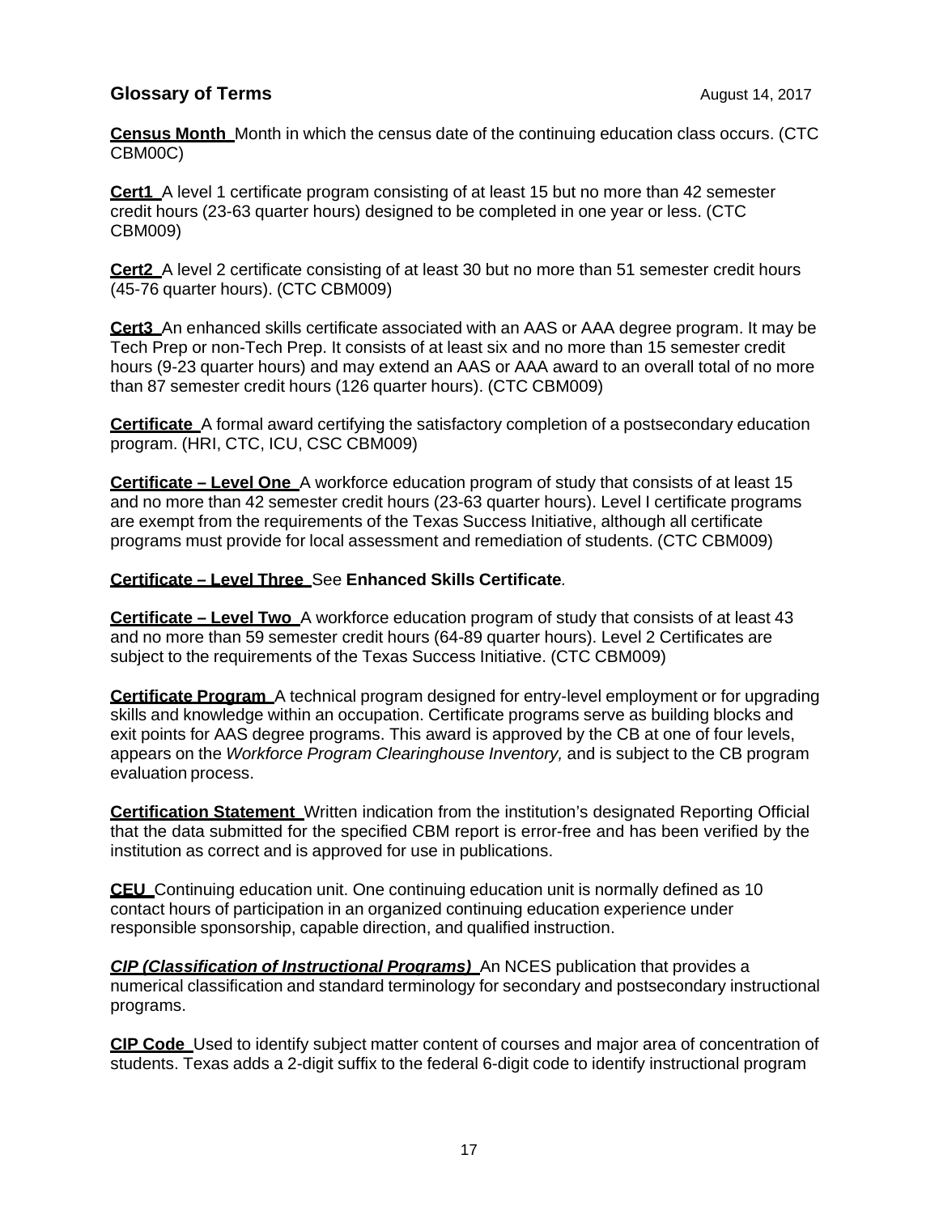## Glossary of Terms

August 14, 2017

**Census Month** Month in which the census date of the continuing education class occurs. (CTC CBM00C)

**Cert1** A level 1 certificate program consisting of at least 15 but no more than 42 semester credit hours (23-63 quarter hours) designed to be completed in one year or less. (CTC CBM009)

**Cert2** A level 2 certificate consisting of at least 30 but no more than 51 semester credit hours (45-76 quarter hours). (CTC CBM009)

**Cert3** An enhanced skills certificate associated with an AAS or AAA degree program. It may be Tech Prep or non-Tech Prep. It consists of at least six and no more than 15 semester credit hours (9-23 quarter hours) and may extend an AAS or AAA award to an overall total of no more than 87 semester credit hours (126 quarter hours). (CTC CBM009)

**Certificate** A formal award certifying the satisfactory completion of a postsecondary education program. (HRI, CTC, ICU, CSC CBM009)

**Certificate – Level One** A workforce education program of study that consists of at least 15 and no more than 42 semester credit hours (23-63 quarter hours). Level I certificate programs are exempt from the requirements of the Texas Success Initiative, although all certificate programs must provide for local assessment and remediation of students. (CTC CBM009)

**Certificate – Level Three** See **Enhanced Skills Certificate**.

**Certificate – Level Two** A workforce education program of study that consists of at least 43 and no more than 59 semester credit hours (64-89 quarter hours). Level 2 Certificates are subject to the requirements of the Texas Success Initiative. (CTC CBM009)

**Certificate Program** A technical program designed for entry-level employment or for upgrading skills and knowledge within an occupation. Certificate programs serve as building blocks and exit points for AAS degree programs. This award is approved by the CB at one of four levels, appears on the *Workforce Program Clearinghouse Inventory,* and is subject to the CB program evaluation process.

**Certification Statement** Written indication from the institution's designated Reporting Official that the data submitted for the specified CBM report is error-free and has been verified by the institution as correct and is approved for use in publications.

**CEU** Continuing education unit. One continuing education unit is normally defined as 10 contact hours of participation in an organized continuing education experience under responsible sponsorship, capable direction, and qualified instruction.

***CIP (Classification of Instructional Programs)*** An NCES publication that provides a numerical classification and standard terminology for secondary and postsecondary instructional programs.

**CIP Code** Used to identify subject matter content of courses and major area of concentration of students. Texas adds a 2-digit suffix to the federal 6-digit code to identify instructional program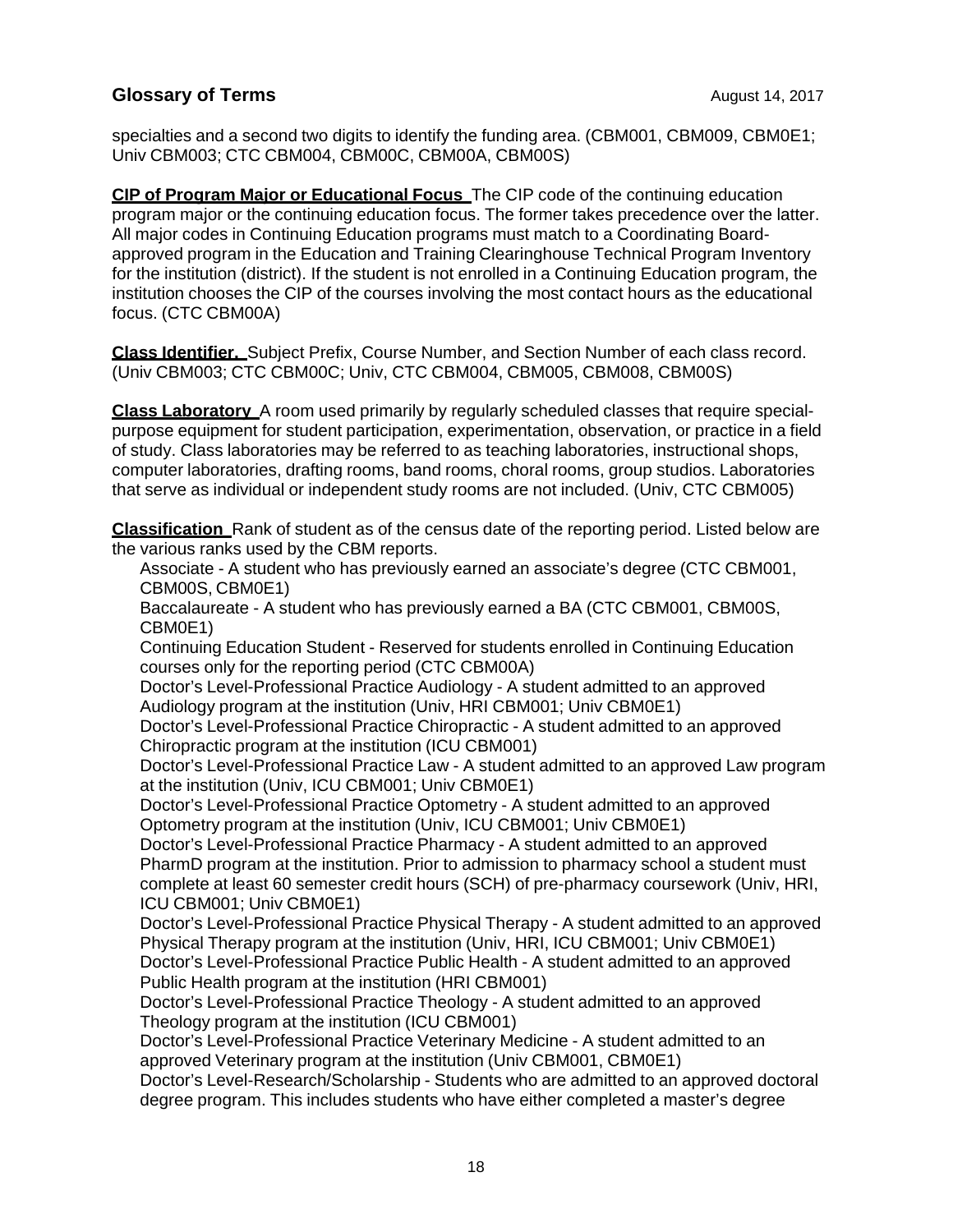specialties and a second two digits to identify the funding area. (CBM001, CBM009, CBM0E1; Univ CBM003; CTC CBM004, CBM00C, CBM00A, CBM00S)

**CIP of Program Major or Educational Focus** The CIP code of the continuing education program major or the continuing education focus. The former takes precedence over the latter. All major codes in Continuing Education programs must match to a Coordinating Board-approved program in the Education and Training Clearinghouse Technical Program Inventory for the institution (district). If the student is not enrolled in a Continuing Education program, the institution chooses the CIP of the courses involving the most contact hours as the educational focus. (CTC CBM00A)

**Class Identifier.** Subject Prefix, Course Number, and Section Number of each class record. (Univ CBM003; CTC CBM00C; Univ, CTC CBM004, CBM005, CBM008, CBM00S)

**Class Laboratory** A room used primarily by regularly scheduled classes that require special-purpose equipment for student participation, experimentation, observation, or practice in a field of study. Class laboratories may be referred to as teaching laboratories, instructional shops, computer laboratories, drafting rooms, band rooms, choral rooms, group studios. Laboratories that serve as individual or independent study rooms are not included. (Univ, CTC CBM005)

**Classification** Rank of student as of the census date of the reporting period. Listed below are the various ranks used by the CBM reports.

- Associate - A student who has previously earned an associate's degree (CTC CBM001, CBM00S, CBM0E1)
- Baccalaureate - A student who has previously earned a BA (CTC CBM001, CBM00S, CBM0E1)
- Continuing Education Student - Reserved for students enrolled in Continuing Education courses only for the reporting period (CTC CBM00A)
- Doctor's Level-Professional Practice Audiology - A student admitted to an approved Audiology program at the institution (Univ, HRI CBM001; Univ CBM0E1)
- Doctor's Level-Professional Practice Chiropractic - A student admitted to an approved Chiropractic program at the institution (ICU CBM001)
- Doctor's Level-Professional Practice Law - A student admitted to an approved Law program at the institution (Univ, ICU CBM001; Univ CBM0E1)
- Doctor's Level-Professional Practice Optometry - A student admitted to an approved Optometry program at the institution (Univ, ICU CBM001; Univ CBM0E1)
- Doctor's Level-Professional Practice Pharmacy - A student admitted to an approved PharmD program at the institution. Prior to admission to pharmacy school a student must complete at least 60 semester credit hours (SCH) of pre-pharmacy coursework (Univ, HRI, ICU CBM001; Univ CBM0E1)
- Doctor's Level-Professional Practice Physical Therapy - A student admitted to an approved Physical Therapy program at the institution (Univ, HRI, ICU CBM001; Univ CBM0E1)
- Doctor's Level-Professional Practice Public Health - A student admitted to an approved Public Health program at the institution (HRI CBM001)
- Doctor's Level-Professional Practice Theology - A student admitted to an approved Theology program at the institution (ICU CBM001)
- Doctor's Level-Professional Practice Veterinary Medicine - A student admitted to an approved Veterinary program at the institution (Univ CBM001, CBM0E1)
- Doctor's Level-Research/Scholarship - Students who are admitted to an approved doctoral degree program. This includes students who have either completed a master's degree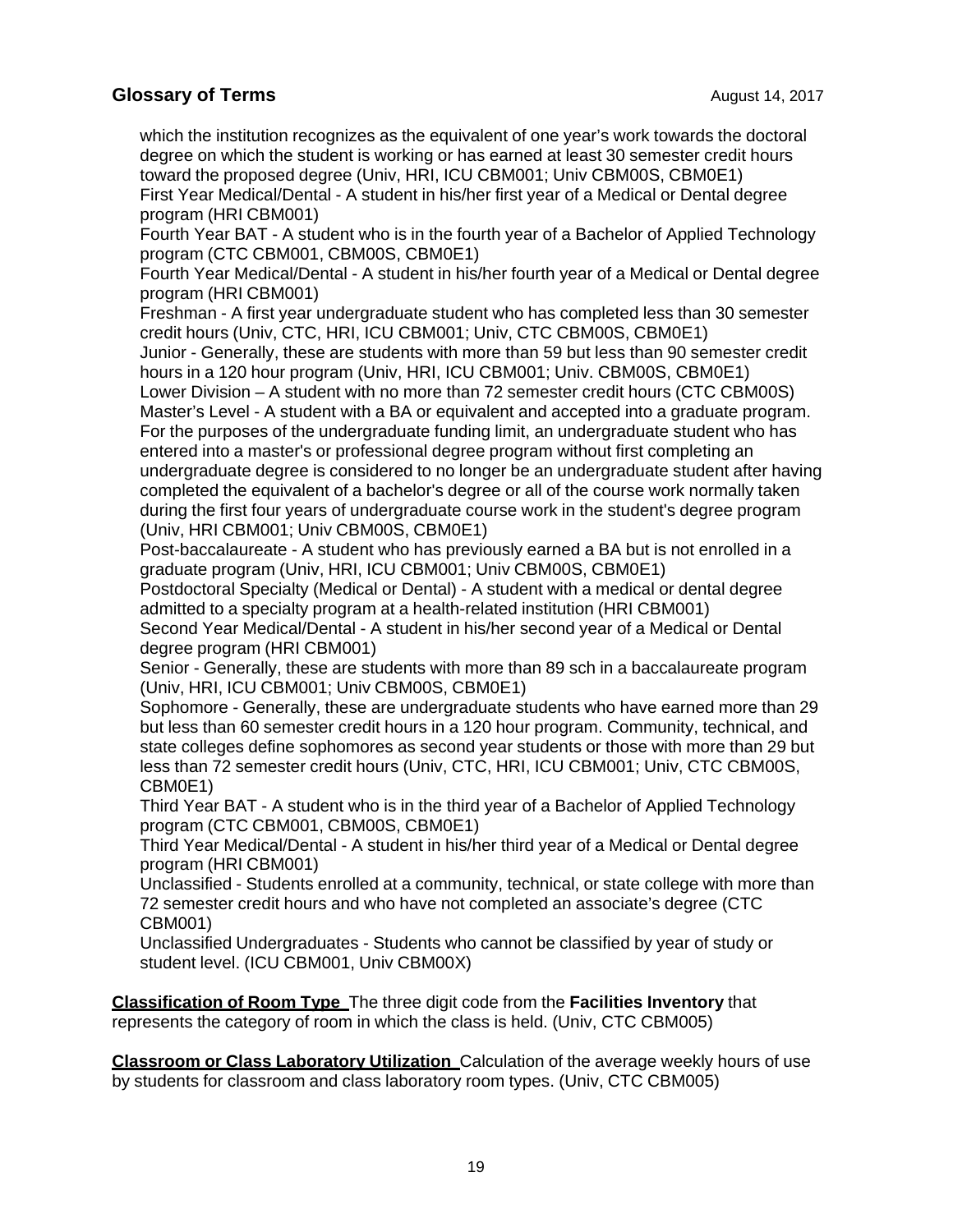which the institution recognizes as the equivalent of one year's work towards the doctoral degree on which the student is working or has earned at least 30 semester credit hours toward the proposed degree (Univ, HRI, ICU CBM001; Univ CBM00S, CBM0E1)
First Year Medical/Dental - A student in his/her first year of a Medical or Dental degree program (HRI CBM001)
Fourth Year BAT - A student who is in the fourth year of a Bachelor of Applied Technology program (CTC CBM001, CBM00S, CBM0E1)
Fourth Year Medical/Dental - A student in his/her fourth year of a Medical or Dental degree program (HRI CBM001)
Freshman - A first year undergraduate student who has completed less than 30 semester credit hours (Univ, CTC, HRI, ICU CBM001; Univ, CTC CBM00S, CBM0E1)
Junior - Generally, these are students with more than 59 but less than 90 semester credit hours in a 120 hour program (Univ, HRI, ICU CBM001; Univ. CBM00S, CBM0E1)
Lower Division – A student with no more than 72 semester credit hours (CTC CBM00S)
Master's Level - A student with a BA or equivalent and accepted into a graduate program. For the purposes of the undergraduate funding limit, an undergraduate student who has entered into a master's or professional degree program without first completing an undergraduate degree is considered to no longer be an undergraduate student after having completed the equivalent of a bachelor's degree or all of the course work normally taken during the first four years of undergraduate course work in the student's degree program (Univ, HRI CBM001; Univ CBM00S, CBM0E1)
Post-baccalaureate - A student who has previously earned a BA but is not enrolled in a graduate program (Univ, HRI, ICU CBM001; Univ CBM00S, CBM0E1)
Postdoctoral Specialty (Medical or Dental) - A student with a medical or dental degree admitted to a specialty program at a health-related institution (HRI CBM001)
Second Year Medical/Dental - A student in his/her second year of a Medical or Dental degree program (HRI CBM001)
Senior - Generally, these are students with more than 89 sch in a baccalaureate program (Univ, HRI, ICU CBM001; Univ CBM00S, CBM0E1)
Sophomore - Generally, these are undergraduate students who have earned more than 29 but less than 60 semester credit hours in a 120 hour program. Community, technical, and state colleges define sophomores as second year students or those with more than 29 but less than 72 semester credit hours (Univ, CTC, HRI, ICU CBM001; Univ, CTC CBM00S, CBM0E1)
Third Year BAT - A student who is in the third year of a Bachelor of Applied Technology program (CTC CBM001, CBM00S, CBM0E1)
Third Year Medical/Dental - A student in his/her third year of a Medical or Dental degree program (HRI CBM001)
Unclassified - Students enrolled at a community, technical, or state college with more than 72 semester credit hours and who have not completed an associate's degree (CTC CBM001)
Unclassified Undergraduates - Students who cannot be classified by year of study or student level. (ICU CBM001, Univ CBM00X)

**Classification of Room Type** The three digit code from the **Facilities Inventory** that represents the category of room in which the class is held. (Univ, CTC CBM005)

**Classroom or Class Laboratory Utilization** Calculation of the average weekly hours of use by students for classroom and class laboratory room types. (Univ, CTC CBM005)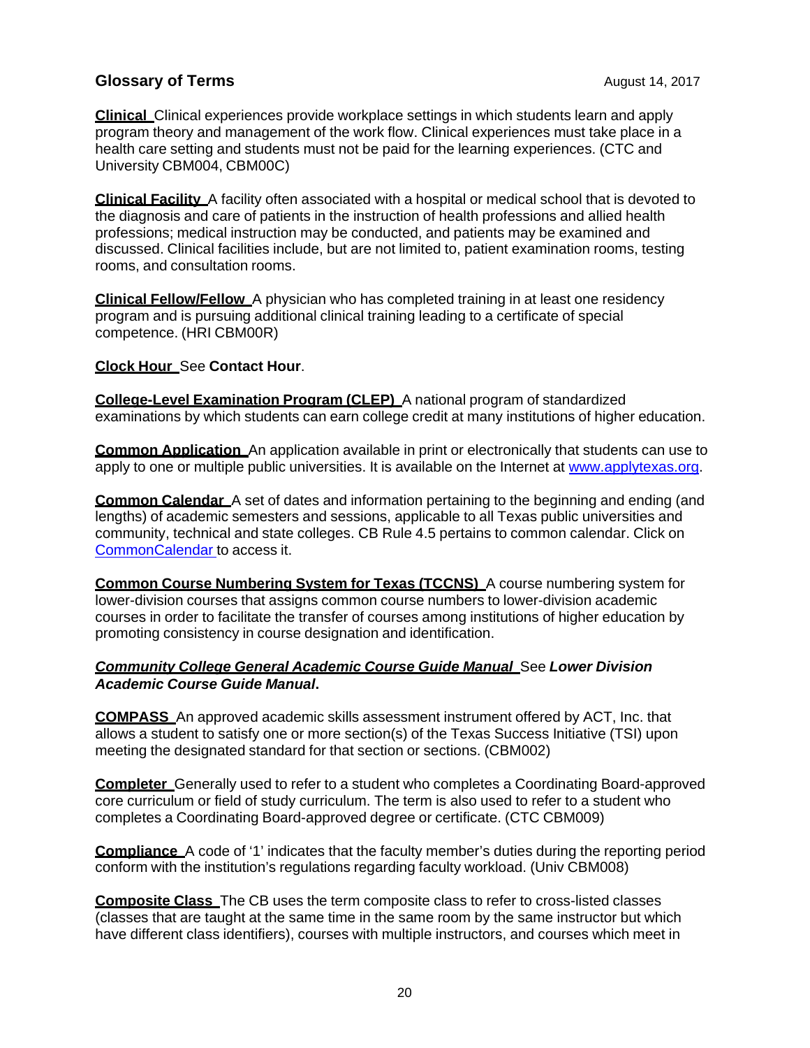## Glossary of Terms

August 14, 2017

**Clinical** Clinical experiences provide workplace settings in which students learn and apply program theory and management of the work flow. Clinical experiences must take place in a health care setting and students must not be paid for the learning experiences. (CTC and University CBM004, CBM00C)

**Clinical Facility** A facility often associated with a hospital or medical school that is devoted to the diagnosis and care of patients in the instruction of health professions and allied health professions; medical instruction may be conducted, and patients may be examined and discussed. Clinical facilities include, but are not limited to, patient examination rooms, testing rooms, and consultation rooms.

**Clinical Fellow/Fellow** A physician who has completed training in at least one residency program and is pursuing additional clinical training leading to a certificate of special competence. (HRI CBM00R)

**Clock Hour** See **Contact Hour**.

**College-Level Examination Program (CLEP)** A national program of standardized examinations by which students can earn college credit at many institutions of higher education.

**Common Application** An application available in print or electronically that students can use to apply to one or multiple public universities. It is available on the Internet at [www.applytexas.org](www.applytexas.org).

**Common Calendar** A set of dates and information pertaining to the beginning and ending (and lengths) of academic semesters and sessions, applicable to all Texas public universities and community, technical and state colleges. CB Rule 4.5 pertains to common calendar. Click on CommonCalendar to access it.

**Common Course Numbering System for Texas (TCCNS)** A course numbering system for lower-division courses that assigns common course numbers to lower-division academic courses in order to facilitate the transfer of courses among institutions of higher education by promoting consistency in course designation and identification.

***Community College General Academic Course Guide Manual*** See ***Lower Division Academic Course Guide Manual***.

**COMPASS** An approved academic skills assessment instrument offered by ACT, Inc. that allows a student to satisfy one or more section(s) of the Texas Success Initiative (TSI) upon meeting the designated standard for that section or sections. (CBM002)

**Completer** Generally used to refer to a student who completes a Coordinating Board-approved core curriculum or field of study curriculum. The term is also used to refer to a student who completes a Coordinating Board-approved degree or certificate. (CTC CBM009)

**Compliance** A code of '1' indicates that the faculty member's duties during the reporting period conform with the institution's regulations regarding faculty workload. (Univ CBM008)

**Composite Class** The CB uses the term composite class to refer to cross-listed classes (classes that are taught at the same time in the same room by the same instructor but which have different class identifiers), courses with multiple instructors, and courses which meet in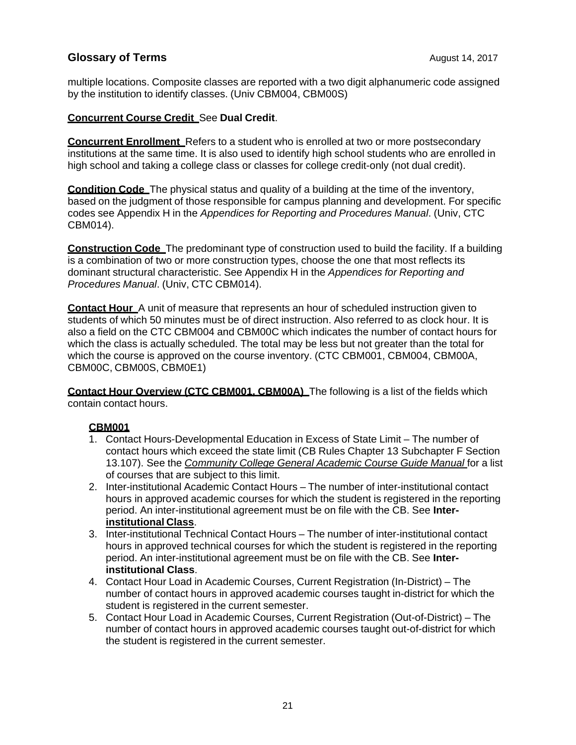multiple locations. Composite classes are reported with a two digit alphanumeric code assigned by the institution to identify classes. (Univ CBM004, CBM00S)

**Concurrent Course Credit** See **Dual Credit**.

**Concurrent Enrollment** Refers to a student who is enrolled at two or more postsecondary institutions at the same time. It is also used to identify high school students who are enrolled in high school and taking a college class or classes for college credit-only (not dual credit).

**Condition Code** The physical status and quality of a building at the time of the inventory, based on the judgment of those responsible for campus planning and development. For specific codes see Appendix H in the *Appendices for Reporting and Procedures Manual*. (Univ, CTC CBM014).

**Construction Code** The predominant type of construction used to build the facility. If a building is a combination of two or more construction types, choose the one that most reflects its dominant structural characteristic. See Appendix H in the *Appendices for Reporting and Procedures Manual*. (Univ, CTC CBM014).

**Contact Hour** A unit of measure that represents an hour of scheduled instruction given to students of which 50 minutes must be of direct instruction. Also referred to as clock hour. It is also a field on the CTC CBM004 and CBM00C which indicates the number of contact hours for which the class is actually scheduled. The total may be less but not greater than the total for which the course is approved on the course inventory. (CTC CBM001, CBM004, CBM00A, CBM00C, CBM00S, CBM0E1)

**Contact Hour Overview (CTC CBM001, CBM00A)** The following is a list of the fields which contain contact hours.

**CBM001**

1. Contact Hours-Developmental Education in Excess of State Limit – The number of contact hours which exceed the state limit (CB Rules Chapter 13 Subchapter F Section 13.107). See the *Community College General Academic Course Guide Manual* for a list of courses that are subject to this limit.
2. Inter-institutional Academic Contact Hours – The number of inter-institutional contact hours in approved academic courses for which the student is registered in the reporting period. An inter-institutional agreement must be on file with the CB. See **Inter-institutional Class**.
3. Inter-institutional Technical Contact Hours – The number of inter-institutional contact hours in approved technical courses for which the student is registered in the reporting period. An inter-institutional agreement must be on file with the CB. See **Inter-institutional Class**.
4. Contact Hour Load in Academic Courses, Current Registration (In-District) – The number of contact hours in approved academic courses taught in-district for which the student is registered in the current semester.
5. Contact Hour Load in Academic Courses, Current Registration (Out-of-District) – The number of contact hours in approved academic courses taught out-of-district for which the student is registered in the current semester.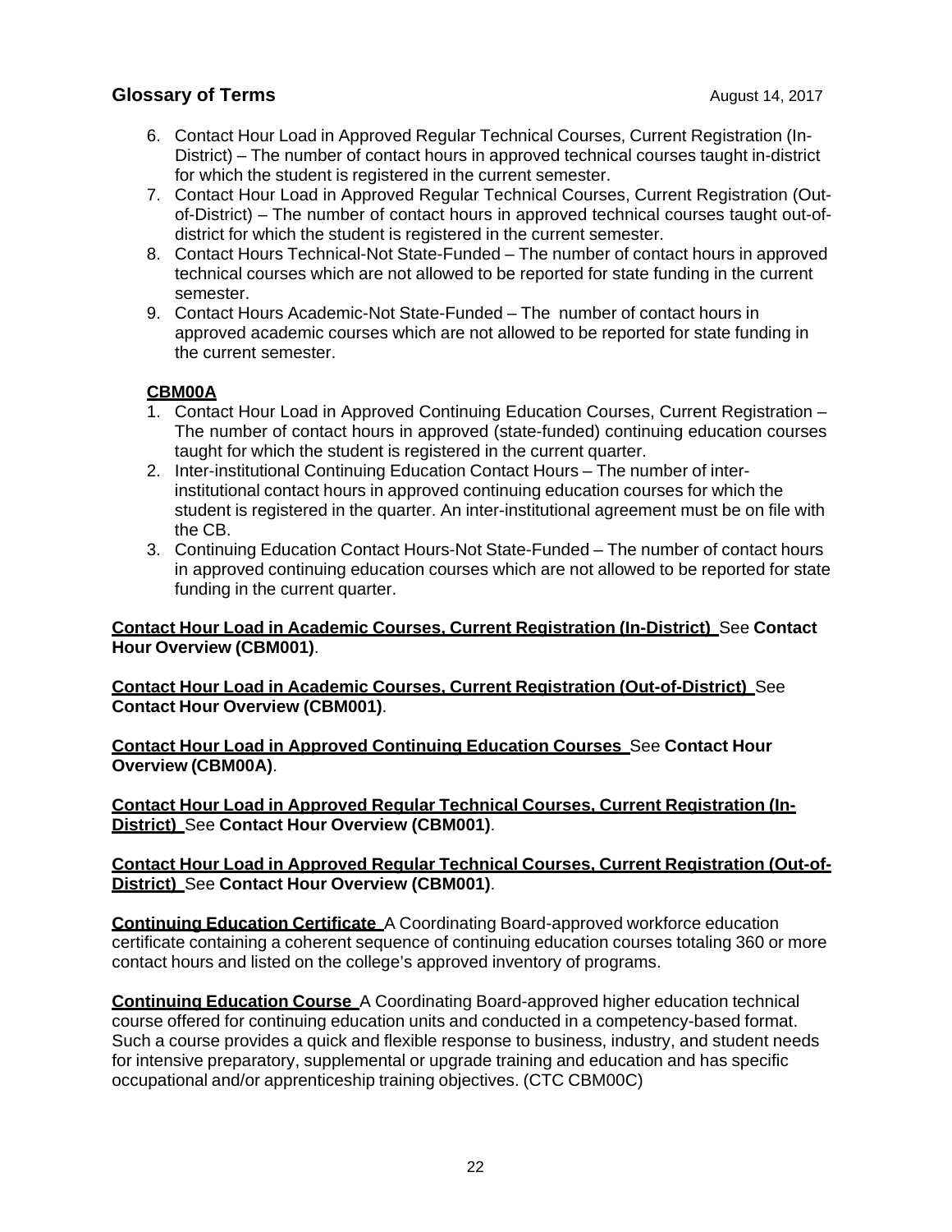6. Contact Hour Load in Approved Regular Technical Courses, Current Registration (In-District) – The number of contact hours in approved technical courses taught in-district for which the student is registered in the current semester.
7. Contact Hour Load in Approved Regular Technical Courses, Current Registration (Out-of-District) – The number of contact hours in approved technical courses taught out-of-district for which the student is registered in the current semester.
8. Contact Hours Technical-Not State-Funded – The number of contact hours in approved technical courses which are not allowed to be reported for state funding in the current semester.
9. Contact Hours Academic-Not State-Funded – The number of contact hours in approved academic courses which are not allowed to be reported for state funding in the current semester.

**CBM00A**

1. Contact Hour Load in Approved Continuing Education Courses, Current Registration – The number of contact hours in approved (state-funded) continuing education courses taught for which the student is registered in the current quarter.
2. Inter-institutional Continuing Education Contact Hours – The number of inter-institutional contact hours in approved continuing education courses for which the student is registered in the quarter. An inter-institutional agreement must be on file with the CB.
3. Continuing Education Contact Hours-Not State-Funded – The number of contact hours in approved continuing education courses which are not allowed to be reported for state funding in the current quarter.

**Contact Hour Load in Academic Courses, Current Registration (In-District)** See **Contact Hour Overview (CBM001)**.

**Contact Hour Load in Academic Courses, Current Registration (Out-of-District)** See **Contact Hour Overview (CBM001)**.

**Contact Hour Load in Approved Continuing Education Courses** See **Contact Hour Overview (CBM00A)**.

**Contact Hour Load in Approved Regular Technical Courses, Current Registration (In-District)** See **Contact Hour Overview (CBM001)**.

**Contact Hour Load in Approved Regular Technical Courses, Current Registration (Out-of-District)** See **Contact Hour Overview (CBM001)**.

**Continuing Education Certificate** A Coordinating Board-approved workforce education certificate containing a coherent sequence of continuing education courses totaling 360 or more contact hours and listed on the college's approved inventory of programs.

**Continuing Education Course** A Coordinating Board-approved higher education technical course offered for continuing education units and conducted in a competency-based format. Such a course provides a quick and flexible response to business, industry, and student needs for intensive preparatory, supplemental or upgrade training and education and has specific occupational and/or apprenticeship training objectives. (CTC CBM00C)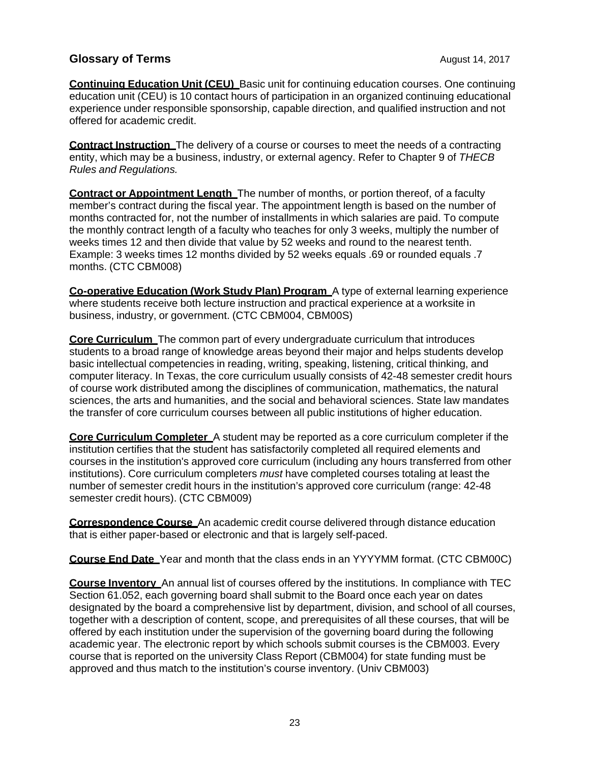## Glossary of Terms

August 14, 2017

**Continuing Education Unit (CEU)** Basic unit for continuing education courses. One continuing education unit (CEU) is 10 contact hours of participation in an organized continuing educational experience under responsible sponsorship, capable direction, and qualified instruction and not offered for academic credit.

**Contract Instruction** The delivery of a course or courses to meet the needs of a contracting entity, which may be a business, industry, or external agency. Refer to Chapter 9 of *THECB Rules and Regulations.*

**Contract or Appointment Length** The number of months, or portion thereof, of a faculty member's contract during the fiscal year. The appointment length is based on the number of months contracted for, not the number of installments in which salaries are paid. To compute the monthly contract length of a faculty who teaches for only 3 weeks, multiply the number of weeks times 12 and then divide that value by 52 weeks and round to the nearest tenth. Example: 3 weeks times 12 months divided by 52 weeks equals .69 or rounded equals .7 months. (CTC CBM008)

**Co-operative Education (Work Study Plan) Program** A type of external learning experience where students receive both lecture instruction and practical experience at a worksite in business, industry, or government. (CTC CBM004, CBM00S)

**Core Curriculum** The common part of every undergraduate curriculum that introduces students to a broad range of knowledge areas beyond their major and helps students develop basic intellectual competencies in reading, writing, speaking, listening, critical thinking, and computer literacy. In Texas, the core curriculum usually consists of 42-48 semester credit hours of course work distributed among the disciplines of communication, mathematics, the natural sciences, the arts and humanities, and the social and behavioral sciences. State law mandates the transfer of core curriculum courses between all public institutions of higher education.

**Core Curriculum Completer** A student may be reported as a core curriculum completer if the institution certifies that the student has satisfactorily completed all required elements and courses in the institution's approved core curriculum (including any hours transferred from other institutions). Core curriculum completers *must* have completed courses totaling at least the number of semester credit hours in the institution's approved core curriculum (range: 42-48 semester credit hours). (CTC CBM009)

**Correspondence Course** An academic credit course delivered through distance education that is either paper-based or electronic and that is largely self-paced.

**Course End Date** Year and month that the class ends in an YYYYMM format. (CTC CBM00C)

**Course Inventory** An annual list of courses offered by the institutions. In compliance with TEC Section 61.052, each governing board shall submit to the Board once each year on dates designated by the board a comprehensive list by department, division, and school of all courses, together with a description of content, scope, and prerequisites of all these courses, that will be offered by each institution under the supervision of the governing board during the following academic year. The electronic report by which schools submit courses is the CBM003. Every course that is reported on the university Class Report (CBM004) for state funding must be approved and thus match to the institution's course inventory. (Univ CBM003)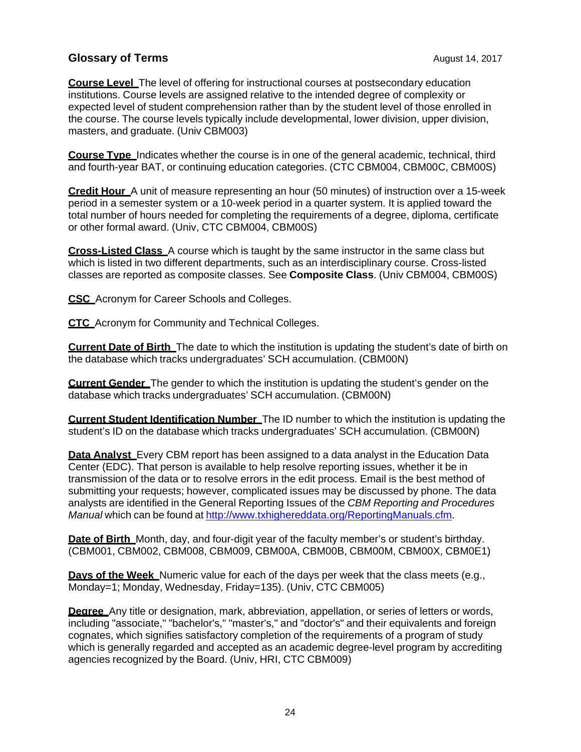## Glossary of Terms

August 14, 2017

**Course Level** The level of offering for instructional courses at postsecondary education institutions. Course levels are assigned relative to the intended degree of complexity or expected level of student comprehension rather than by the student level of those enrolled in the course. The course levels typically include developmental, lower division, upper division, masters, and graduate. (Univ CBM003)

**Course Type** Indicates whether the course is in one of the general academic, technical, third and fourth-year BAT, or continuing education categories. (CTC CBM004, CBM00C, CBM00S)

**Credit Hour** A unit of measure representing an hour (50 minutes) of instruction over a 15-week period in a semester system or a 10-week period in a quarter system. It is applied toward the total number of hours needed for completing the requirements of a degree, diploma, certificate or other formal award. (Univ, CTC CBM004, CBM00S)

**Cross-Listed Class** A course which is taught by the same instructor in the same class but which is listed in two different departments, such as an interdisciplinary course. Cross-listed classes are reported as composite classes. See **Composite Class**. (Univ CBM004, CBM00S)

**CSC** Acronym for Career Schools and Colleges.

**CTC** Acronym for Community and Technical Colleges.

**Current Date of Birth** The date to which the institution is updating the student's date of birth on the database which tracks undergraduates' SCH accumulation. (CBM00N)

**Current Gender** The gender to which the institution is updating the student's gender on the database which tracks undergraduates' SCH accumulation. (CBM00N)

**Current Student Identification Number** The ID number to which the institution is updating the student's ID on the database which tracks undergraduates' SCH accumulation. (CBM00N)

**Data Analyst** Every CBM report has been assigned to a data analyst in the Education Data Center (EDC). That person is available to help resolve reporting issues, whether it be in transmission of the data or to resolve errors in the edit process. Email is the best method of submitting your requests; however, complicated issues may be discussed by phone. The data analysts are identified in the General Reporting Issues of the *CBM Reporting and Procedures Manual* which can be found at http://www.txhighereddata.org/ReportingManuals.cfm.

**Date of Birth** Month, day, and four-digit year of the faculty member's or student's birthday. (CBM001, CBM002, CBM008, CBM009, CBM00A, CBM00B, CBM00M, CBM00X, CBM0E1)

**Days of the Week** Numeric value for each of the days per week that the class meets (e.g., Monday=1; Monday, Wednesday, Friday=135). (Univ, CTC CBM005)

**Degree** Any title or designation, mark, abbreviation, appellation, or series of letters or words, including "associate," "bachelor's," "master's," and "doctor's" and their equivalents and foreign cognates, which signifies satisfactory completion of the requirements of a program of study which is generally regarded and accepted as an academic degree-level program by accrediting agencies recognized by the Board. (Univ, HRI, CTC CBM009)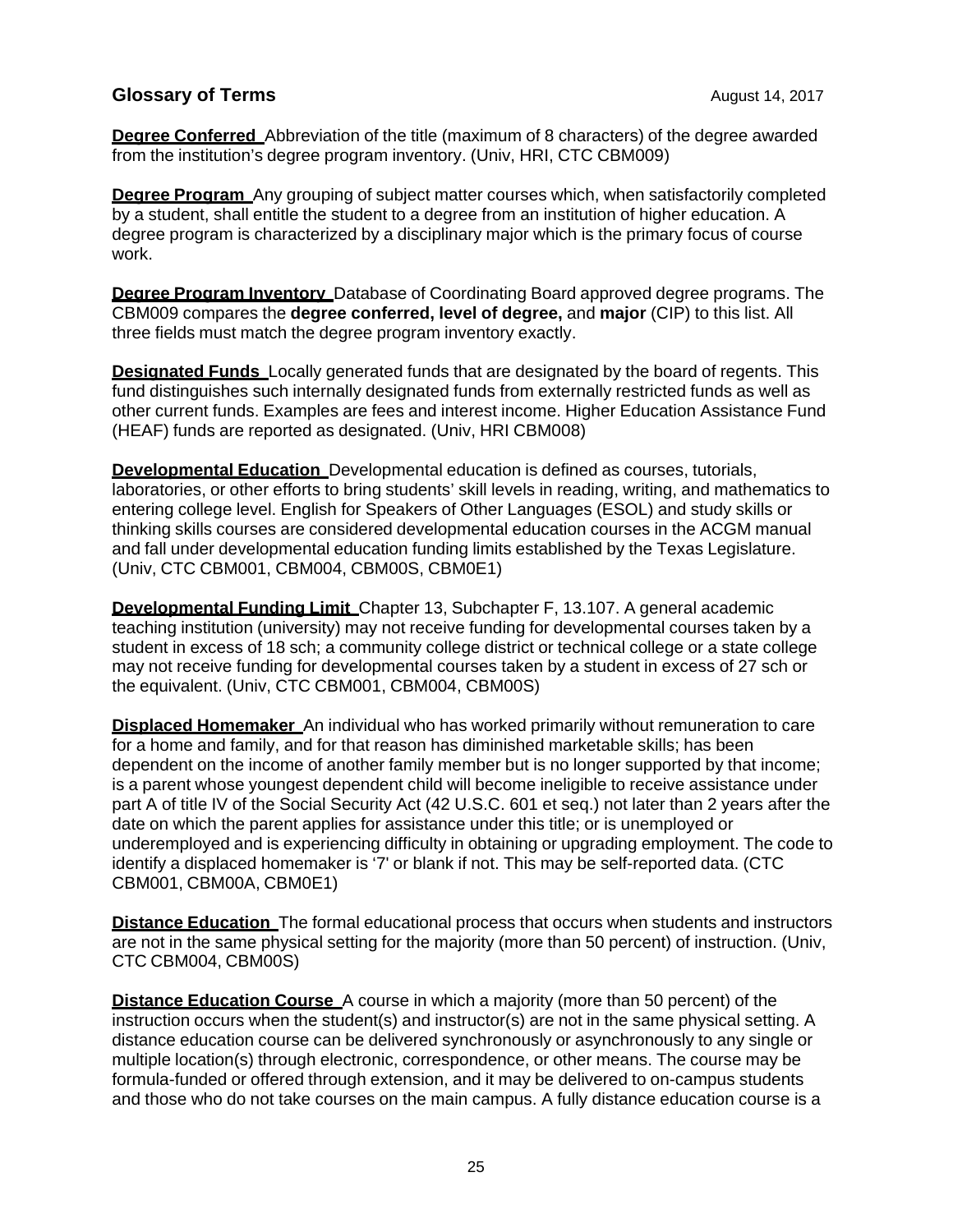## Glossary of Terms

August 14, 2017

**Degree Conferred** Abbreviation of the title (maximum of 8 characters) of the degree awarded from the institution's degree program inventory. (Univ, HRI, CTC CBM009)

**Degree Program** Any grouping of subject matter courses which, when satisfactorily completed by a student, shall entitle the student to a degree from an institution of higher education. A degree program is characterized by a disciplinary major which is the primary focus of course work.

**Degree Program Inventory** Database of Coordinating Board approved degree programs. The CBM009 compares the **degree conferred, level of degree,** and **major** (CIP) to this list. All three fields must match the degree program inventory exactly.

**Designated Funds** Locally generated funds that are designated by the board of regents. This fund distinguishes such internally designated funds from externally restricted funds as well as other current funds. Examples are fees and interest income. Higher Education Assistance Fund (HEAF) funds are reported as designated. (Univ, HRI CBM008)

**Developmental Education** Developmental education is defined as courses, tutorials, laboratories, or other efforts to bring students' skill levels in reading, writing, and mathematics to entering college level. English for Speakers of Other Languages (ESOL) and study skills or thinking skills courses are considered developmental education courses in the ACGM manual and fall under developmental education funding limits established by the Texas Legislature. (Univ, CTC CBM001, CBM004, CBM00S, CBM0E1)

**Developmental Funding Limit** Chapter 13, Subchapter F, 13.107. A general academic teaching institution (university) may not receive funding for developmental courses taken by a student in excess of 18 sch; a community college district or technical college or a state college may not receive funding for developmental courses taken by a student in excess of 27 sch or the equivalent. (Univ, CTC CBM001, CBM004, CBM00S)

**Displaced Homemaker** An individual who has worked primarily without remuneration to care for a home and family, and for that reason has diminished marketable skills; has been dependent on the income of another family member but is no longer supported by that income; is a parent whose youngest dependent child will become ineligible to receive assistance under part A of title IV of the Social Security Act (42 U.S.C. 601 et seq.) not later than 2 years after the date on which the parent applies for assistance under this title; or is unemployed or underemployed and is experiencing difficulty in obtaining or upgrading employment. The code to identify a displaced homemaker is '7' or blank if not. This may be self-reported data. (CTC CBM001, CBM00A, CBM0E1)

**Distance Education** The formal educational process that occurs when students and instructors are not in the same physical setting for the majority (more than 50 percent) of instruction. (Univ, CTC CBM004, CBM00S)

**Distance Education Course** A course in which a majority (more than 50 percent) of the instruction occurs when the student(s) and instructor(s) are not in the same physical setting. A distance education course can be delivered synchronously or asynchronously to any single or multiple location(s) through electronic, correspondence, or other means. The course may be formula-funded or offered through extension, and it may be delivered to on-campus students and those who do not take courses on the main campus. A fully distance education course is a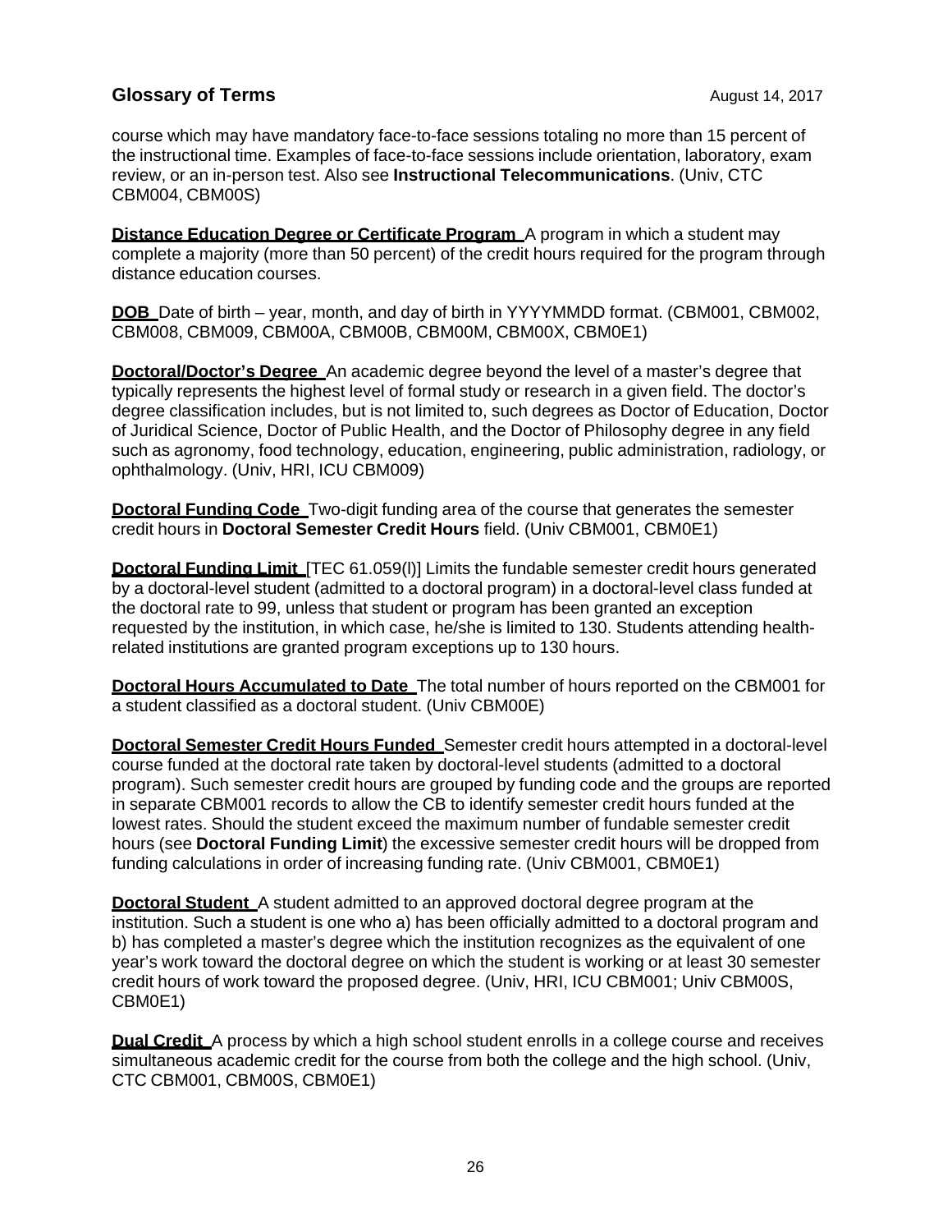course which may have mandatory face-to-face sessions totaling no more than 15 percent of the instructional time. Examples of face-to-face sessions include orientation, laboratory, exam review, or an in-person test. Also see **Instructional Telecommunications**. (Univ, CTC CBM004, CBM00S)

**Distance Education Degree or Certificate Program** A program in which a student may complete a majority (more than 50 percent) of the credit hours required for the program through distance education courses.

**DOB** Date of birth – year, month, and day of birth in YYYYMMDD format. (CBM001, CBM002, CBM008, CBM009, CBM00A, CBM00B, CBM00M, CBM00X, CBM0E1)

**Doctoral/Doctor's Degree** An academic degree beyond the level of a master's degree that typically represents the highest level of formal study or research in a given field. The doctor's degree classification includes, but is not limited to, such degrees as Doctor of Education, Doctor of Juridical Science, Doctor of Public Health, and the Doctor of Philosophy degree in any field such as agronomy, food technology, education, engineering, public administration, radiology, or ophthalmology. (Univ, HRI, ICU CBM009)

**Doctoral Funding Code** Two-digit funding area of the course that generates the semester credit hours in **Doctoral Semester Credit Hours** field. (Univ CBM001, CBM0E1)

**Doctoral Funding Limit** [TEC 61.059(l)] Limits the fundable semester credit hours generated by a doctoral-level student (admitted to a doctoral program) in a doctoral-level class funded at the doctoral rate to 99, unless that student or program has been granted an exception requested by the institution, in which case, he/she is limited to 130. Students attending health-related institutions are granted program exceptions up to 130 hours.

**Doctoral Hours Accumulated to Date** The total number of hours reported on the CBM001 for a student classified as a doctoral student. (Univ CBM00E)

**Doctoral Semester Credit Hours Funded** Semester credit hours attempted in a doctoral-level course funded at the doctoral rate taken by doctoral-level students (admitted to a doctoral program). Such semester credit hours are grouped by funding code and the groups are reported in separate CBM001 records to allow the CB to identify semester credit hours funded at the lowest rates. Should the student exceed the maximum number of fundable semester credit hours (see **Doctoral Funding Limit**) the excessive semester credit hours will be dropped from funding calculations in order of increasing funding rate. (Univ CBM001, CBM0E1)

**Doctoral Student** A student admitted to an approved doctoral degree program at the institution. Such a student is one who a) has been officially admitted to a doctoral program and b) has completed a master's degree which the institution recognizes as the equivalent of one year's work toward the doctoral degree on which the student is working or at least 30 semester credit hours of work toward the proposed degree. (Univ, HRI, ICU CBM001; Univ CBM00S, CBM0E1)

**Dual Credit** A process by which a high school student enrolls in a college course and receives simultaneous academic credit for the course from both the college and the high school. (Univ, CTC CBM001, CBM00S, CBM0E1)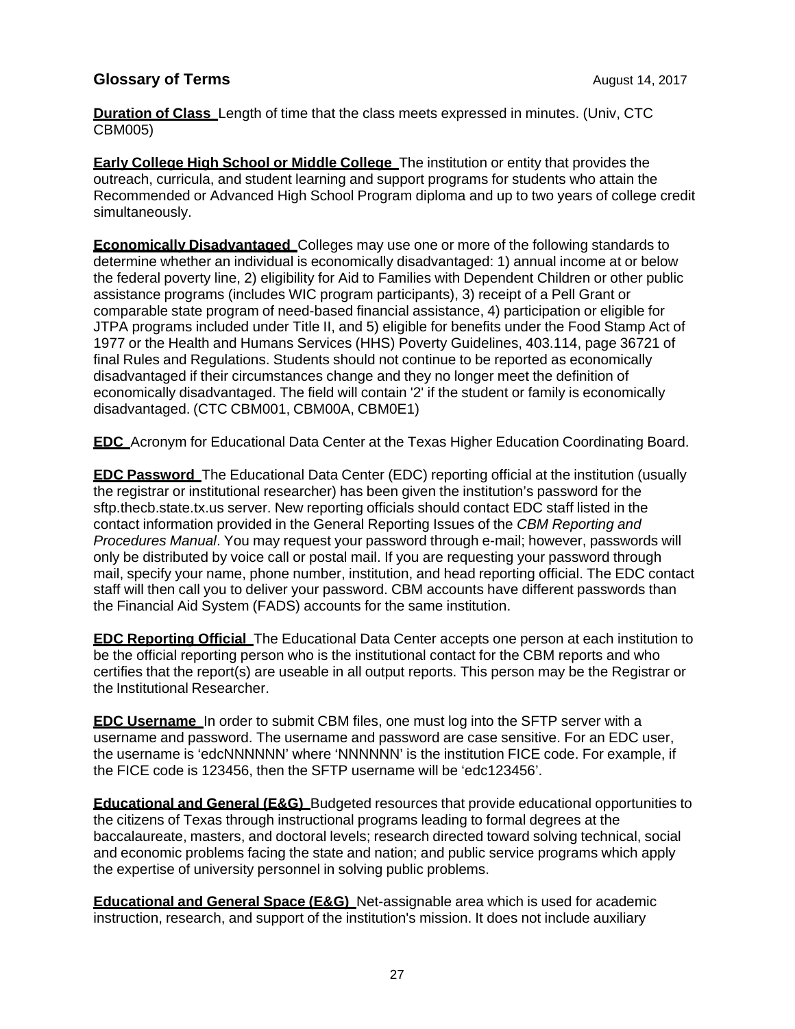## Glossary of Terms

August 14, 2017

**Duration of Class** Length of time that the class meets expressed in minutes. (Univ, CTC CBM005)

**Early College High School or Middle College** The institution or entity that provides the outreach, curricula, and student learning and support programs for students who attain the Recommended or Advanced High School Program diploma and up to two years of college credit simultaneously.

**Economically Disadvantaged** Colleges may use one or more of the following standards to determine whether an individual is economically disadvantaged: 1) annual income at or below the federal poverty line, 2) eligibility for Aid to Families with Dependent Children or other public assistance programs (includes WIC program participants), 3) receipt of a Pell Grant or comparable state program of need-based financial assistance, 4) participation or eligible for JTPA programs included under Title II, and 5) eligible for benefits under the Food Stamp Act of 1977 or the Health and Humans Services (HHS) Poverty Guidelines, 403.114, page 36721 of final Rules and Regulations. Students should not continue to be reported as economically disadvantaged if their circumstances change and they no longer meet the definition of economically disadvantaged. The field will contain '2' if the student or family is economically disadvantaged. (CTC CBM001, CBM00A, CBM0E1)

**EDC** Acronym for Educational Data Center at the Texas Higher Education Coordinating Board.

**EDC Password** The Educational Data Center (EDC) reporting official at the institution (usually the registrar or institutional researcher) has been given the institution's password for the sftp.thecb.state.tx.us server. New reporting officials should contact EDC staff listed in the contact information provided in the General Reporting Issues of the *CBM Reporting and Procedures Manual*. You may request your password through e-mail; however, passwords will only be distributed by voice call or postal mail. If you are requesting your password through mail, specify your name, phone number, institution, and head reporting official. The EDC contact staff will then call you to deliver your password. CBM accounts have different passwords than the Financial Aid System (FADS) accounts for the same institution.

**EDC Reporting Official** The Educational Data Center accepts one person at each institution to be the official reporting person who is the institutional contact for the CBM reports and who certifies that the report(s) are useable in all output reports. This person may be the Registrar or the Institutional Researcher.

**EDC Username** In order to submit CBM files, one must log into the SFTP server with a username and password. The username and password are case sensitive. For an EDC user, the username is 'edcNNNNNN' where 'NNNNNN' is the institution FICE code. For example, if the FICE code is 123456, then the SFTP username will be 'edc123456'.

**Educational and General (E&G)** Budgeted resources that provide educational opportunities to the citizens of Texas through instructional programs leading to formal degrees at the baccalaureate, masters, and doctoral levels; research directed toward solving technical, social and economic problems facing the state and nation; and public service programs which apply the expertise of university personnel in solving public problems.

**Educational and General Space (E&G)** Net-assignable area which is used for academic instruction, research, and support of the institution's mission. It does not include auxiliary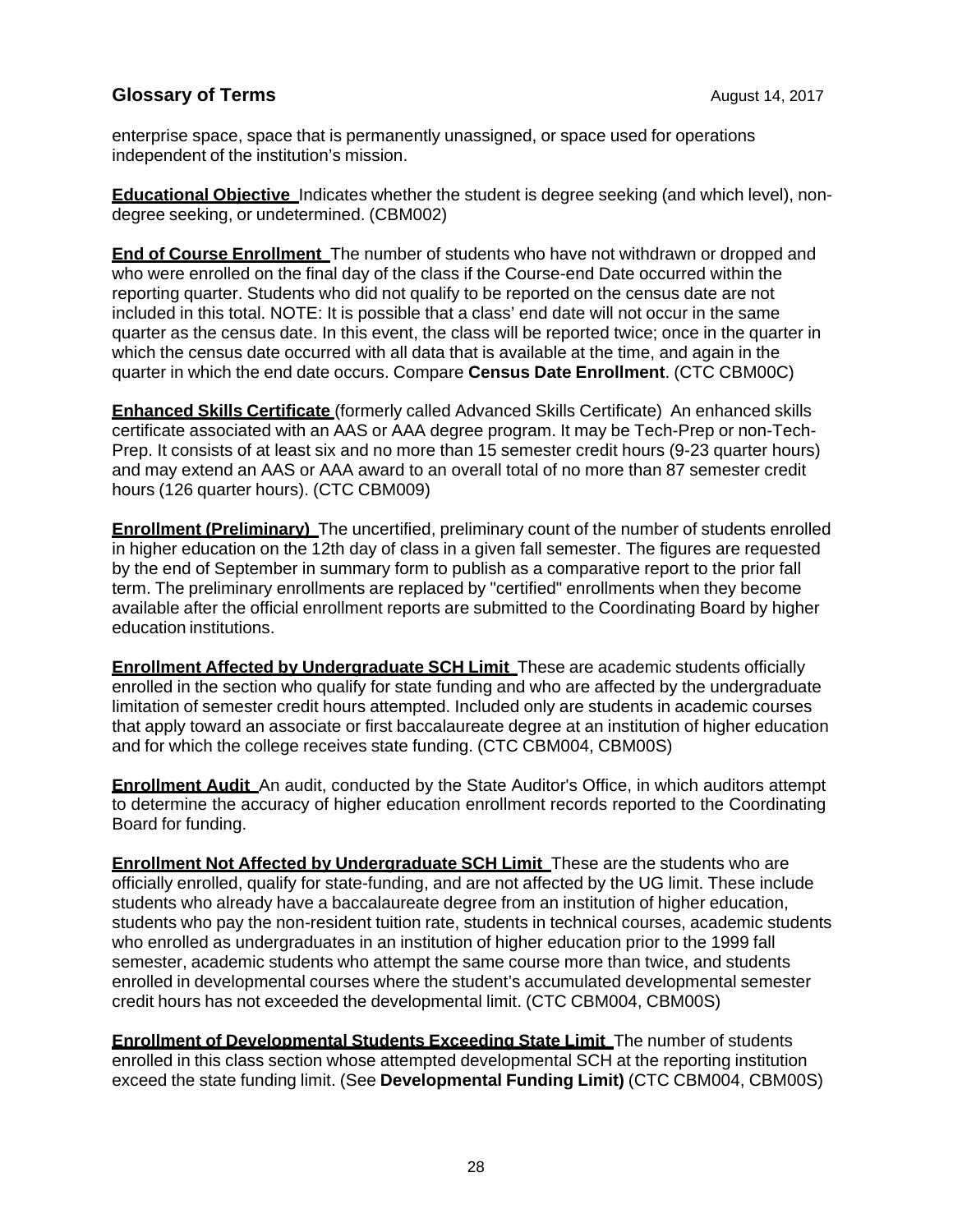enterprise space, space that is permanently unassigned, or space used for operations independent of the institution's mission.

**Educational Objective** Indicates whether the student is degree seeking (and which level), non-degree seeking, or undetermined. (CBM002)

**End of Course Enrollment** The number of students who have not withdrawn or dropped and who were enrolled on the final day of the class if the Course-end Date occurred within the reporting quarter. Students who did not qualify to be reported on the census date are not included in this total. NOTE: It is possible that a class' end date will not occur in the same quarter as the census date. In this event, the class will be reported twice; once in the quarter in which the census date occurred with all data that is available at the time, and again in the quarter in which the end date occurs. Compare **Census Date Enrollment**. (CTC CBM00C)

**Enhanced Skills Certificate** (formerly called Advanced Skills Certificate) An enhanced skills certificate associated with an AAS or AAA degree program. It may be Tech-Prep or non-Tech-Prep. It consists of at least six and no more than 15 semester credit hours (9-23 quarter hours) and may extend an AAS or AAA award to an overall total of no more than 87 semester credit hours (126 quarter hours). (CTC CBM009)

**Enrollment (Preliminary)** The uncertified, preliminary count of the number of students enrolled in higher education on the 12th day of class in a given fall semester. The figures are requested by the end of September in summary form to publish as a comparative report to the prior fall term. The preliminary enrollments are replaced by "certified" enrollments when they become available after the official enrollment reports are submitted to the Coordinating Board by higher education institutions.

**Enrollment Affected by Undergraduate SCH Limit** These are academic students officially enrolled in the section who qualify for state funding and who are affected by the undergraduate limitation of semester credit hours attempted. Included only are students in academic courses that apply toward an associate or first baccalaureate degree at an institution of higher education and for which the college receives state funding. (CTC CBM004, CBM00S)

**Enrollment Audit** An audit, conducted by the State Auditor's Office, in which auditors attempt to determine the accuracy of higher education enrollment records reported to the Coordinating Board for funding.

**Enrollment Not Affected by Undergraduate SCH Limit** These are the students who are officially enrolled, qualify for state-funding, and are not affected by the UG limit. These include students who already have a baccalaureate degree from an institution of higher education, students who pay the non-resident tuition rate, students in technical courses, academic students who enrolled as undergraduates in an institution of higher education prior to the 1999 fall semester, academic students who attempt the same course more than twice, and students enrolled in developmental courses where the student's accumulated developmental semester credit hours has not exceeded the developmental limit. (CTC CBM004, CBM00S)

**Enrollment of Developmental Students Exceeding State Limit** The number of students enrolled in this class section whose attempted developmental SCH at the reporting institution exceed the state funding limit. (See **Developmental Funding Limit)** (CTC CBM004, CBM00S)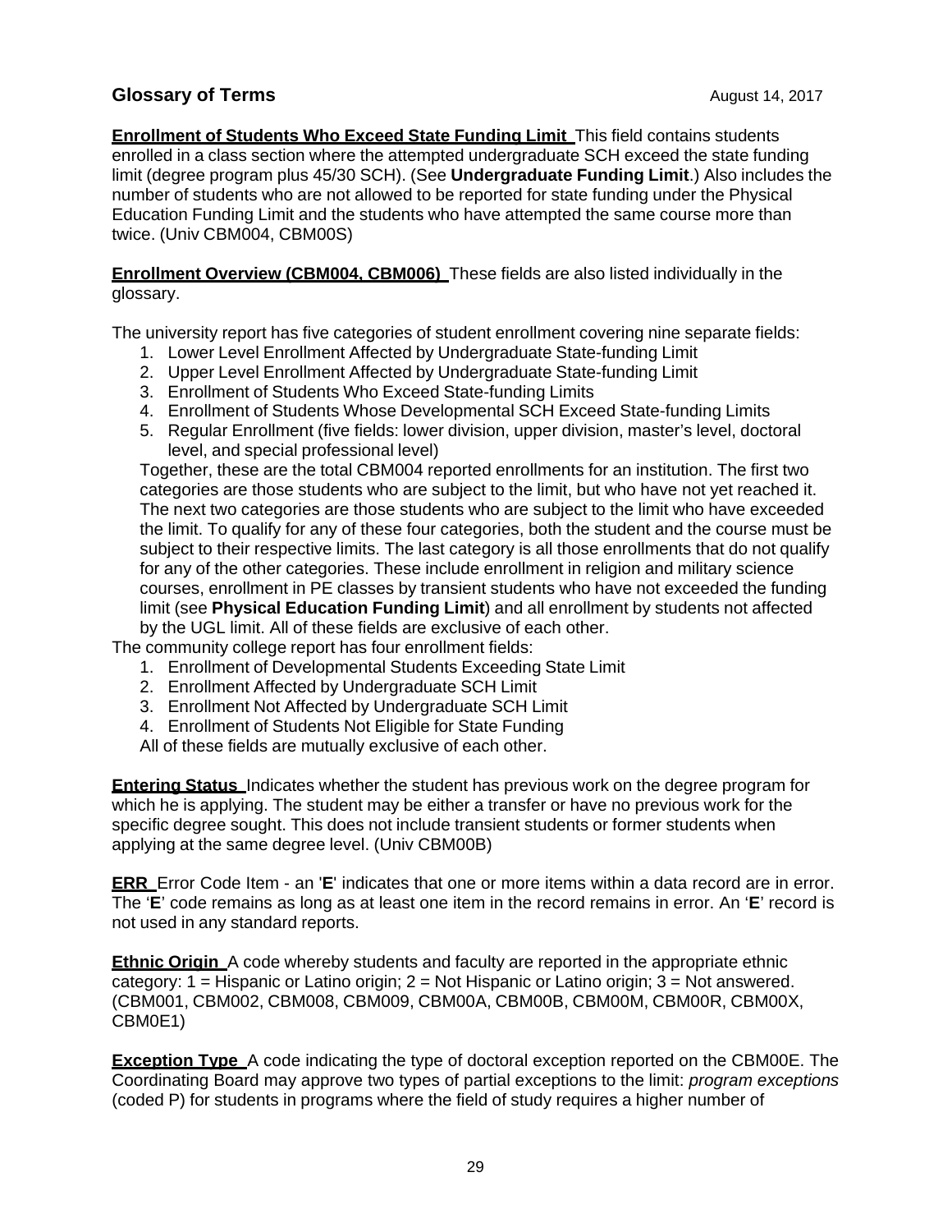## Glossary of Terms

August 14, 2017

**Enrollment of Students Who Exceed State Funding Limit** This field contains students enrolled in a class section where the attempted undergraduate SCH exceed the state funding limit (degree program plus 45/30 SCH). (See **Undergraduate Funding Limit**.) Also includes the number of students who are not allowed to be reported for state funding under the Physical Education Funding Limit and the students who have attempted the same course more than twice. (Univ CBM004, CBM00S)

**Enrollment Overview (CBM004, CBM006)** These fields are also listed individually in the glossary.

The university report has five categories of student enrollment covering nine separate fields:

1. Lower Level Enrollment Affected by Undergraduate State-funding Limit
2. Upper Level Enrollment Affected by Undergraduate State-funding Limit
3. Enrollment of Students Who Exceed State-funding Limits
4. Enrollment of Students Whose Developmental SCH Exceed State-funding Limits
5. Regular Enrollment (five fields: lower division, upper division, master's level, doctoral level, and special professional level)

Together, these are the total CBM004 reported enrollments for an institution. The first two categories are those students who are subject to the limit, but who have not yet reached it. The next two categories are those students who are subject to the limit who have exceeded the limit. To qualify for any of these four categories, both the student and the course must be subject to their respective limits. The last category is all those enrollments that do not qualify for any of the other categories. These include enrollment in religion and military science courses, enrollment in PE classes by transient students who have not exceeded the funding limit (see **Physical Education Funding Limit**) and all enrollment by students not affected by the UGL limit. All of these fields are exclusive of each other.

The community college report has four enrollment fields:

1. Enrollment of Developmental Students Exceeding State Limit
2. Enrollment Affected by Undergraduate SCH Limit
3. Enrollment Not Affected by Undergraduate SCH Limit
4. Enrollment of Students Not Eligible for State Funding

All of these fields are mutually exclusive of each other.

**Entering Status** Indicates whether the student has previous work on the degree program for which he is applying. The student may be either a transfer or have no previous work for the specific degree sought. This does not include transient students or former students when applying at the same degree level. (Univ CBM00B)

**ERR** Error Code Item - an '**E**' indicates that one or more items within a data record are in error. The '**E**' code remains as long as at least one item in the record remains in error. An '**E**' record is not used in any standard reports.

**Ethnic Origin** A code whereby students and faculty are reported in the appropriate ethnic category: 1 = Hispanic or Latino origin; 2 = Not Hispanic or Latino origin; 3 = Not answered. (CBM001, CBM002, CBM008, CBM009, CBM00A, CBM00B, CBM00M, CBM00R, CBM00X, CBM0E1)

**Exception Type** A code indicating the type of doctoral exception reported on the CBM00E. The Coordinating Board may approve two types of partial exceptions to the limit: *program exceptions* (coded P) for students in programs where the field of study requires a higher number of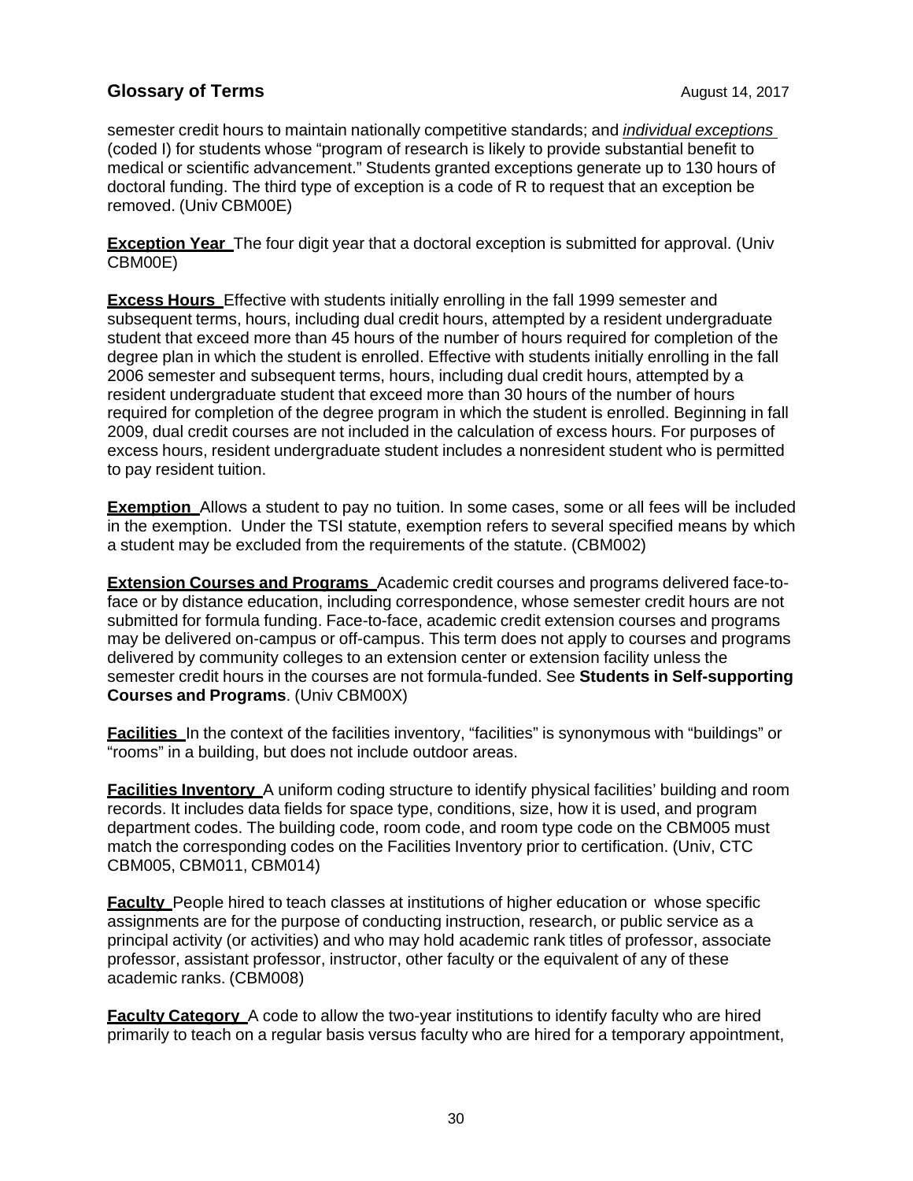semester credit hours to maintain nationally competitive standards; and *individual exceptions* (coded I) for students whose "program of research is likely to provide substantial benefit to medical or scientific advancement." Students granted exceptions generate up to 130 hours of doctoral funding. The third type of exception is a code of R to request that an exception be removed. (Univ CBM00E)

**Exception Year** The four digit year that a doctoral exception is submitted for approval. (Univ CBM00E)

**Excess Hours** Effective with students initially enrolling in the fall 1999 semester and subsequent terms, hours, including dual credit hours, attempted by a resident undergraduate student that exceed more than 45 hours of the number of hours required for completion of the degree plan in which the student is enrolled. Effective with students initially enrolling in the fall 2006 semester and subsequent terms, hours, including dual credit hours, attempted by a resident undergraduate student that exceed more than 30 hours of the number of hours required for completion of the degree program in which the student is enrolled. Beginning in fall 2009, dual credit courses are not included in the calculation of excess hours. For purposes of excess hours, resident undergraduate student includes a nonresident student who is permitted to pay resident tuition.

**Exemption** Allows a student to pay no tuition. In some cases, some or all fees will be included in the exemption. Under the TSI statute, exemption refers to several specified means by which a student may be excluded from the requirements of the statute. (CBM002)

**Extension Courses and Programs** Academic credit courses and programs delivered face-to-face or by distance education, including correspondence, whose semester credit hours are not submitted for formula funding. Face-to-face, academic credit extension courses and programs may be delivered on-campus or off-campus. This term does not apply to courses and programs delivered by community colleges to an extension center or extension facility unless the semester credit hours in the courses are not formula-funded. See **Students in Self-supporting Courses and Programs**. (Univ CBM00X)

**Facilities** In the context of the facilities inventory, "facilities" is synonymous with "buildings" or "rooms" in a building, but does not include outdoor areas.

**Facilities Inventory** A uniform coding structure to identify physical facilities' building and room records. It includes data fields for space type, conditions, size, how it is used, and program department codes. The building code, room code, and room type code on the CBM005 must match the corresponding codes on the Facilities Inventory prior to certification. (Univ, CTC CBM005, CBM011, CBM014)

**Faculty** People hired to teach classes at institutions of higher education or whose specific assignments are for the purpose of conducting instruction, research, or public service as a principal activity (or activities) and who may hold academic rank titles of professor, associate professor, assistant professor, instructor, other faculty or the equivalent of any of these academic ranks. (CBM008)

**Faculty Category** A code to allow the two-year institutions to identify faculty who are hired primarily to teach on a regular basis versus faculty who are hired for a temporary appointment,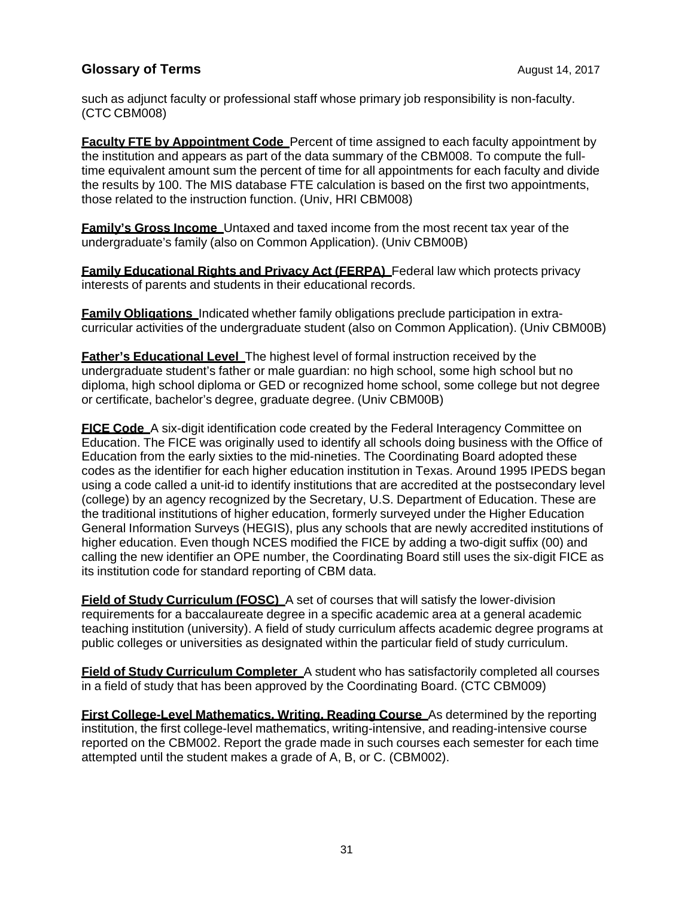such as adjunct faculty or professional staff whose primary job responsibility is non-faculty. (CTC CBM008)

**Faculty FTE by Appointment Code** Percent of time assigned to each faculty appointment by the institution and appears as part of the data summary of the CBM008. To compute the full-time equivalent amount sum the percent of time for all appointments for each faculty and divide the results by 100. The MIS database FTE calculation is based on the first two appointments, those related to the instruction function. (Univ, HRI CBM008)

**Family's Gross Income** Untaxed and taxed income from the most recent tax year of the undergraduate's family (also on Common Application). (Univ CBM00B)

**Family Educational Rights and Privacy Act (FERPA)** Federal law which protects privacy interests of parents and students in their educational records.

**Family Obligations** Indicated whether family obligations preclude participation in extra-curricular activities of the undergraduate student (also on Common Application). (Univ CBM00B)

**Father's Educational Level** The highest level of formal instruction received by the undergraduate student's father or male guardian: no high school, some high school but no diploma, high school diploma or GED or recognized home school, some college but not degree or certificate, bachelor's degree, graduate degree. (Univ CBM00B)

**FICE Code** A six-digit identification code created by the Federal Interagency Committee on Education. The FICE was originally used to identify all schools doing business with the Office of Education from the early sixties to the mid-nineties. The Coordinating Board adopted these codes as the identifier for each higher education institution in Texas. Around 1995 IPEDS began using a code called a unit-id to identify institutions that are accredited at the postsecondary level (college) by an agency recognized by the Secretary, U.S. Department of Education. These are the traditional institutions of higher education, formerly surveyed under the Higher Education General Information Surveys (HEGIS), plus any schools that are newly accredited institutions of higher education. Even though NCES modified the FICE by adding a two-digit suffix (00) and calling the new identifier an OPE number, the Coordinating Board still uses the six-digit FICE as its institution code for standard reporting of CBM data.

**Field of Study Curriculum (FOSC)** A set of courses that will satisfy the lower-division requirements for a baccalaureate degree in a specific academic area at a general academic teaching institution (university). A field of study curriculum affects academic degree programs at public colleges or universities as designated within the particular field of study curriculum.

**Field of Study Curriculum Completer** A student who has satisfactorily completed all courses in a field of study that has been approved by the Coordinating Board. (CTC CBM009)

**First College-Level Mathematics, Writing, Reading Course** As determined by the reporting institution, the first college-level mathematics, writing-intensive, and reading-intensive course reported on the CBM002. Report the grade made in such courses each semester for each time attempted until the student makes a grade of A, B, or C. (CBM002).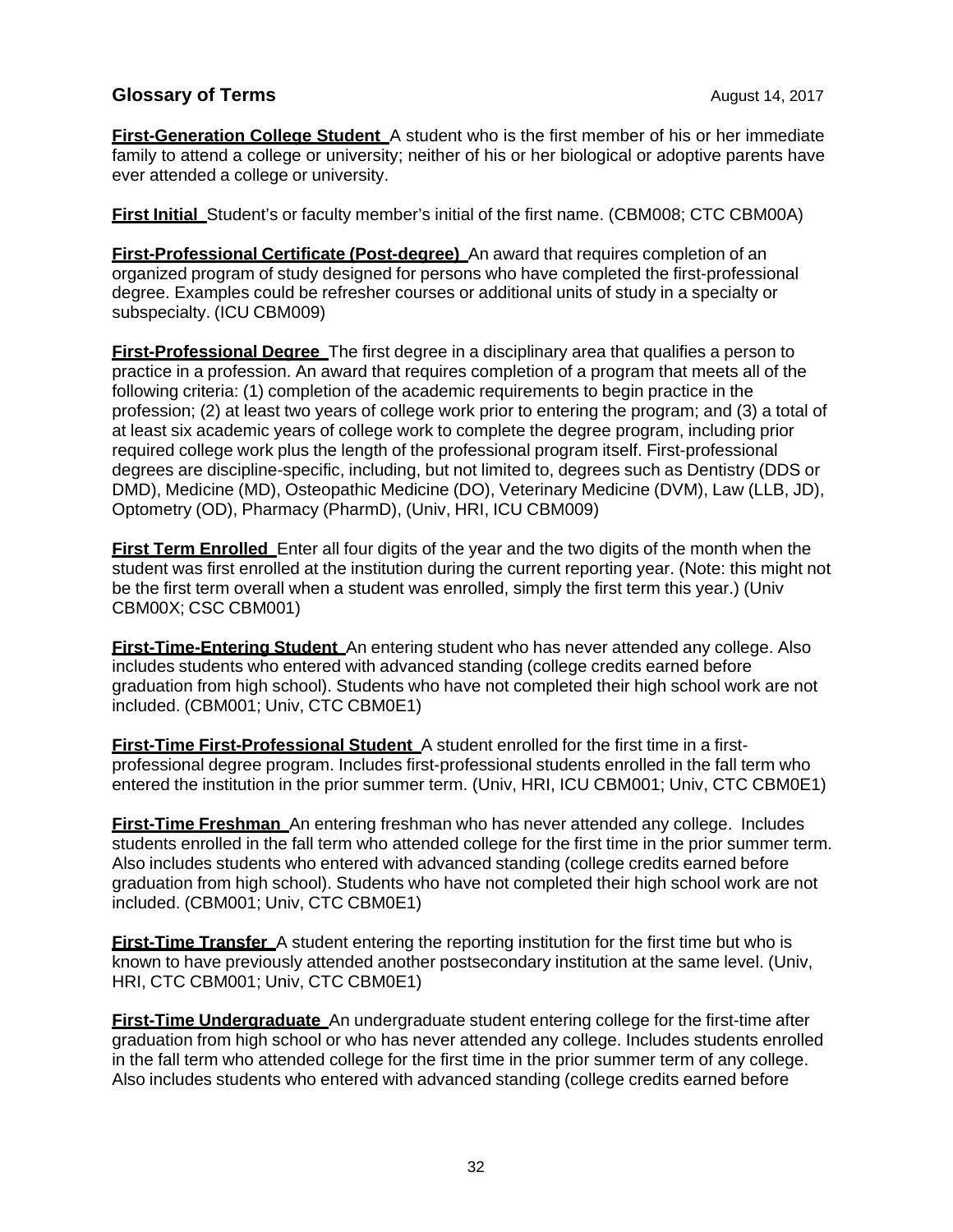**Glossary of Terms** August 14, 2017

**First-Generation College Student** A student who is the first member of his or her immediate family to attend a college or university; neither of his or her biological or adoptive parents have ever attended a college or university.

**First Initial** Student's or faculty member's initial of the first name. (CBM008; CTC CBM00A)

**First-Professional Certificate (Post-degree)** An award that requires completion of an organized program of study designed for persons who have completed the first-professional degree. Examples could be refresher courses or additional units of study in a specialty or subspecialty. (ICU CBM009)

**First-Professional Degree** The first degree in a disciplinary area that qualifies a person to practice in a profession. An award that requires completion of a program that meets all of the following criteria: (1) completion of the academic requirements to begin practice in the profession; (2) at least two years of college work prior to entering the program; and (3) a total of at least six academic years of college work to complete the degree program, including prior required college work plus the length of the professional program itself. First-professional degrees are discipline-specific, including, but not limited to, degrees such as Dentistry (DDS or DMD), Medicine (MD), Osteopathic Medicine (DO), Veterinary Medicine (DVM), Law (LLB, JD), Optometry (OD), Pharmacy (PharmD), (Univ, HRI, ICU CBM009)

**First Term Enrolled** Enter all four digits of the year and the two digits of the month when the student was first enrolled at the institution during the current reporting year. (Note: this might not be the first term overall when a student was enrolled, simply the first term this year.) (Univ CBM00X; CSC CBM001)

**First-Time-Entering Student** An entering student who has never attended any college. Also includes students who entered with advanced standing (college credits earned before graduation from high school). Students who have not completed their high school work are not included. (CBM001; Univ, CTC CBM0E1)

**First-Time First-Professional Student** A student enrolled for the first time in a first-professional degree program. Includes first-professional students enrolled in the fall term who entered the institution in the prior summer term. (Univ, HRI, ICU CBM001; Univ, CTC CBM0E1)

**First-Time Freshman** An entering freshman who has never attended any college. Includes students enrolled in the fall term who attended college for the first time in the prior summer term. Also includes students who entered with advanced standing (college credits earned before graduation from high school). Students who have not completed their high school work are not included. (CBM001; Univ, CTC CBM0E1)

**First-Time Transfer** A student entering the reporting institution for the first time but who is known to have previously attended another postsecondary institution at the same level. (Univ, HRI, CTC CBM001; Univ, CTC CBM0E1)

**First-Time Undergraduate** An undergraduate student entering college for the first-time after graduation from high school or who has never attended any college. Includes students enrolled in the fall term who attended college for the first time in the prior summer term of any college. Also includes students who entered with advanced standing (college credits earned before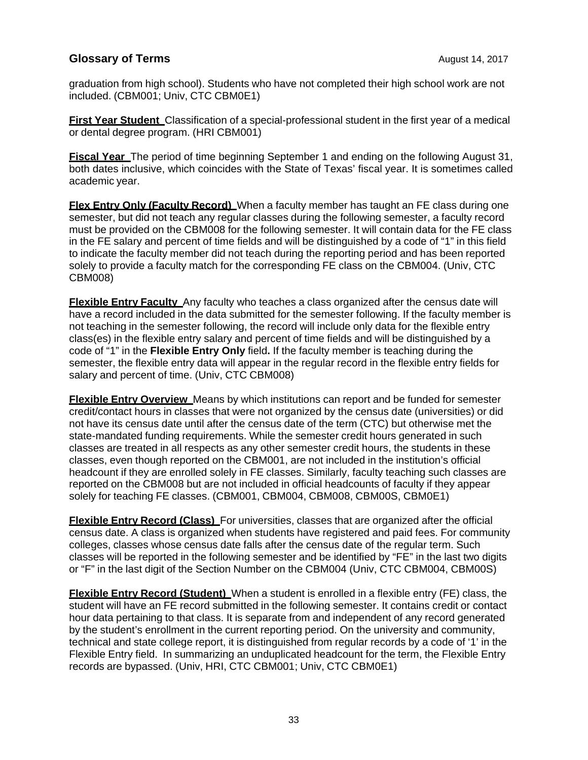graduation from high school). Students who have not completed their high school work are not included. (CBM001; Univ, CTC CBM0E1)

**First Year Student** Classification of a special-professional student in the first year of a medical or dental degree program. (HRI CBM001)

**Fiscal Year** The period of time beginning September 1 and ending on the following August 31, both dates inclusive, which coincides with the State of Texas' fiscal year. It is sometimes called academic year.

**Flex Entry Only (Faculty Record)** When a faculty member has taught an FE class during one semester, but did not teach any regular classes during the following semester, a faculty record must be provided on the CBM008 for the following semester. It will contain data for the FE class in the FE salary and percent of time fields and will be distinguished by a code of "1" in this field to indicate the faculty member did not teach during the reporting period and has been reported solely to provide a faculty match for the corresponding FE class on the CBM004. (Univ, CTC CBM008)

**Flexible Entry Faculty** Any faculty who teaches a class organized after the census date will have a record included in the data submitted for the semester following. If the faculty member is not teaching in the semester following, the record will include only data for the flexible entry class(es) in the flexible entry salary and percent of time fields and will be distinguished by a code of "1" in the **Flexible Entry Only** field**.** If the faculty member is teaching during the semester, the flexible entry data will appear in the regular record in the flexible entry fields for salary and percent of time. (Univ, CTC CBM008)

**Flexible Entry Overview** Means by which institutions can report and be funded for semester credit/contact hours in classes that were not organized by the census date (universities) or did not have its census date until after the census date of the term (CTC) but otherwise met the state-mandated funding requirements. While the semester credit hours generated in such classes are treated in all respects as any other semester credit hours, the students in these classes, even though reported on the CBM001, are not included in the institution's official headcount if they are enrolled solely in FE classes. Similarly, faculty teaching such classes are reported on the CBM008 but are not included in official headcounts of faculty if they appear solely for teaching FE classes. (CBM001, CBM004, CBM008, CBM00S, CBM0E1)

**Flexible Entry Record (Class)** For universities, classes that are organized after the official census date. A class is organized when students have registered and paid fees. For community colleges, classes whose census date falls after the census date of the regular term. Such classes will be reported in the following semester and be identified by "FE" in the last two digits or "F" in the last digit of the Section Number on the CBM004 (Univ, CTC CBM004, CBM00S)

**Flexible Entry Record (Student)** When a student is enrolled in a flexible entry (FE) class, the student will have an FE record submitted in the following semester. It contains credit or contact hour data pertaining to that class. It is separate from and independent of any record generated by the student's enrollment in the current reporting period. On the university and community, technical and state college report, it is distinguished from regular records by a code of '1' in the Flexible Entry field. In summarizing an unduplicated headcount for the term, the Flexible Entry records are bypassed. (Univ, HRI, CTC CBM001; Univ, CTC CBM0E1)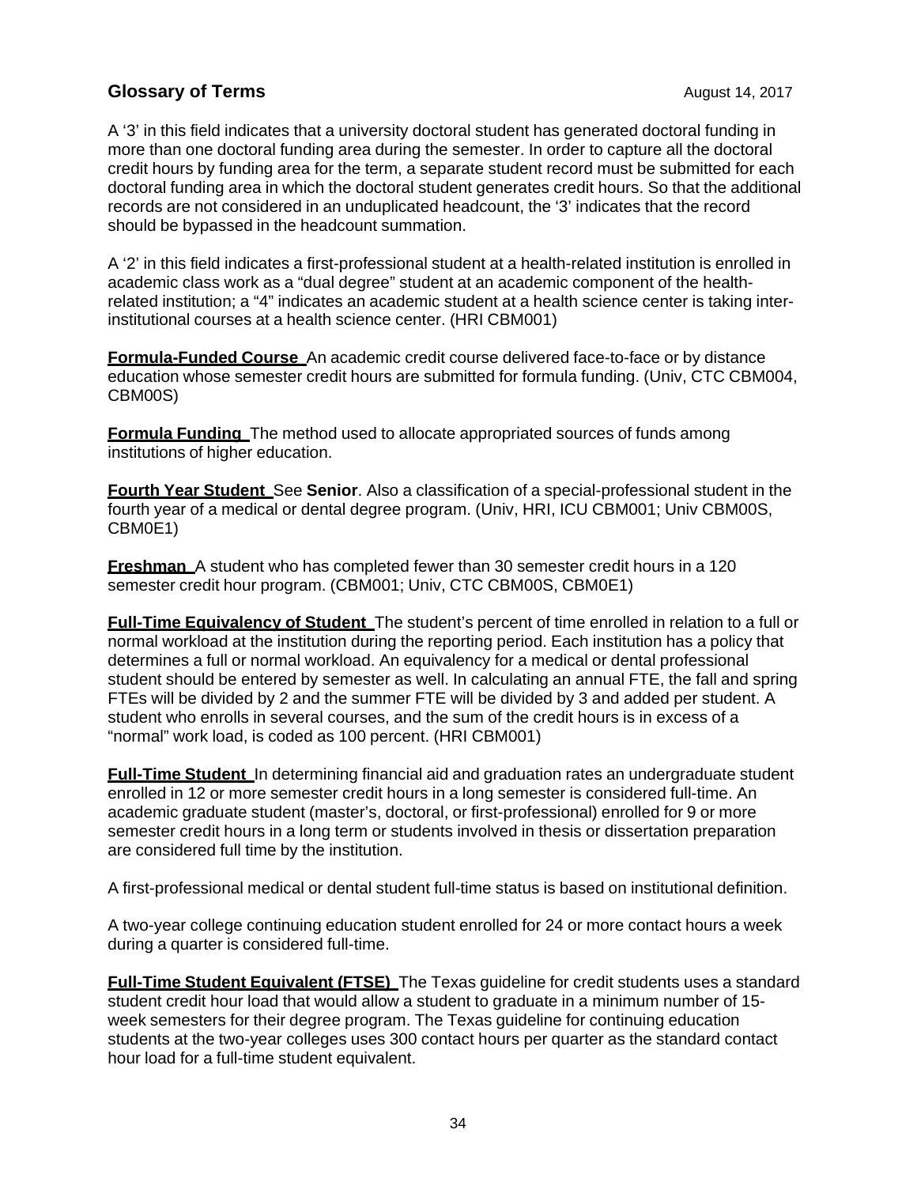A '3' in this field indicates that a university doctoral student has generated doctoral funding in more than one doctoral funding area during the semester. In order to capture all the doctoral credit hours by funding area for the term, a separate student record must be submitted for each doctoral funding area in which the doctoral student generates credit hours. So that the additional records are not considered in an unduplicated headcount, the '3' indicates that the record should be bypassed in the headcount summation.

A '2' in this field indicates a first-professional student at a health-related institution is enrolled in academic class work as a "dual degree" student at an academic component of the health-related institution; a "4" indicates an academic student at a health science center is taking inter-institutional courses at a health science center. (HRI CBM001)

**Formula-Funded Course** An academic credit course delivered face-to-face or by distance education whose semester credit hours are submitted for formula funding. (Univ, CTC CBM004, CBM00S)

**Formula Funding** The method used to allocate appropriated sources of funds among institutions of higher education.

**Fourth Year Student** See **Senior**. Also a classification of a special-professional student in the fourth year of a medical or dental degree program. (Univ, HRI, ICU CBM001; Univ CBM00S, CBM0E1)

**Freshman** A student who has completed fewer than 30 semester credit hours in a 120 semester credit hour program. (CBM001; Univ, CTC CBM00S, CBM0E1)

**Full-Time Equivalency of Student** The student's percent of time enrolled in relation to a full or normal workload at the institution during the reporting period. Each institution has a policy that determines a full or normal workload. An equivalency for a medical or dental professional student should be entered by semester as well. In calculating an annual FTE, the fall and spring FTEs will be divided by 2 and the summer FTE will be divided by 3 and added per student. A student who enrolls in several courses, and the sum of the credit hours is in excess of a "normal" work load, is coded as 100 percent. (HRI CBM001)

**Full-Time Student** In determining financial aid and graduation rates an undergraduate student enrolled in 12 or more semester credit hours in a long semester is considered full-time. An academic graduate student (master's, doctoral, or first-professional) enrolled for 9 or more semester credit hours in a long term or students involved in thesis or dissertation preparation are considered full time by the institution.

A first-professional medical or dental student full-time status is based on institutional definition.

A two-year college continuing education student enrolled for 24 or more contact hours a week during a quarter is considered full-time.

**Full-Time Student Equivalent (FTSE)** The Texas guideline for credit students uses a standard student credit hour load that would allow a student to graduate in a minimum number of 15-week semesters for their degree program. The Texas guideline for continuing education students at the two-year colleges uses 300 contact hours per quarter as the standard contact hour load for a full-time student equivalent.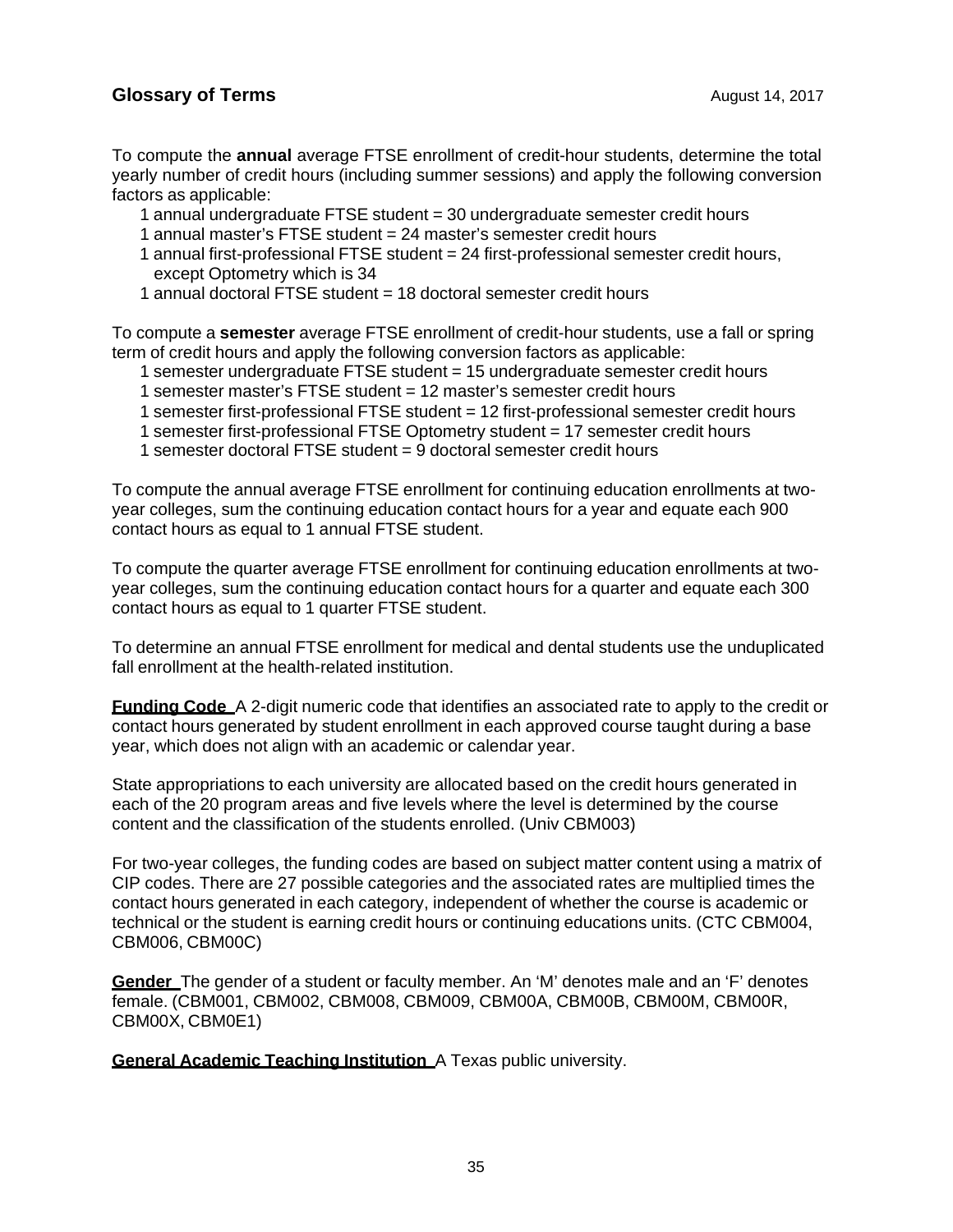To compute the **annual** average FTSE enrollment of credit-hour students, determine the total yearly number of credit hours (including summer sessions) and apply the following conversion factors as applicable:

- 1 annual undergraduate FTSE student = 30 undergraduate semester credit hours
- 1 annual master's FTSE student = 24 master's semester credit hours
- 1 annual first-professional FTSE student = 24 first-professional semester credit hours, except Optometry which is 34
- 1 annual doctoral FTSE student = 18 doctoral semester credit hours

To compute a **semester** average FTSE enrollment of credit-hour students, use a fall or spring term of credit hours and apply the following conversion factors as applicable:

- 1 semester undergraduate FTSE student = 15 undergraduate semester credit hours
- 1 semester master's FTSE student = 12 master's semester credit hours
- 1 semester first-professional FTSE student = 12 first-professional semester credit hours
- 1 semester first-professional FTSE Optometry student = 17 semester credit hours
- 1 semester doctoral FTSE student = 9 doctoral semester credit hours

To compute the annual average FTSE enrollment for continuing education enrollments at two-year colleges, sum the continuing education contact hours for a year and equate each 900 contact hours as equal to 1 annual FTSE student.

To compute the quarter average FTSE enrollment for continuing education enrollments at two-year colleges, sum the continuing education contact hours for a quarter and equate each 300 contact hours as equal to 1 quarter FTSE student.

To determine an annual FTSE enrollment for medical and dental students use the unduplicated fall enrollment at the health-related institution.

**Funding Code** A 2-digit numeric code that identifies an associated rate to apply to the credit or contact hours generated by student enrollment in each approved course taught during a base year, which does not align with an academic or calendar year.

State appropriations to each university are allocated based on the credit hours generated in each of the 20 program areas and five levels where the level is determined by the course content and the classification of the students enrolled. (Univ CBM003)

For two-year colleges, the funding codes are based on subject matter content using a matrix of CIP codes. There are 27 possible categories and the associated rates are multiplied times the contact hours generated in each category, independent of whether the course is academic or technical or the student is earning credit hours or continuing educations units. (CTC CBM004, CBM006, CBM00C)

**Gender** The gender of a student or faculty member. An 'M' denotes male and an 'F' denotes female. (CBM001, CBM002, CBM008, CBM009, CBM00A, CBM00B, CBM00M, CBM00R, CBM00X, CBM0E1)

**General Academic Teaching Institution** A Texas public university.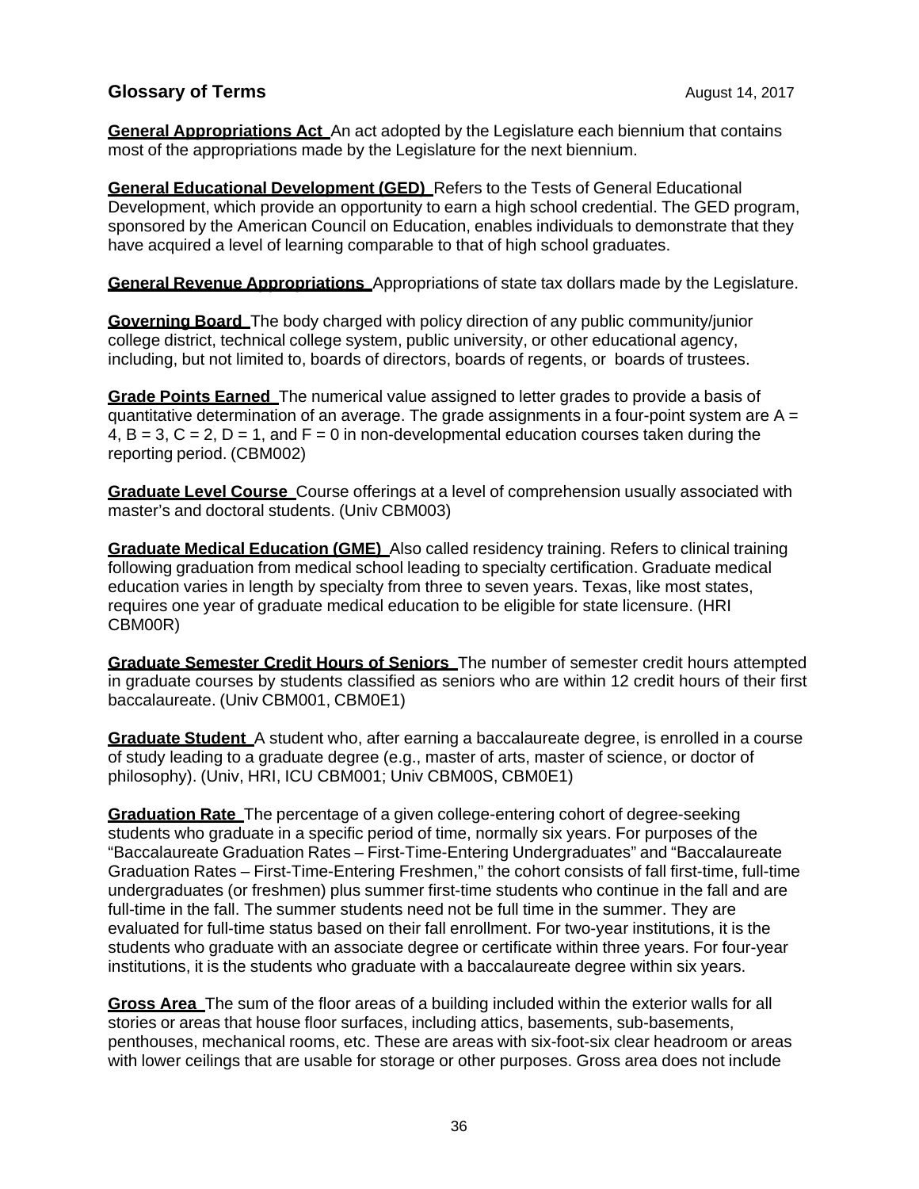## Glossary of Terms

August 14, 2017

**General Appropriations Act** An act adopted by the Legislature each biennium that contains most of the appropriations made by the Legislature for the next biennium.

**General Educational Development (GED)** Refers to the Tests of General Educational Development, which provide an opportunity to earn a high school credential. The GED program, sponsored by the American Council on Education, enables individuals to demonstrate that they have acquired a level of learning comparable to that of high school graduates.

**General Revenue Appropriations** Appropriations of state tax dollars made by the Legislature.

**Governing Board** The body charged with policy direction of any public community/junior college district, technical college system, public university, or other educational agency, including, but not limited to, boards of directors, boards of regents, or boards of trustees.

**Grade Points Earned** The numerical value assigned to letter grades to provide a basis of quantitative determination of an average. The grade assignments in a four-point system are A = 4, B = 3, C = 2, D = 1, and F = 0 in non-developmental education courses taken during the reporting period. (CBM002)

**Graduate Level Course** Course offerings at a level of comprehension usually associated with master's and doctoral students. (Univ CBM003)

**Graduate Medical Education (GME)** Also called residency training. Refers to clinical training following graduation from medical school leading to specialty certification. Graduate medical education varies in length by specialty from three to seven years. Texas, like most states, requires one year of graduate medical education to be eligible for state licensure. (HRI CBM00R)

**Graduate Semester Credit Hours of Seniors** The number of semester credit hours attempted in graduate courses by students classified as seniors who are within 12 credit hours of their first baccalaureate. (Univ CBM001, CBM0E1)

**Graduate Student** A student who, after earning a baccalaureate degree, is enrolled in a course of study leading to a graduate degree (e.g., master of arts, master of science, or doctor of philosophy). (Univ, HRI, ICU CBM001; Univ CBM00S, CBM0E1)

**Graduation Rate** The percentage of a given college-entering cohort of degree-seeking students who graduate in a specific period of time, normally six years. For purposes of the "Baccalaureate Graduation Rates – First-Time-Entering Undergraduates" and "Baccalaureate Graduation Rates – First-Time-Entering Freshmen," the cohort consists of fall first-time, full-time undergraduates (or freshmen) plus summer first-time students who continue in the fall and are full-time in the fall. The summer students need not be full time in the summer. They are evaluated for full-time status based on their fall enrollment. For two-year institutions, it is the students who graduate with an associate degree or certificate within three years. For four-year institutions, it is the students who graduate with a baccalaureate degree within six years.

**Gross Area** The sum of the floor areas of a building included within the exterior walls for all stories or areas that house floor surfaces, including attics, basements, sub-basements, penthouses, mechanical rooms, etc. These are areas with six-foot-six clear headroom or areas with lower ceilings that are usable for storage or other purposes. Gross area does not include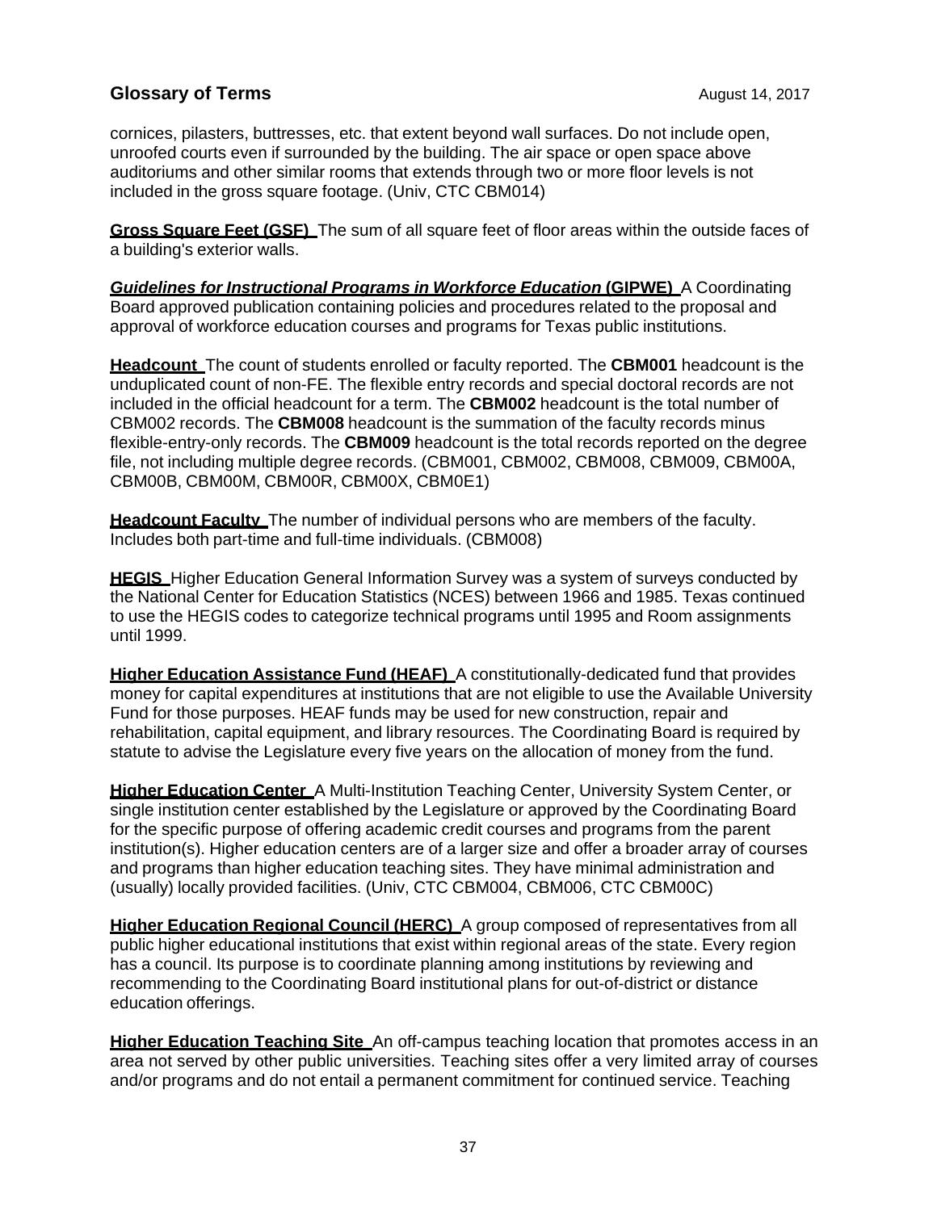cornices, pilasters, buttresses, etc. that extent beyond wall surfaces. Do not include open, unroofed courts even if surrounded by the building. The air space or open space above auditoriums and other similar rooms that extends through two or more floor levels is not included in the gross square footage. (Univ, CTC CBM014)

**Gross Square Feet (GSF)** The sum of all square feet of floor areas within the outside faces of a building's exterior walls.

***Guidelines for Instructional Programs in Workforce Education* (GIPWE)** A Coordinating Board approved publication containing policies and procedures related to the proposal and approval of workforce education courses and programs for Texas public institutions.

**Headcount** The count of students enrolled or faculty reported. The **CBM001** headcount is the unduplicated count of non-FE. The flexible entry records and special doctoral records are not included in the official headcount for a term. The **CBM002** headcount is the total number of CBM002 records. The **CBM008** headcount is the summation of the faculty records minus flexible-entry-only records. The **CBM009** headcount is the total records reported on the degree file, not including multiple degree records. (CBM001, CBM002, CBM008, CBM009, CBM00A, CBM00B, CBM00M, CBM00R, CBM00X, CBM0E1)

**Headcount Faculty** The number of individual persons who are members of the faculty. Includes both part-time and full-time individuals. (CBM008)

**HEGIS** Higher Education General Information Survey was a system of surveys conducted by the National Center for Education Statistics (NCES) between 1966 and 1985. Texas continued to use the HEGIS codes to categorize technical programs until 1995 and Room assignments until 1999.

**Higher Education Assistance Fund (HEAF)** A constitutionally-dedicated fund that provides money for capital expenditures at institutions that are not eligible to use the Available University Fund for those purposes. HEAF funds may be used for new construction, repair and rehabilitation, capital equipment, and library resources. The Coordinating Board is required by statute to advise the Legislature every five years on the allocation of money from the fund.

**Higher Education Center** A Multi-Institution Teaching Center, University System Center, or single institution center established by the Legislature or approved by the Coordinating Board for the specific purpose of offering academic credit courses and programs from the parent institution(s). Higher education centers are of a larger size and offer a broader array of courses and programs than higher education teaching sites. They have minimal administration and (usually) locally provided facilities. (Univ, CTC CBM004, CBM006, CTC CBM00C)

**Higher Education Regional Council (HERC)** A group composed of representatives from all public higher educational institutions that exist within regional areas of the state. Every region has a council. Its purpose is to coordinate planning among institutions by reviewing and recommending to the Coordinating Board institutional plans for out-of-district or distance education offerings.

**Higher Education Teaching Site** An off-campus teaching location that promotes access in an area not served by other public universities. Teaching sites offer a very limited array of courses and/or programs and do not entail a permanent commitment for continued service. Teaching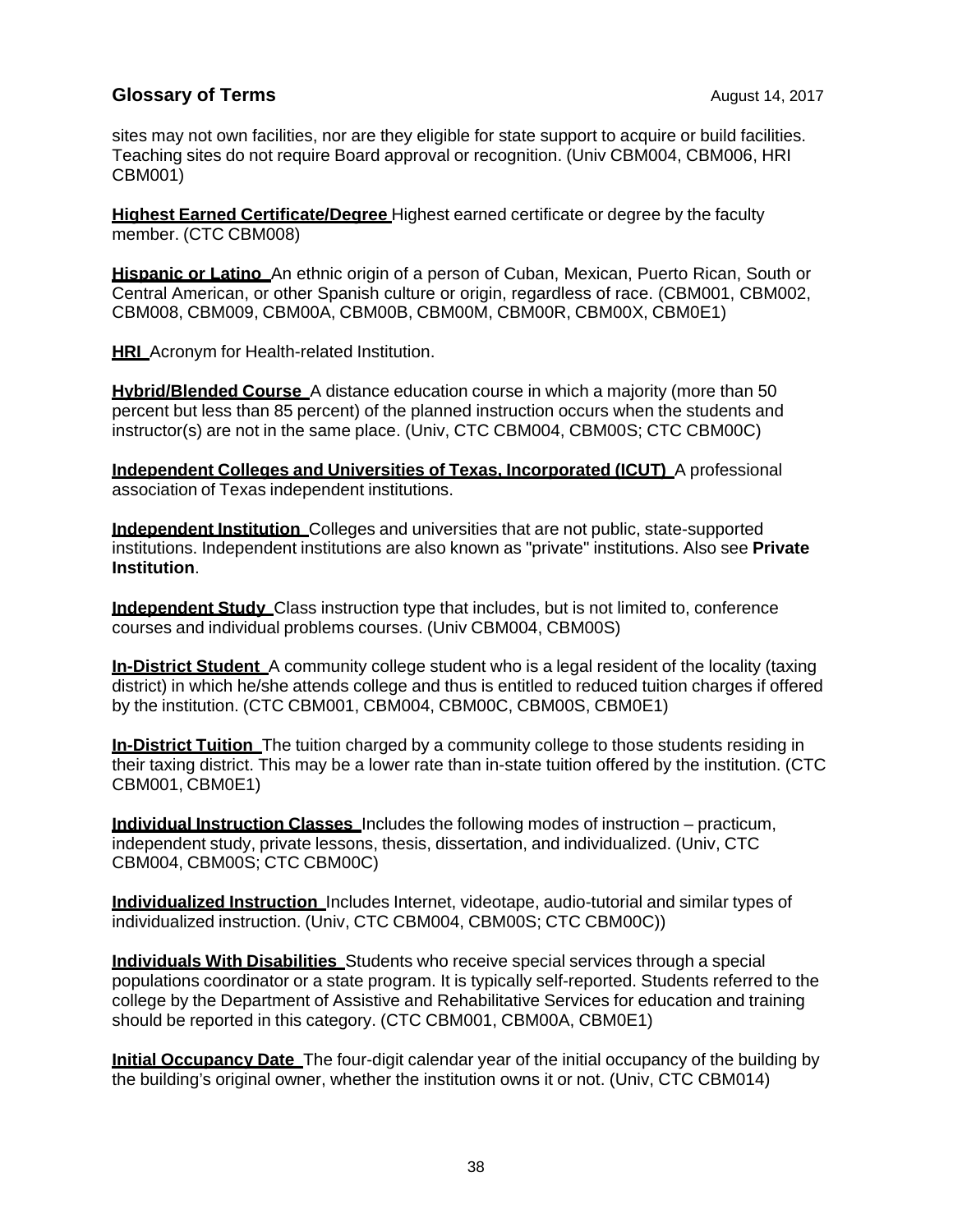sites may not own facilities, nor are they eligible for state support to acquire or build facilities. Teaching sites do not require Board approval or recognition. (Univ CBM004, CBM006, HRI CBM001)

**Highest Earned Certificate/Degree** Highest earned certificate or degree by the faculty member. (CTC CBM008)

**Hispanic or Latino** An ethnic origin of a person of Cuban, Mexican, Puerto Rican, South or Central American, or other Spanish culture or origin, regardless of race. (CBM001, CBM002, CBM008, CBM009, CBM00A, CBM00B, CBM00M, CBM00R, CBM00X, CBM0E1)

**HRI** Acronym for Health-related Institution.

**Hybrid/Blended Course** A distance education course in which a majority (more than 50 percent but less than 85 percent) of the planned instruction occurs when the students and instructor(s) are not in the same place. (Univ, CTC CBM004, CBM00S; CTC CBM00C)

**Independent Colleges and Universities of Texas, Incorporated (ICUT)** A professional association of Texas independent institutions.

**Independent Institution** Colleges and universities that are not public, state-supported institutions. Independent institutions are also known as "private" institutions. Also see **Private Institution**.

**Independent Study** Class instruction type that includes, but is not limited to, conference courses and individual problems courses. (Univ CBM004, CBM00S)

**In-District Student** A community college student who is a legal resident of the locality (taxing district) in which he/she attends college and thus is entitled to reduced tuition charges if offered by the institution. (CTC CBM001, CBM004, CBM00C, CBM00S, CBM0E1)

**In-District Tuition** The tuition charged by a community college to those students residing in their taxing district. This may be a lower rate than in-state tuition offered by the institution. (CTC CBM001, CBM0E1)

**Individual Instruction Classes** Includes the following modes of instruction – practicum, independent study, private lessons, thesis, dissertation, and individualized. (Univ, CTC CBM004, CBM00S; CTC CBM00C)

**Individualized Instruction** Includes Internet, videotape, audio-tutorial and similar types of individualized instruction. (Univ, CTC CBM004, CBM00S; CTC CBM00C))

**Individuals With Disabilities** Students who receive special services through a special populations coordinator or a state program. It is typically self-reported. Students referred to the college by the Department of Assistive and Rehabilitative Services for education and training should be reported in this category. (CTC CBM001, CBM00A, CBM0E1)

**Initial Occupancy Date** The four-digit calendar year of the initial occupancy of the building by the building's original owner, whether the institution owns it or not. (Univ, CTC CBM014)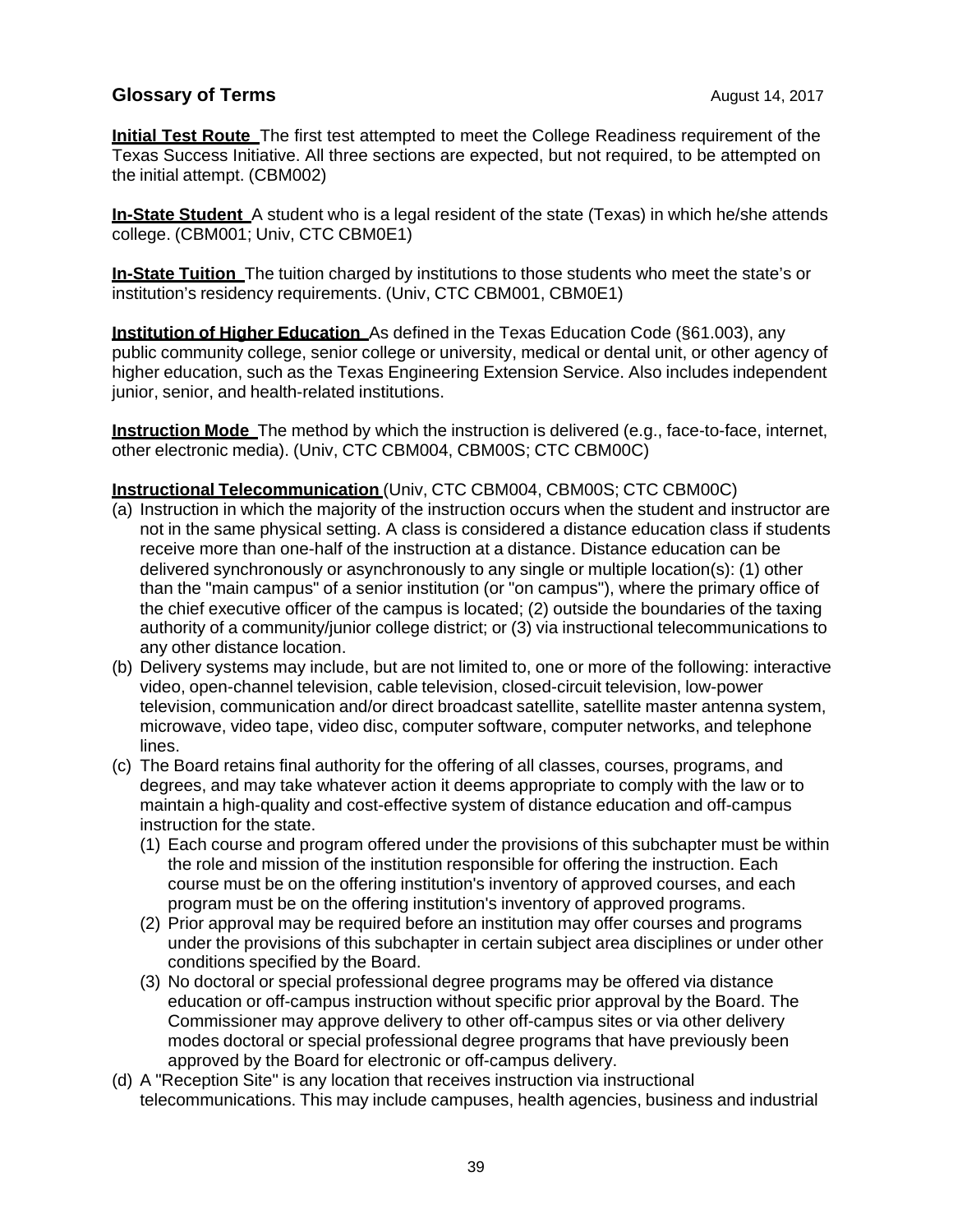**Initial Test Route** The first test attempted to meet the College Readiness requirement of the Texas Success Initiative. All three sections are expected, but not required, to be attempted on the initial attempt. (CBM002)

**In-State Student** A student who is a legal resident of the state (Texas) in which he/she attends college. (CBM001; Univ, CTC CBM0E1)

**In-State Tuition** The tuition charged by institutions to those students who meet the state's or institution's residency requirements. (Univ, CTC CBM001, CBM0E1)

**Institution of Higher Education** As defined in the Texas Education Code (§61.003), any public community college, senior college or university, medical or dental unit, or other agency of higher education, such as the Texas Engineering Extension Service. Also includes independent junior, senior, and health-related institutions.

**Instruction Mode** The method by which the instruction is delivered (e.g., face-to-face, internet, other electronic media). (Univ, CTC CBM004, CBM00S; CTC CBM00C)

**Instructional Telecommunication** (Univ, CTC CBM004, CBM00S; CTC CBM00C)

(a) Instruction in which the majority of the instruction occurs when the student and instructor are not in the same physical setting. A class is considered a distance education class if students receive more than one-half of the instruction at a distance. Distance education can be delivered synchronously or asynchronously to any single or multiple location(s): (1) other than the "main campus" of a senior institution (or "on campus"), where the primary office of the chief executive officer of the campus is located; (2) outside the boundaries of the taxing authority of a community/junior college district; or (3) via instructional telecommunications to any other distance location.

(b) Delivery systems may include, but are not limited to, one or more of the following: interactive video, open-channel television, cable television, closed-circuit television, low-power television, communication and/or direct broadcast satellite, satellite master antenna system, microwave, video tape, video disc, computer software, computer networks, and telephone lines.

(c) The Board retains final authority for the offering of all classes, courses, programs, and degrees, and may take whatever action it deems appropriate to comply with the law or to maintain a high-quality and cost-effective system of distance education and off-campus instruction for the state.
   (1) Each course and program offered under the provisions of this subchapter must be within the role and mission of the institution responsible for offering the instruction. Each course must be on the offering institution's inventory of approved courses, and each program must be on the offering institution's inventory of approved programs.
   (2) Prior approval may be required before an institution may offer courses and programs under the provisions of this subchapter in certain subject area disciplines or under other conditions specified by the Board.
   (3) No doctoral or special professional degree programs may be offered via distance education or off-campus instruction without specific prior approval by the Board. The Commissioner may approve delivery to other off-campus sites or via other delivery modes doctoral or special professional degree programs that have previously been approved by the Board for electronic or off-campus delivery.

(d) A "Reception Site" is any location that receives instruction via instructional telecommunications. This may include campuses, health agencies, business and industrial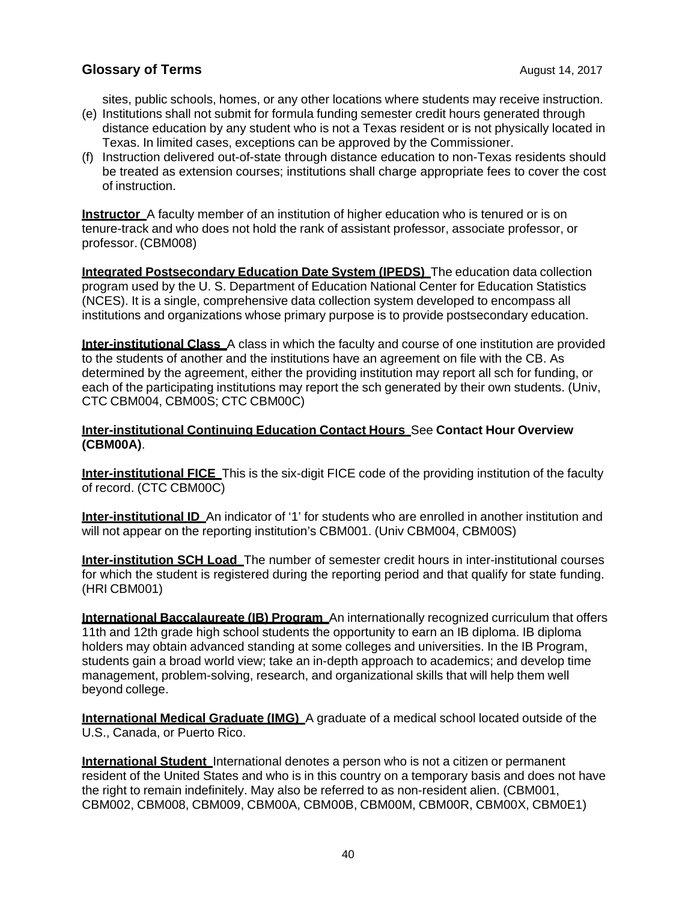sites, public schools, homes, or any other locations where students may receive instruction.

(e) Institutions shall not submit for formula funding semester credit hours generated through distance education by any student who is not a Texas resident or is not physically located in Texas. In limited cases, exceptions can be approved by the Commissioner.

(f) Instruction delivered out-of-state through distance education to non-Texas residents should be treated as extension courses; institutions shall charge appropriate fees to cover the cost of instruction.

**Instructor** A faculty member of an institution of higher education who is tenured or is on tenure-track and who does not hold the rank of assistant professor, associate professor, or professor. (CBM008)

**Integrated Postsecondary Education Date System (IPEDS)** The education data collection program used by the U. S. Department of Education National Center for Education Statistics (NCES). It is a single, comprehensive data collection system developed to encompass all institutions and organizations whose primary purpose is to provide postsecondary education.

**Inter-institutional Class** A class in which the faculty and course of one institution are provided to the students of another and the institutions have an agreement on file with the CB. As determined by the agreement, either the providing institution may report all sch for funding, or each of the participating institutions may report the sch generated by their own students. (Univ, CTC CBM004, CBM00S; CTC CBM00C)

**Inter-institutional Continuing Education Contact Hours** See **Contact Hour Overview (CBM00A)**.

**Inter-institutional FICE** This is the six-digit FICE code of the providing institution of the faculty of record. (CTC CBM00C)

**Inter-institutional ID** An indicator of '1' for students who are enrolled in another institution and will not appear on the reporting institution's CBM001. (Univ CBM004, CBM00S)

**Inter-institution SCH Load** The number of semester credit hours in inter-institutional courses for which the student is registered during the reporting period and that qualify for state funding. (HRI CBM001)

**International Baccalaureate (IB) Program** An internationally recognized curriculum that offers 11th and 12th grade high school students the opportunity to earn an IB diploma. IB diploma holders may obtain advanced standing at some colleges and universities. In the IB Program, students gain a broad world view; take an in-depth approach to academics; and develop time management, problem-solving, research, and organizational skills that will help them well beyond college.

**International Medical Graduate (IMG)** A graduate of a medical school located outside of the U.S., Canada, or Puerto Rico.

**International Student** International denotes a person who is not a citizen or permanent resident of the United States and who is in this country on a temporary basis and does not have the right to remain indefinitely. May also be referred to as non-resident alien. (CBM001, CBM002, CBM008, CBM009, CBM00A, CBM00B, CBM00M, CBM00R, CBM00X, CBM0E1)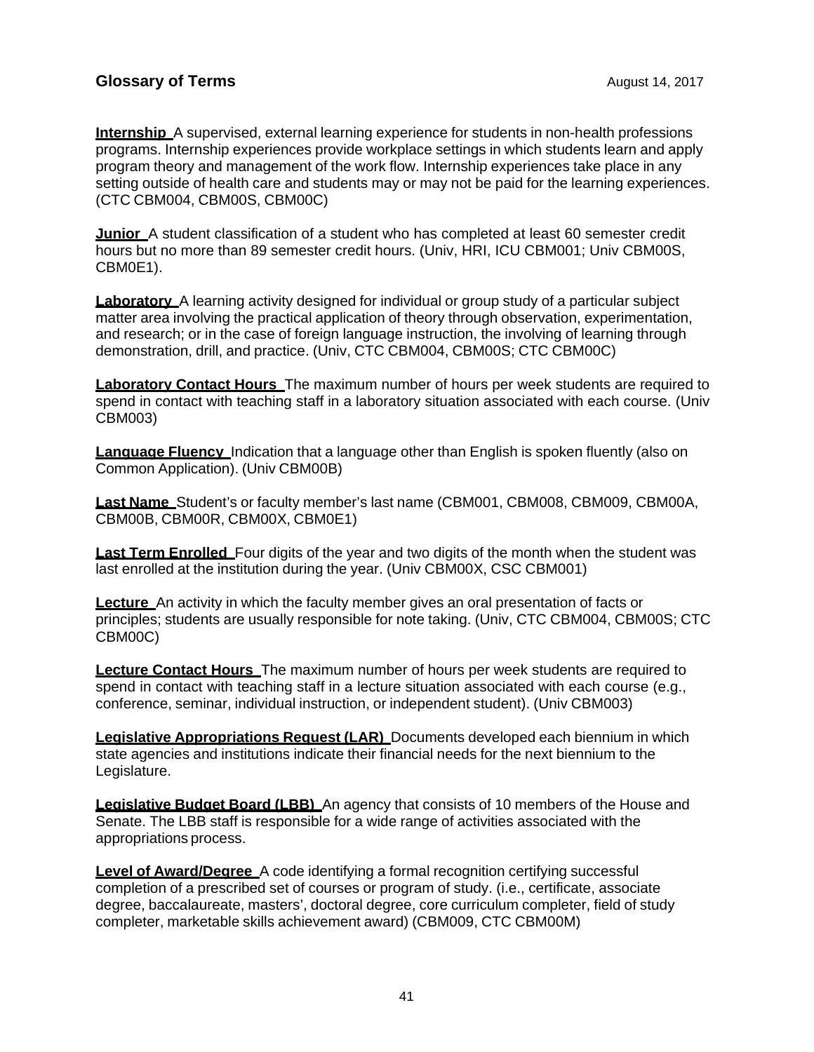## Glossary of Terms

August 14, 2017

**Internship** A supervised, external learning experience for students in non-health professions programs. Internship experiences provide workplace settings in which students learn and apply program theory and management of the work flow. Internship experiences take place in any setting outside of health care and students may or may not be paid for the learning experiences. (CTC CBM004, CBM00S, CBM00C)

**Junior** A student classification of a student who has completed at least 60 semester credit hours but no more than 89 semester credit hours. (Univ, HRI, ICU CBM001; Univ CBM00S, CBM0E1).

**Laboratory** A learning activity designed for individual or group study of a particular subject matter area involving the practical application of theory through observation, experimentation, and research; or in the case of foreign language instruction, the involving of learning through demonstration, drill, and practice. (Univ, CTC CBM004, CBM00S; CTC CBM00C)

**Laboratory Contact Hours** The maximum number of hours per week students are required to spend in contact with teaching staff in a laboratory situation associated with each course. (Univ CBM003)

**Language Fluency** Indication that a language other than English is spoken fluently (also on Common Application). (Univ CBM00B)

**Last Name** Student's or faculty member's last name (CBM001, CBM008, CBM009, CBM00A, CBM00B, CBM00R, CBM00X, CBM0E1)

**Last Term Enrolled** Four digits of the year and two digits of the month when the student was last enrolled at the institution during the year. (Univ CBM00X, CSC CBM001)

**Lecture** An activity in which the faculty member gives an oral presentation of facts or principles; students are usually responsible for note taking. (Univ, CTC CBM004, CBM00S; CTC CBM00C)

**Lecture Contact Hours** The maximum number of hours per week students are required to spend in contact with teaching staff in a lecture situation associated with each course (e.g., conference, seminar, individual instruction, or independent student). (Univ CBM003)

**Legislative Appropriations Request (LAR)** Documents developed each biennium in which state agencies and institutions indicate their financial needs for the next biennium to the Legislature.

**Legislative Budget Board (LBB)** An agency that consists of 10 members of the House and Senate. The LBB staff is responsible for a wide range of activities associated with the appropriations process.

**Level of Award/Degree** A code identifying a formal recognition certifying successful completion of a prescribed set of courses or program of study. (i.e., certificate, associate degree, baccalaureate, masters', doctoral degree, core curriculum completer, field of study completer, marketable skills achievement award) (CBM009, CTC CBM00M)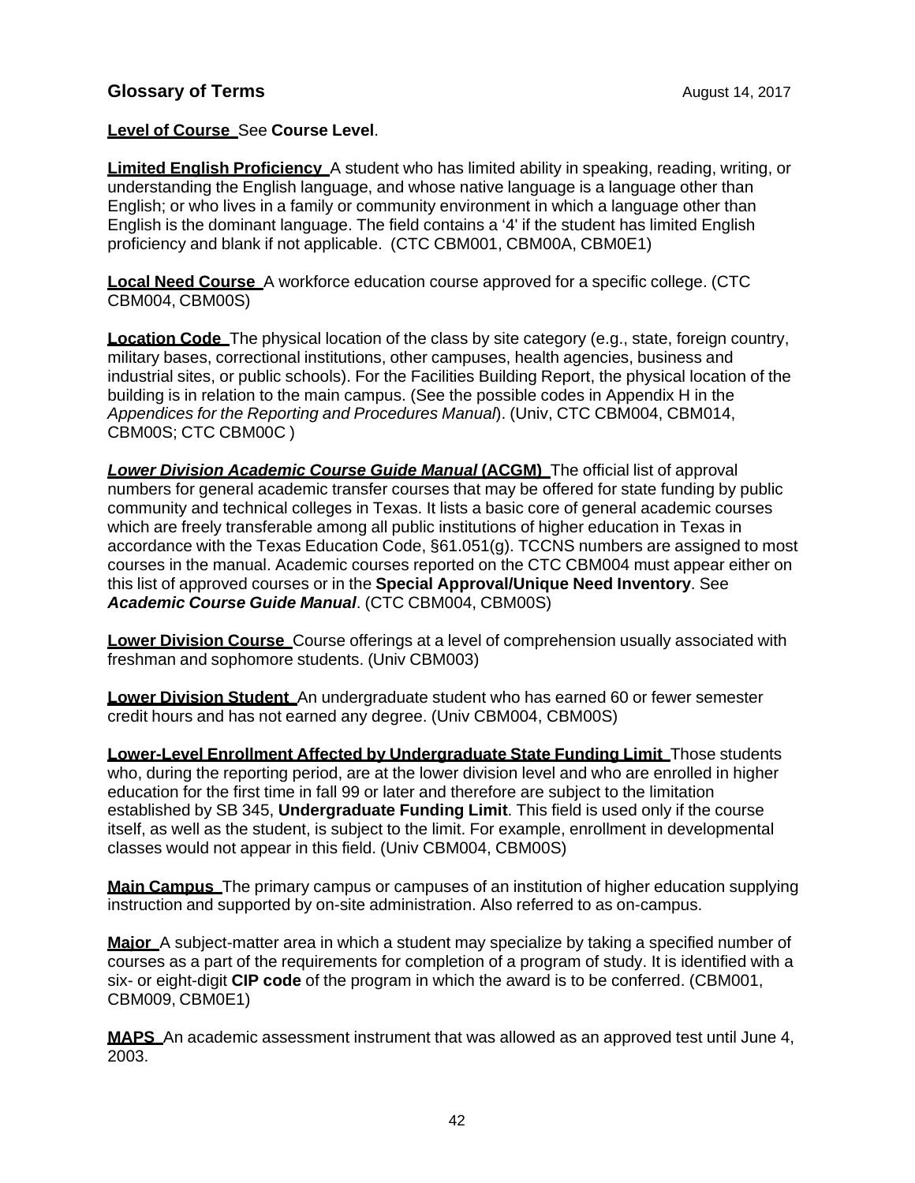**Level of Course** See **Course Level**.

**Limited English Proficiency** A student who has limited ability in speaking, reading, writing, or understanding the English language, and whose native language is a language other than English; or who lives in a family or community environment in which a language other than English is the dominant language. The field contains a '4' if the student has limited English proficiency and blank if not applicable. (CTC CBM001, CBM00A, CBM0E1)

**Local Need Course** A workforce education course approved for a specific college. (CTC CBM004, CBM00S)

**Location Code** The physical location of the class by site category (e.g., state, foreign country, military bases, correctional institutions, other campuses, health agencies, business and industrial sites, or public schools). For the Facilities Building Report, the physical location of the building is in relation to the main campus. (See the possible codes in Appendix H in the *Appendices for the Reporting and Procedures Manual*). (Univ, CTC CBM004, CBM014, CBM00S; CTC CBM00C )

***Lower Division Academic Course Guide Manual* (ACGM)** The official list of approval numbers for general academic transfer courses that may be offered for state funding by public community and technical colleges in Texas. It lists a basic core of general academic courses which are freely transferable among all public institutions of higher education in Texas in accordance with the Texas Education Code, §61.051(g). TCCNS numbers are assigned to most courses in the manual. Academic courses reported on the CTC CBM004 must appear either on this list of approved courses or in the **Special Approval/Unique Need Inventory**. See ***Academic Course Guide Manual***. (CTC CBM004, CBM00S)

**Lower Division Course** Course offerings at a level of comprehension usually associated with freshman and sophomore students. (Univ CBM003)

**Lower Division Student** An undergraduate student who has earned 60 or fewer semester credit hours and has not earned any degree. (Univ CBM004, CBM00S)

**Lower-Level Enrollment Affected by Undergraduate State Funding Limit** Those students who, during the reporting period, are at the lower division level and who are enrolled in higher education for the first time in fall 99 or later and therefore are subject to the limitation established by SB 345, **Undergraduate Funding Limit**. This field is used only if the course itself, as well as the student, is subject to the limit. For example, enrollment in developmental classes would not appear in this field. (Univ CBM004, CBM00S)

**Main Campus** The primary campus or campuses of an institution of higher education supplying instruction and supported by on-site administration. Also referred to as on-campus.

**Major** A subject-matter area in which a student may specialize by taking a specified number of courses as a part of the requirements for completion of a program of study. It is identified with a six- or eight-digit **CIP code** of the program in which the award is to be conferred. (CBM001, CBM009, CBM0E1)

**MAPS** An academic assessment instrument that was allowed as an approved test until June 4, 2003.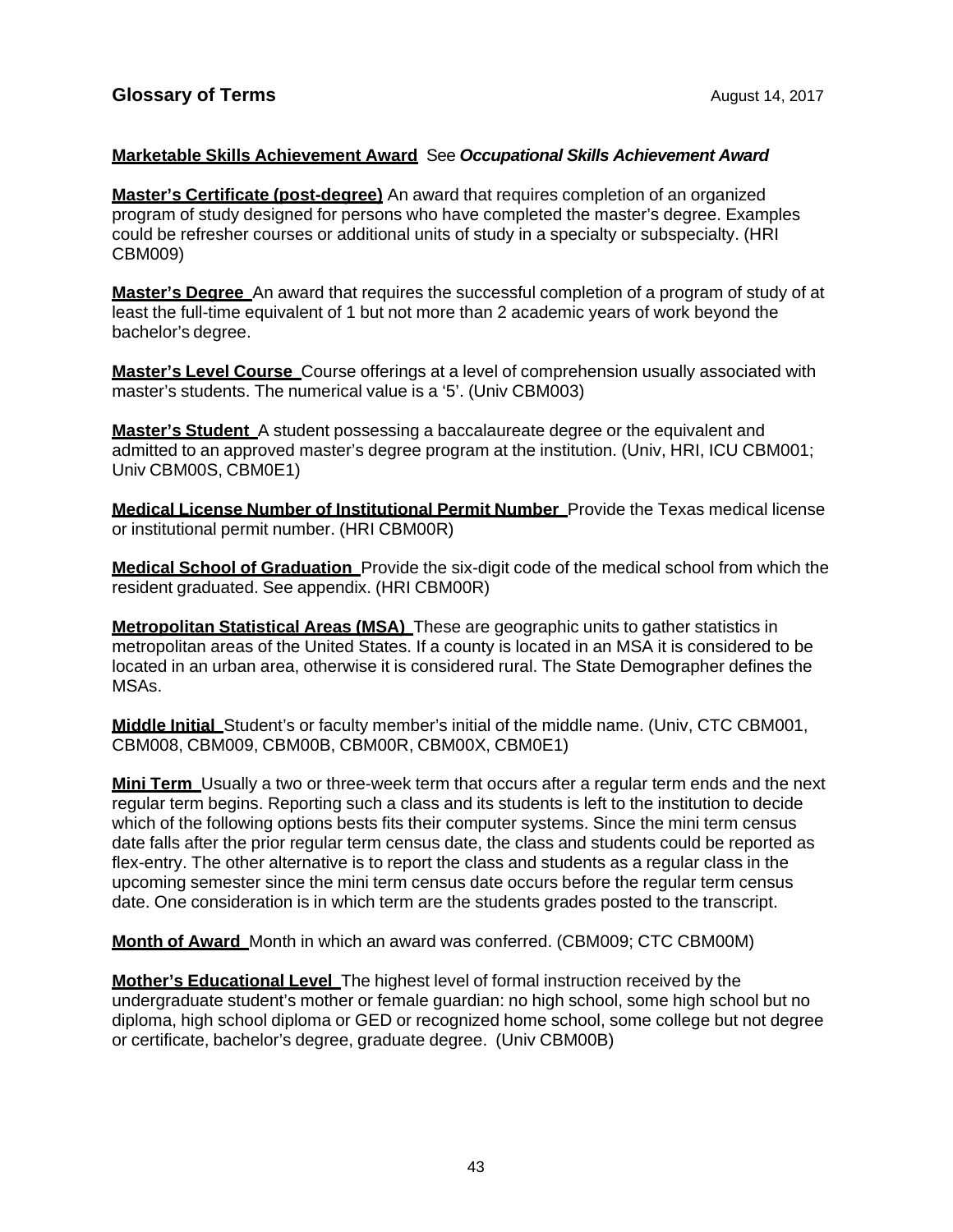## Glossary of Terms

**Marketable Skills Achievement Award** See ***Occupational Skills Achievement Award***

**Master's Certificate (post-degree)** An award that requires completion of an organized program of study designed for persons who have completed the master's degree. Examples could be refresher courses or additional units of study in a specialty or subspecialty. (HRI CBM009)

**Master's Degree** An award that requires the successful completion of a program of study of at least the full-time equivalent of 1 but not more than 2 academic years of work beyond the bachelor's degree.

**Master's Level Course** Course offerings at a level of comprehension usually associated with master's students. The numerical value is a '5'. (Univ CBM003)

**Master's Student** A student possessing a baccalaureate degree or the equivalent and admitted to an approved master's degree program at the institution. (Univ, HRI, ICU CBM001; Univ CBM00S, CBM0E1)

**Medical License Number of Institutional Permit Number** Provide the Texas medical license or institutional permit number. (HRI CBM00R)

**Medical School of Graduation** Provide the six-digit code of the medical school from which the resident graduated. See appendix. (HRI CBM00R)

**Metropolitan Statistical Areas (MSA)** These are geographic units to gather statistics in metropolitan areas of the United States. If a county is located in an MSA it is considered to be located in an urban area, otherwise it is considered rural. The State Demographer defines the MSAs.

**Middle Initial** Student's or faculty member's initial of the middle name. (Univ, CTC CBM001, CBM008, CBM009, CBM00B, CBM00R, CBM00X, CBM0E1)

**Mini Term** Usually a two or three-week term that occurs after a regular term ends and the next regular term begins. Reporting such a class and its students is left to the institution to decide which of the following options bests fits their computer systems. Since the mini term census date falls after the prior regular term census date, the class and students could be reported as flex-entry. The other alternative is to report the class and students as a regular class in the upcoming semester since the mini term census date occurs before the regular term census date. One consideration is in which term are the students grades posted to the transcript.

**Month of Award** Month in which an award was conferred. (CBM009; CTC CBM00M)

**Mother's Educational Level** The highest level of formal instruction received by the undergraduate student's mother or female guardian: no high school, some high school but no diploma, high school diploma or GED or recognized home school, some college but not degree or certificate, bachelor's degree, graduate degree. (Univ CBM00B)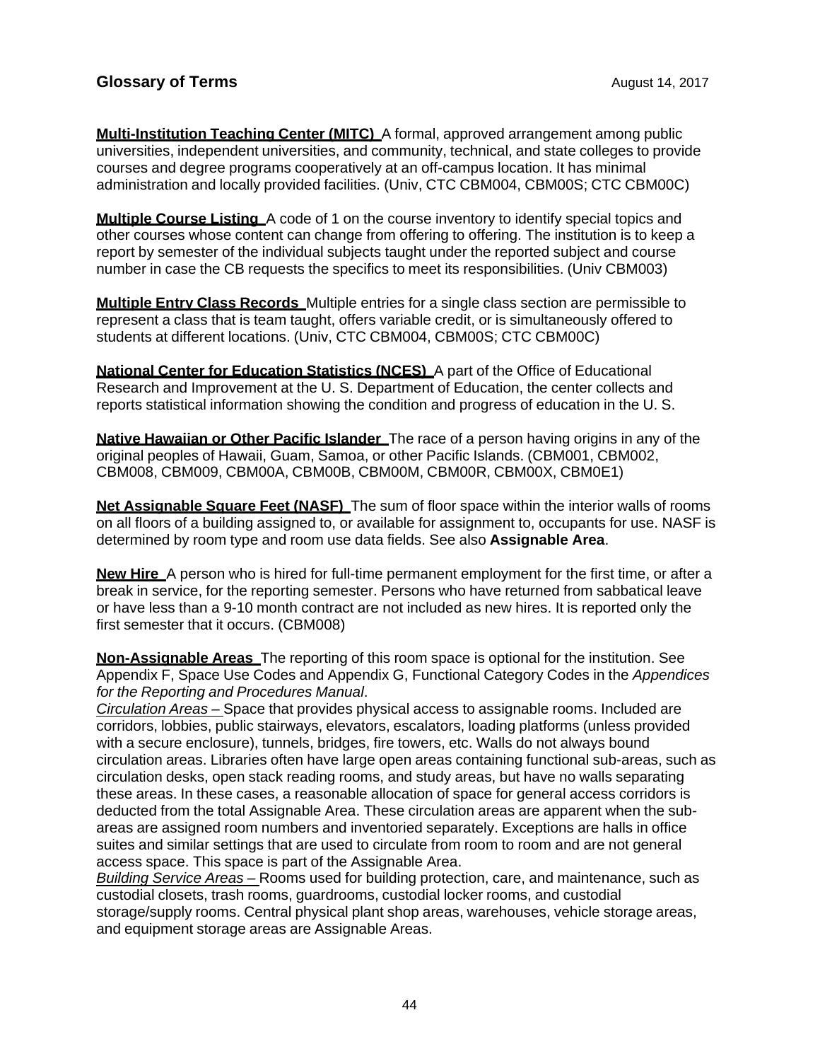**Multi-Institution Teaching Center (MITC)** A formal, approved arrangement among public universities, independent universities, and community, technical, and state colleges to provide courses and degree programs cooperatively at an off-campus location. It has minimal administration and locally provided facilities. (Univ, CTC CBM004, CBM00S; CTC CBM00C)

**Multiple Course Listing** A code of 1 on the course inventory to identify special topics and other courses whose content can change from offering to offering. The institution is to keep a report by semester of the individual subjects taught under the reported subject and course number in case the CB requests the specifics to meet its responsibilities. (Univ CBM003)

**Multiple Entry Class Records** Multiple entries for a single class section are permissible to represent a class that is team taught, offers variable credit, or is simultaneously offered to students at different locations. (Univ, CTC CBM004, CBM00S; CTC CBM00C)

**National Center for Education Statistics (NCES)** A part of the Office of Educational Research and Improvement at the U. S. Department of Education, the center collects and reports statistical information showing the condition and progress of education in the U. S.

**Native Hawaiian or Other Pacific Islander** The race of a person having origins in any of the original peoples of Hawaii, Guam, Samoa, or other Pacific Islands. (CBM001, CBM002, CBM008, CBM009, CBM00A, CBM00B, CBM00M, CBM00R, CBM00X, CBM0E1)

**Net Assignable Square Feet (NASF)** The sum of floor space within the interior walls of rooms on all floors of a building assigned to, or available for assignment to, occupants for use. NASF is determined by room type and room use data fields. See also **Assignable Area**.

**New Hire** A person who is hired for full-time permanent employment for the first time, or after a break in service, for the reporting semester. Persons who have returned from sabbatical leave or have less than a 9-10 month contract are not included as new hires. It is reported only the first semester that it occurs. (CBM008)

**Non-Assignable Areas** The reporting of this room space is optional for the institution. See Appendix F, Space Use Codes and Appendix G, Functional Category Codes in the *Appendices for the Reporting and Procedures Manual*.
*Circulation Areas* – Space that provides physical access to assignable rooms. Included are corridors, lobbies, public stairways, elevators, escalators, loading platforms (unless provided with a secure enclosure), tunnels, bridges, fire towers, etc. Walls do not always bound circulation areas. Libraries often have large open areas containing functional sub-areas, such as circulation desks, open stack reading rooms, and study areas, but have no walls separating these areas. In these cases, a reasonable allocation of space for general access corridors is deducted from the total Assignable Area. These circulation areas are apparent when the sub-areas are assigned room numbers and inventoried separately. Exceptions are halls in office suites and similar settings that are used to circulate from room to room and are not general access space. This space is part of the Assignable Area.
*Building Service Areas* – Rooms used for building protection, care, and maintenance, such as custodial closets, trash rooms, guardrooms, custodial locker rooms, and custodial storage/supply rooms. Central physical plant shop areas, warehouses, vehicle storage areas, and equipment storage areas are Assignable Areas.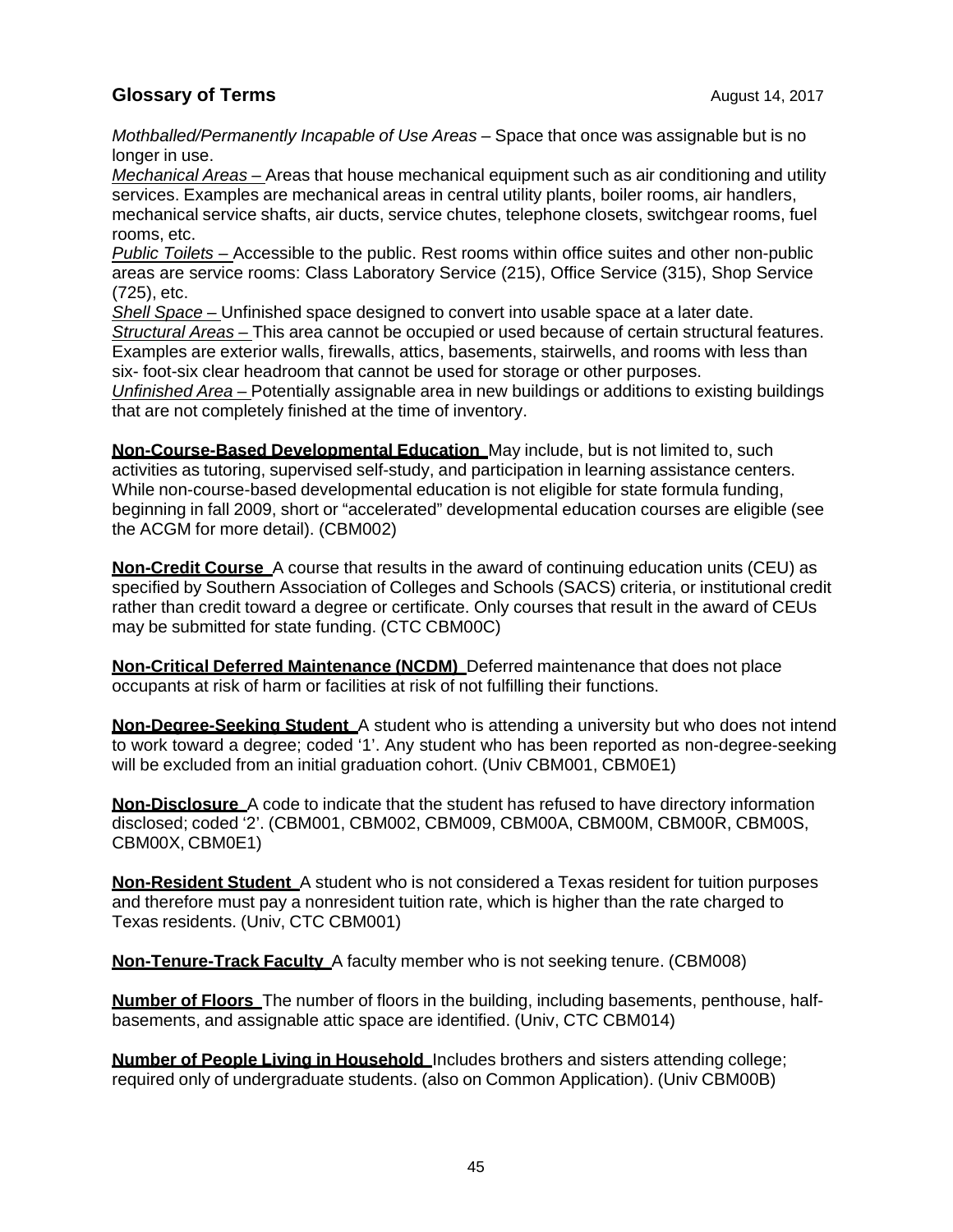*Mothballed/Permanently Incapable of Use Areas* – Space that once was assignable but is no longer in use.
*Mechanical Areas –* Areas that house mechanical equipment such as air conditioning and utility services. Examples are mechanical areas in central utility plants, boiler rooms, air handlers, mechanical service shafts, air ducts, service chutes, telephone closets, switchgear rooms, fuel rooms, etc.
*Public Toilets –* Accessible to the public. Rest rooms within office suites and other non-public areas are service rooms: Class Laboratory Service (215), Office Service (315), Shop Service (725), etc.
*Shell Space –* Unfinished space designed to convert into usable space at a later date.
*Structural Areas –* This area cannot be occupied or used because of certain structural features. Examples are exterior walls, firewalls, attics, basements, stairwells, and rooms with less than six- foot-six clear headroom that cannot be used for storage or other purposes.
*Unfinished Area –* Potentially assignable area in new buildings or additions to existing buildings that are not completely finished at the time of inventory.

**Non-Course-Based Developmental Education** May include, but is not limited to, such activities as tutoring, supervised self-study, and participation in learning assistance centers. While non-course-based developmental education is not eligible for state formula funding, beginning in fall 2009, short or "accelerated" developmental education courses are eligible (see the ACGM for more detail). (CBM002)

**Non-Credit Course** A course that results in the award of continuing education units (CEU) as specified by Southern Association of Colleges and Schools (SACS) criteria, or institutional credit rather than credit toward a degree or certificate. Only courses that result in the award of CEUs may be submitted for state funding. (CTC CBM00C)

**Non-Critical Deferred Maintenance (NCDM)** Deferred maintenance that does not place occupants at risk of harm or facilities at risk of not fulfilling their functions.

**Non-Degree-Seeking Student** A student who is attending a university but who does not intend to work toward a degree; coded '1'. Any student who has been reported as non-degree-seeking will be excluded from an initial graduation cohort. (Univ CBM001, CBM0E1)

**Non-Disclosure** A code to indicate that the student has refused to have directory information disclosed; coded '2'. (CBM001, CBM002, CBM009, CBM00A, CBM00M, CBM00R, CBM00S, CBM00X, CBM0E1)

**Non-Resident Student** A student who is not considered a Texas resident for tuition purposes and therefore must pay a nonresident tuition rate, which is higher than the rate charged to Texas residents. (Univ, CTC CBM001)

**Non-Tenure-Track Faculty** A faculty member who is not seeking tenure. (CBM008)

**Number of Floors** The number of floors in the building, including basements, penthouse, half-basements, and assignable attic space are identified. (Univ, CTC CBM014)

**Number of People Living in Household** Includes brothers and sisters attending college; required only of undergraduate students. (also on Common Application). (Univ CBM00B)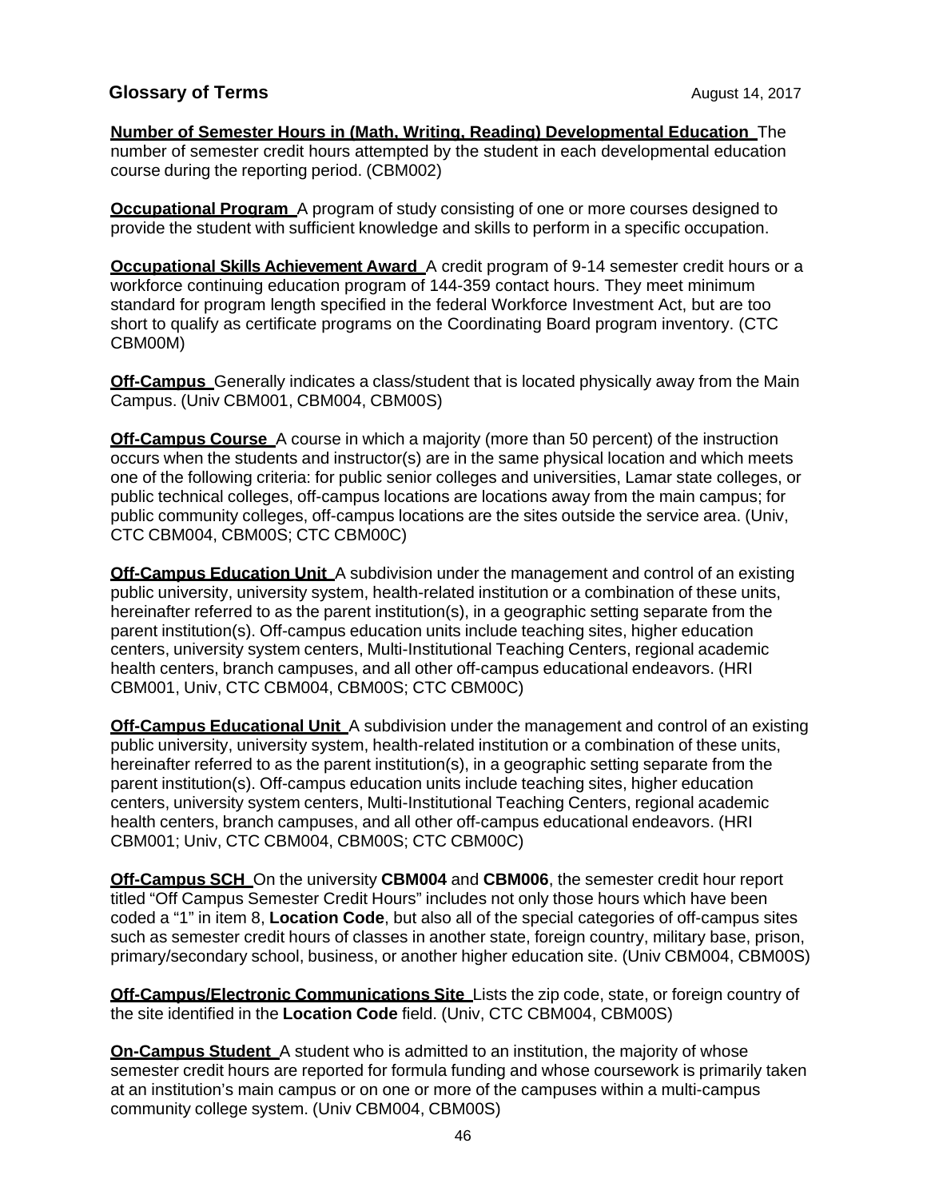## Glossary of Terms

August 14, 2017

**Number of Semester Hours in (Math, Writing, Reading) Developmental Education** The number of semester credit hours attempted by the student in each developmental education course during the reporting period. (CBM002)

**Occupational Program** A program of study consisting of one or more courses designed to provide the student with sufficient knowledge and skills to perform in a specific occupation.

**Occupational Skills Achievement Award** A credit program of 9-14 semester credit hours or a workforce continuing education program of 144-359 contact hours. They meet minimum standard for program length specified in the federal Workforce Investment Act, but are too short to qualify as certificate programs on the Coordinating Board program inventory. (CTC CBM00M)

**Off-Campus** Generally indicates a class/student that is located physically away from the Main Campus. (Univ CBM001, CBM004, CBM00S)

**Off-Campus Course** A course in which a majority (more than 50 percent) of the instruction occurs when the students and instructor(s) are in the same physical location and which meets one of the following criteria: for public senior colleges and universities, Lamar state colleges, or public technical colleges, off-campus locations are locations away from the main campus; for public community colleges, off-campus locations are the sites outside the service area. (Univ, CTC CBM004, CBM00S; CTC CBM00C)

**Off-Campus Education Unit** A subdivision under the management and control of an existing public university, university system, health-related institution or a combination of these units, hereinafter referred to as the parent institution(s), in a geographic setting separate from the parent institution(s). Off-campus education units include teaching sites, higher education centers, university system centers, Multi-Institutional Teaching Centers, regional academic health centers, branch campuses, and all other off-campus educational endeavors. (HRI CBM001, Univ, CTC CBM004, CBM00S; CTC CBM00C)

**Off-Campus Educational Unit** A subdivision under the management and control of an existing public university, university system, health-related institution or a combination of these units, hereinafter referred to as the parent institution(s), in a geographic setting separate from the parent institution(s). Off-campus education units include teaching sites, higher education centers, university system centers, Multi-Institutional Teaching Centers, regional academic health centers, branch campuses, and all other off-campus educational endeavors. (HRI CBM001; Univ, CTC CBM004, CBM00S; CTC CBM00C)

**Off-Campus SCH** On the university **CBM004** and **CBM006**, the semester credit hour report titled "Off Campus Semester Credit Hours" includes not only those hours which have been coded a "1" in item 8, **Location Code**, but also all of the special categories of off-campus sites such as semester credit hours of classes in another state, foreign country, military base, prison, primary/secondary school, business, or another higher education site. (Univ CBM004, CBM00S)

**Off-Campus/Electronic Communications Site** Lists the zip code, state, or foreign country of the site identified in the **Location Code** field. (Univ, CTC CBM004, CBM00S)

**On-Campus Student** A student who is admitted to an institution, the majority of whose semester credit hours are reported for formula funding and whose coursework is primarily taken at an institution's main campus or on one or more of the campuses within a multi-campus community college system. (Univ CBM004, CBM00S)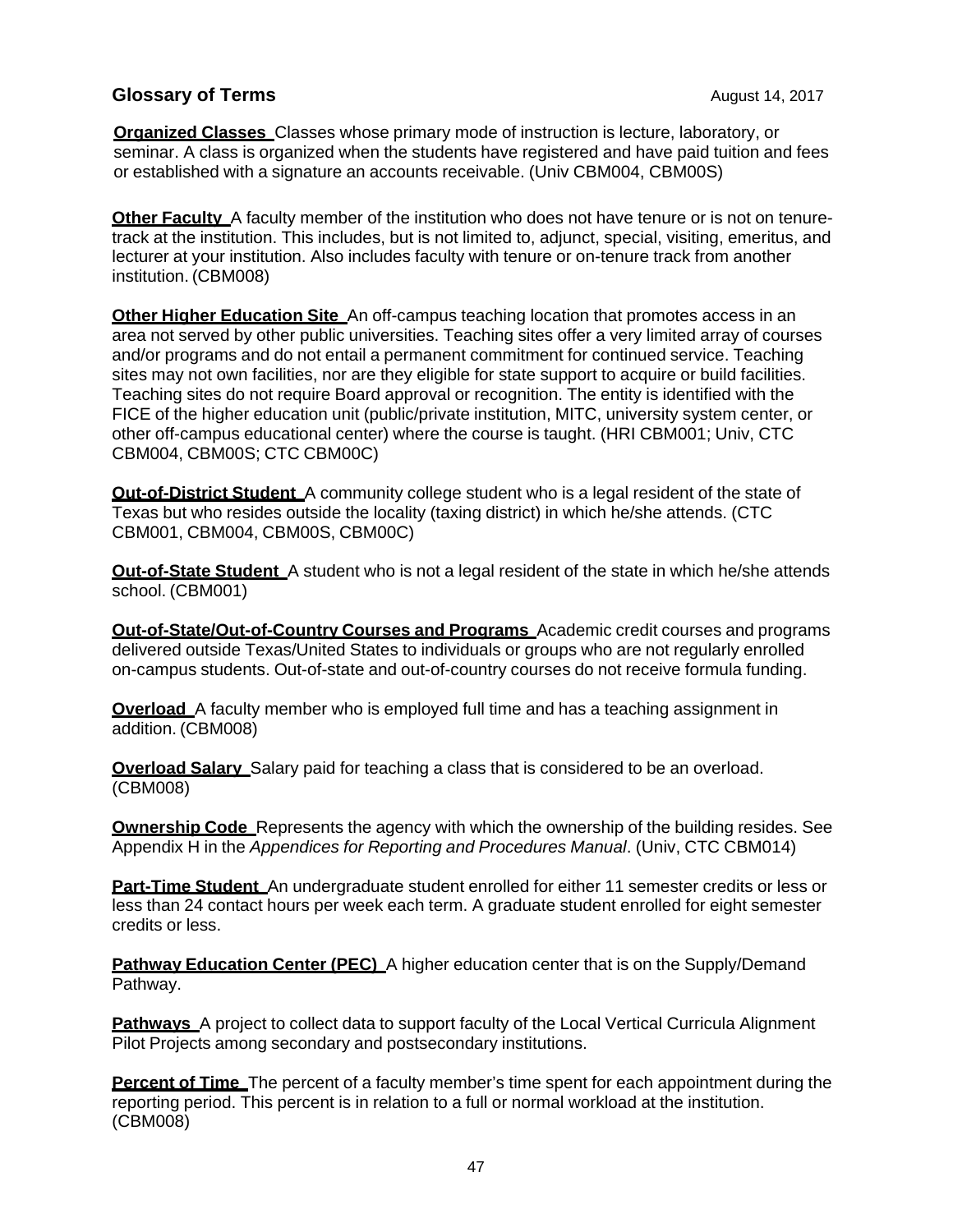## Glossary of Terms

August 14, 2017

**Organized Classes** Classes whose primary mode of instruction is lecture, laboratory, or seminar. A class is organized when the students have registered and have paid tuition and fees or established with a signature an accounts receivable. (Univ CBM004, CBM00S)

**Other Faculty** A faculty member of the institution who does not have tenure or is not on tenure-track at the institution. This includes, but is not limited to, adjunct, special, visiting, emeritus, and lecturer at your institution. Also includes faculty with tenure or on-tenure track from another institution. (CBM008)

**Other Higher Education Site** An off-campus teaching location that promotes access in an area not served by other public universities. Teaching sites offer a very limited array of courses and/or programs and do not entail a permanent commitment for continued service. Teaching sites may not own facilities, nor are they eligible for state support to acquire or build facilities. Teaching sites do not require Board approval or recognition. The entity is identified with the FICE of the higher education unit (public/private institution, MITC, university system center, or other off-campus educational center) where the course is taught. (HRI CBM001; Univ, CTC CBM004, CBM00S; CTC CBM00C)

**Out-of-District Student** A community college student who is a legal resident of the state of Texas but who resides outside the locality (taxing district) in which he/she attends. (CTC CBM001, CBM004, CBM00S, CBM00C)

**Out-of-State Student** A student who is not a legal resident of the state in which he/she attends school. (CBM001)

**Out-of-State/Out-of-Country Courses and Programs** Academic credit courses and programs delivered outside Texas/United States to individuals or groups who are not regularly enrolled on-campus students. Out-of-state and out-of-country courses do not receive formula funding.

**Overload** A faculty member who is employed full time and has a teaching assignment in addition. (CBM008)

**Overload Salary** Salary paid for teaching a class that is considered to be an overload. (CBM008)

**Ownership Code** Represents the agency with which the ownership of the building resides. See Appendix H in the *Appendices for Reporting and Procedures Manual*. (Univ, CTC CBM014)

**Part-Time Student** An undergraduate student enrolled for either 11 semester credits or less or less than 24 contact hours per week each term. A graduate student enrolled for eight semester credits or less.

**Pathway Education Center (PEC)** A higher education center that is on the Supply/Demand Pathway.

**Pathways** A project to collect data to support faculty of the Local Vertical Curricula Alignment Pilot Projects among secondary and postsecondary institutions.

**Percent of Time** The percent of a faculty member's time spent for each appointment during the reporting period. This percent is in relation to a full or normal workload at the institution. (CBM008)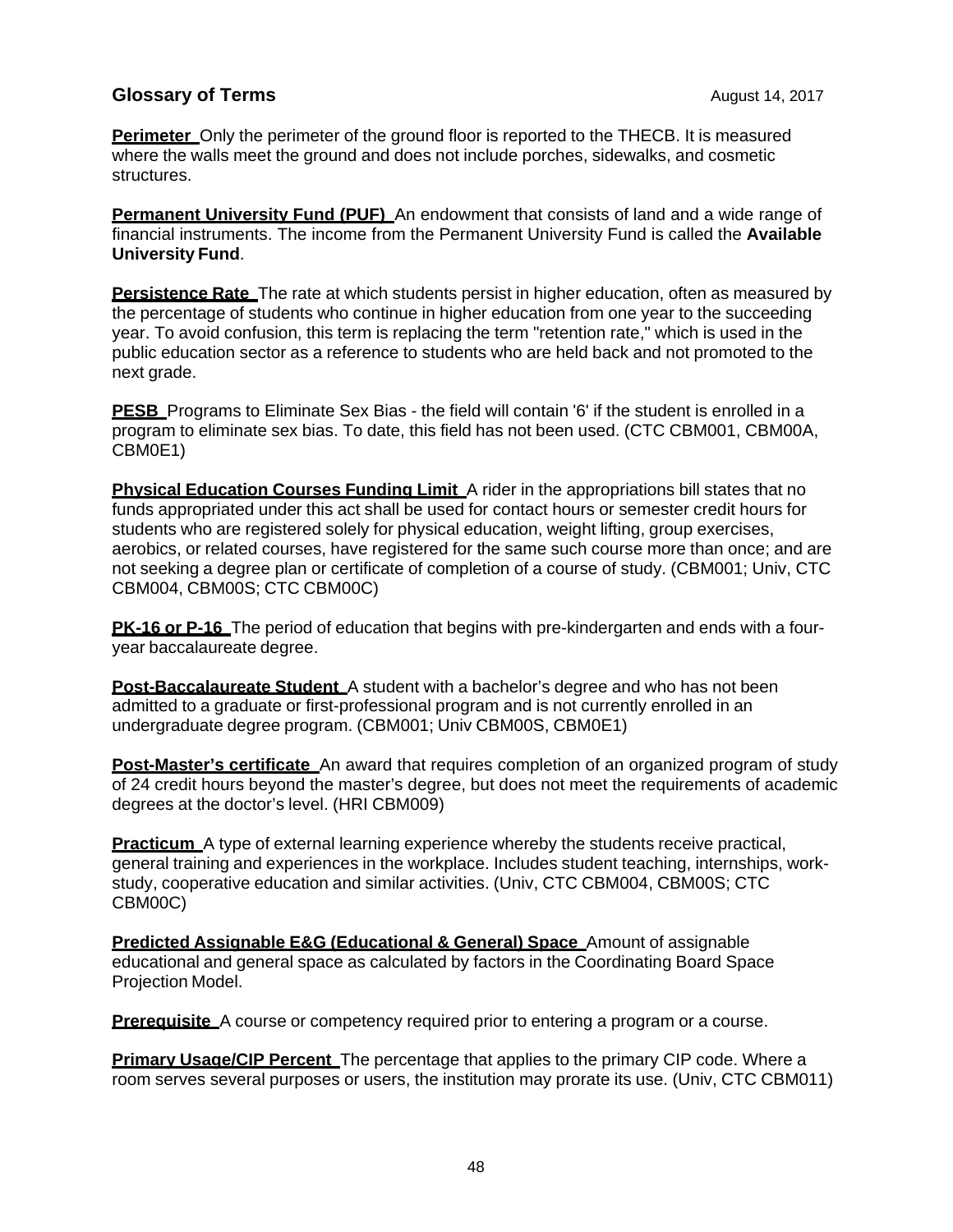## Glossary of Terms

August 14, 2017

**Perimeter** Only the perimeter of the ground floor is reported to the THECB. It is measured where the walls meet the ground and does not include porches, sidewalks, and cosmetic structures.

**Permanent University Fund (PUF)** An endowment that consists of land and a wide range of financial instruments. The income from the Permanent University Fund is called the **Available University Fund**.

**Persistence Rate** The rate at which students persist in higher education, often as measured by the percentage of students who continue in higher education from one year to the succeeding year. To avoid confusion, this term is replacing the term "retention rate," which is used in the public education sector as a reference to students who are held back and not promoted to the next grade.

**PESB** Programs to Eliminate Sex Bias - the field will contain '6' if the student is enrolled in a program to eliminate sex bias. To date, this field has not been used. (CTC CBM001, CBM00A, CBM0E1)

**Physical Education Courses Funding Limit** A rider in the appropriations bill states that no funds appropriated under this act shall be used for contact hours or semester credit hours for students who are registered solely for physical education, weight lifting, group exercises, aerobics, or related courses, have registered for the same such course more than once; and are not seeking a degree plan or certificate of completion of a course of study. (CBM001; Univ, CTC CBM004, CBM00S; CTC CBM00C)

**PK-16 or P-16** The period of education that begins with pre-kindergarten and ends with a four-year baccalaureate degree.

**Post-Baccalaureate Student** A student with a bachelor's degree and who has not been admitted to a graduate or first-professional program and is not currently enrolled in an undergraduate degree program. (CBM001; Univ CBM00S, CBM0E1)

**Post-Master's certificate** An award that requires completion of an organized program of study of 24 credit hours beyond the master's degree, but does not meet the requirements of academic degrees at the doctor's level. (HRI CBM009)

**Practicum** A type of external learning experience whereby the students receive practical, general training and experiences in the workplace. Includes student teaching, internships, work-study, cooperative education and similar activities. (Univ, CTC CBM004, CBM00S; CTC CBM00C)

**Predicted Assignable E&G (Educational & General) Space** Amount of assignable educational and general space as calculated by factors in the Coordinating Board Space Projection Model.

**Prerequisite** A course or competency required prior to entering a program or a course.

**Primary Usage/CIP Percent** The percentage that applies to the primary CIP code. Where a room serves several purposes or users, the institution may prorate its use. (Univ, CTC CBM011)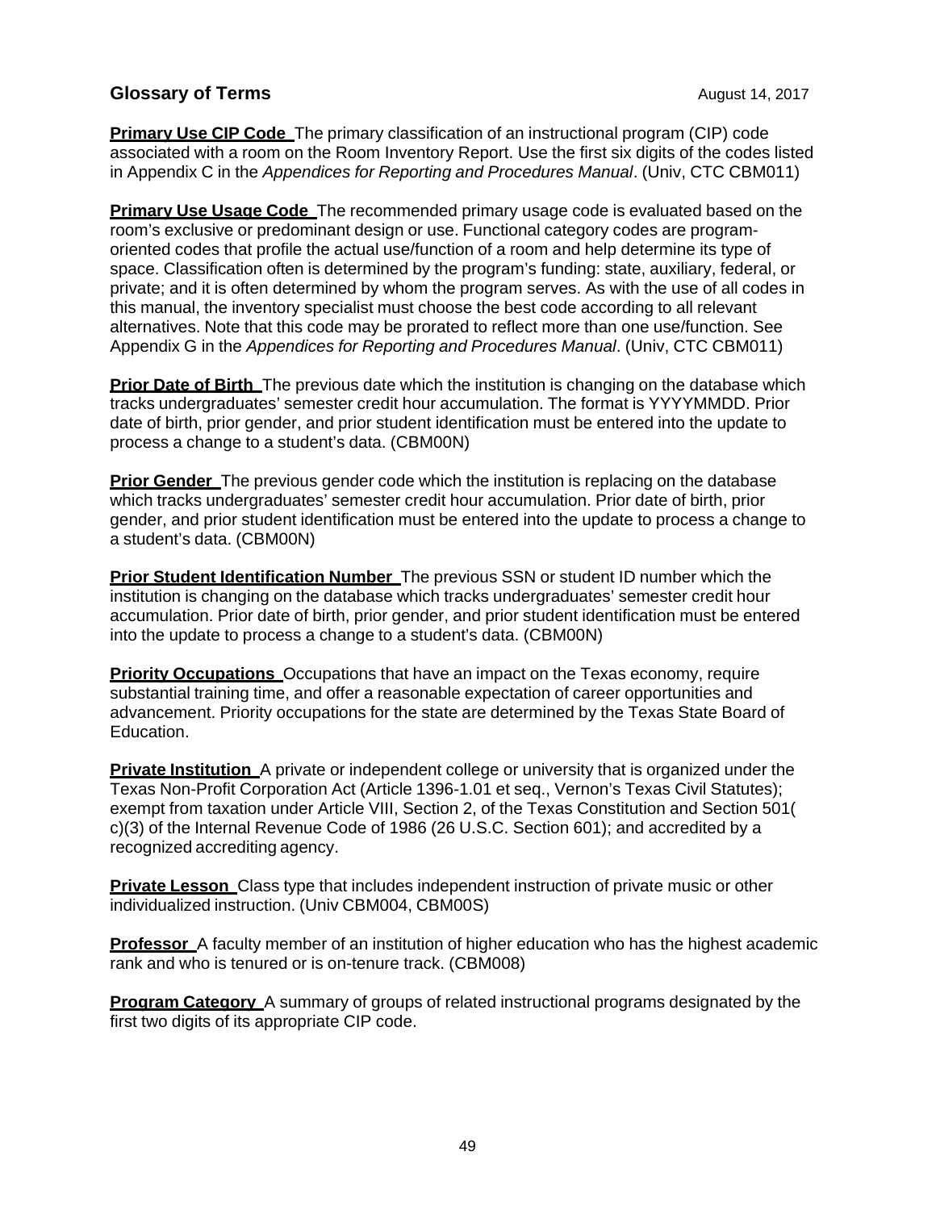## Glossary of Terms

August 14, 2017

**Primary Use CIP Code** The primary classification of an instructional program (CIP) code associated with a room on the Room Inventory Report. Use the first six digits of the codes listed in Appendix C in the *Appendices for Reporting and Procedures Manual*. (Univ, CTC CBM011)

**Primary Use Usage Code** The recommended primary usage code is evaluated based on the room's exclusive or predominant design or use. Functional category codes are program-oriented codes that profile the actual use/function of a room and help determine its type of space. Classification often is determined by the program's funding: state, auxiliary, federal, or private; and it is often determined by whom the program serves. As with the use of all codes in this manual, the inventory specialist must choose the best code according to all relevant alternatives. Note that this code may be prorated to reflect more than one use/function. See Appendix G in the *Appendices for Reporting and Procedures Manual*. (Univ, CTC CBM011)

**Prior Date of Birth** The previous date which the institution is changing on the database which tracks undergraduates' semester credit hour accumulation. The format is YYYYMMDD. Prior date of birth, prior gender, and prior student identification must be entered into the update to process a change to a student's data. (CBM00N)

**Prior Gender** The previous gender code which the institution is replacing on the database which tracks undergraduates' semester credit hour accumulation. Prior date of birth, prior gender, and prior student identification must be entered into the update to process a change to a student's data. (CBM00N)

**Prior Student Identification Number** The previous SSN or student ID number which the institution is changing on the database which tracks undergraduates' semester credit hour accumulation. Prior date of birth, prior gender, and prior student identification must be entered into the update to process a change to a student's data. (CBM00N)

**Priority Occupations** Occupations that have an impact on the Texas economy, require substantial training time, and offer a reasonable expectation of career opportunities and advancement. Priority occupations for the state are determined by the Texas State Board of Education.

**Private Institution** A private or independent college or university that is organized under the Texas Non-Profit Corporation Act (Article 1396-1.01 et seq., Vernon's Texas Civil Statutes); exempt from taxation under Article VIII, Section 2, of the Texas Constitution and Section 501( c)(3) of the Internal Revenue Code of 1986 (26 U.S.C. Section 601); and accredited by a recognized accrediting agency.

**Private Lesson** Class type that includes independent instruction of private music or other individualized instruction. (Univ CBM004, CBM00S)

**Professor** A faculty member of an institution of higher education who has the highest academic rank and who is tenured or is on-tenure track. (CBM008)

**Program Category** A summary of groups of related instructional programs designated by the first two digits of its appropriate CIP code.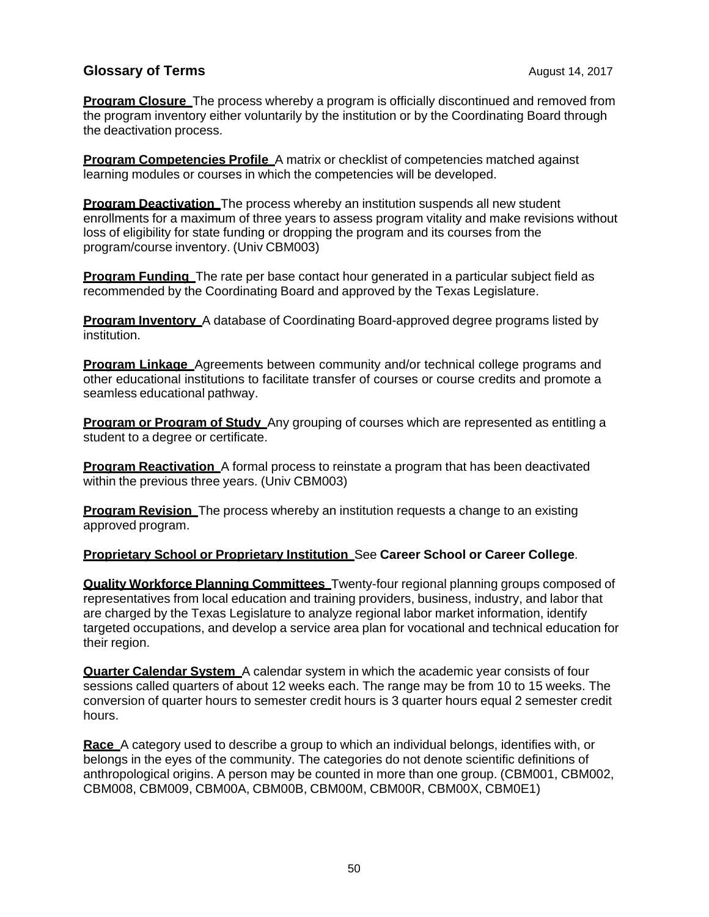## Glossary of Terms

August 14, 2017

**Program Closure** The process whereby a program is officially discontinued and removed from the program inventory either voluntarily by the institution or by the Coordinating Board through the deactivation process.

**Program Competencies Profile** A matrix or checklist of competencies matched against learning modules or courses in which the competencies will be developed.

**Program Deactivation** The process whereby an institution suspends all new student enrollments for a maximum of three years to assess program vitality and make revisions without loss of eligibility for state funding or dropping the program and its courses from the program/course inventory. (Univ CBM003)

**Program Funding** The rate per base contact hour generated in a particular subject field as recommended by the Coordinating Board and approved by the Texas Legislature.

**Program Inventory** A database of Coordinating Board-approved degree programs listed by institution.

**Program Linkage** Agreements between community and/or technical college programs and other educational institutions to facilitate transfer of courses or course credits and promote a seamless educational pathway.

**Program or Program of Study** Any grouping of courses which are represented as entitling a student to a degree or certificate.

**Program Reactivation** A formal process to reinstate a program that has been deactivated within the previous three years. (Univ CBM003)

**Program Revision** The process whereby an institution requests a change to an existing approved program.

**Proprietary School or Proprietary Institution** See **Career School or Career College**.

**Quality Workforce Planning Committees** Twenty-four regional planning groups composed of representatives from local education and training providers, business, industry, and labor that are charged by the Texas Legislature to analyze regional labor market information, identify targeted occupations, and develop a service area plan for vocational and technical education for their region.

**Quarter Calendar System** A calendar system in which the academic year consists of four sessions called quarters of about 12 weeks each. The range may be from 10 to 15 weeks. The conversion of quarter hours to semester credit hours is 3 quarter hours equal 2 semester credit hours.

**Race** A category used to describe a group to which an individual belongs, identifies with, or belongs in the eyes of the community. The categories do not denote scientific definitions of anthropological origins. A person may be counted in more than one group. (CBM001, CBM002, CBM008, CBM009, CBM00A, CBM00B, CBM00M, CBM00R, CBM00X, CBM0E1)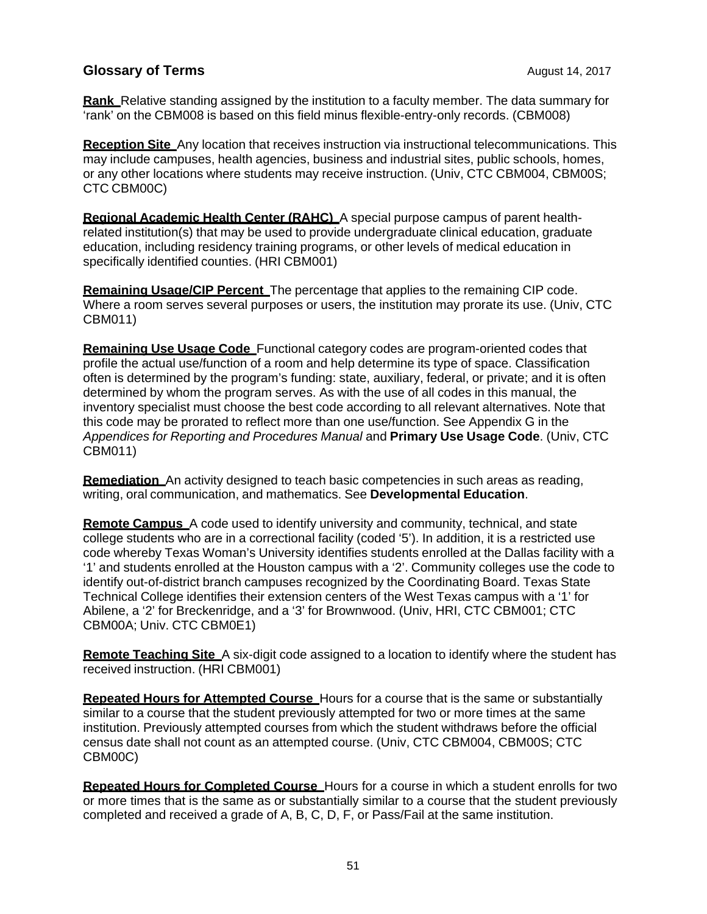**Rank** Relative standing assigned by the institution to a faculty member. The data summary for 'rank' on the CBM008 is based on this field minus flexible-entry-only records. (CBM008)

**Reception Site** Any location that receives instruction via instructional telecommunications. This may include campuses, health agencies, business and industrial sites, public schools, homes, or any other locations where students may receive instruction. (Univ, CTC CBM004, CBM00S; CTC CBM00C)

**Regional Academic Health Center (RAHC)** A special purpose campus of parent health-related institution(s) that may be used to provide undergraduate clinical education, graduate education, including residency training programs, or other levels of medical education in specifically identified counties. (HRI CBM001)

**Remaining Usage/CIP Percent** The percentage that applies to the remaining CIP code. Where a room serves several purposes or users, the institution may prorate its use. (Univ, CTC CBM011)

**Remaining Use Usage Code** Functional category codes are program-oriented codes that profile the actual use/function of a room and help determine its type of space. Classification often is determined by the program's funding: state, auxiliary, federal, or private; and it is often determined by whom the program serves. As with the use of all codes in this manual, the inventory specialist must choose the best code according to all relevant alternatives. Note that this code may be prorated to reflect more than one use/function. See Appendix G in the *Appendices for Reporting and Procedures Manual* and **Primary Use Usage Code**. (Univ, CTC CBM011)

**Remediation** An activity designed to teach basic competencies in such areas as reading, writing, oral communication, and mathematics. See **Developmental Education**.

**Remote Campus** A code used to identify university and community, technical, and state college students who are in a correctional facility (coded '5'). In addition, it is a restricted use code whereby Texas Woman's University identifies students enrolled at the Dallas facility with a '1' and students enrolled at the Houston campus with a '2'. Community colleges use the code to identify out-of-district branch campuses recognized by the Coordinating Board. Texas State Technical College identifies their extension centers of the West Texas campus with a '1' for Abilene, a '2' for Breckenridge, and a '3' for Brownwood. (Univ, HRI, CTC CBM001; CTC CBM00A; Univ. CTC CBM0E1)

**Remote Teaching Site** A six-digit code assigned to a location to identify where the student has received instruction. (HRI CBM001)

**Repeated Hours for Attempted Course** Hours for a course that is the same or substantially similar to a course that the student previously attempted for two or more times at the same institution. Previously attempted courses from which the student withdraws before the official census date shall not count as an attempted course. (Univ, CTC CBM004, CBM00S; CTC CBM00C)

**Repeated Hours for Completed Course** Hours for a course in which a student enrolls for two or more times that is the same as or substantially similar to a course that the student previously completed and received a grade of A, B, C, D, F, or Pass/Fail at the same institution.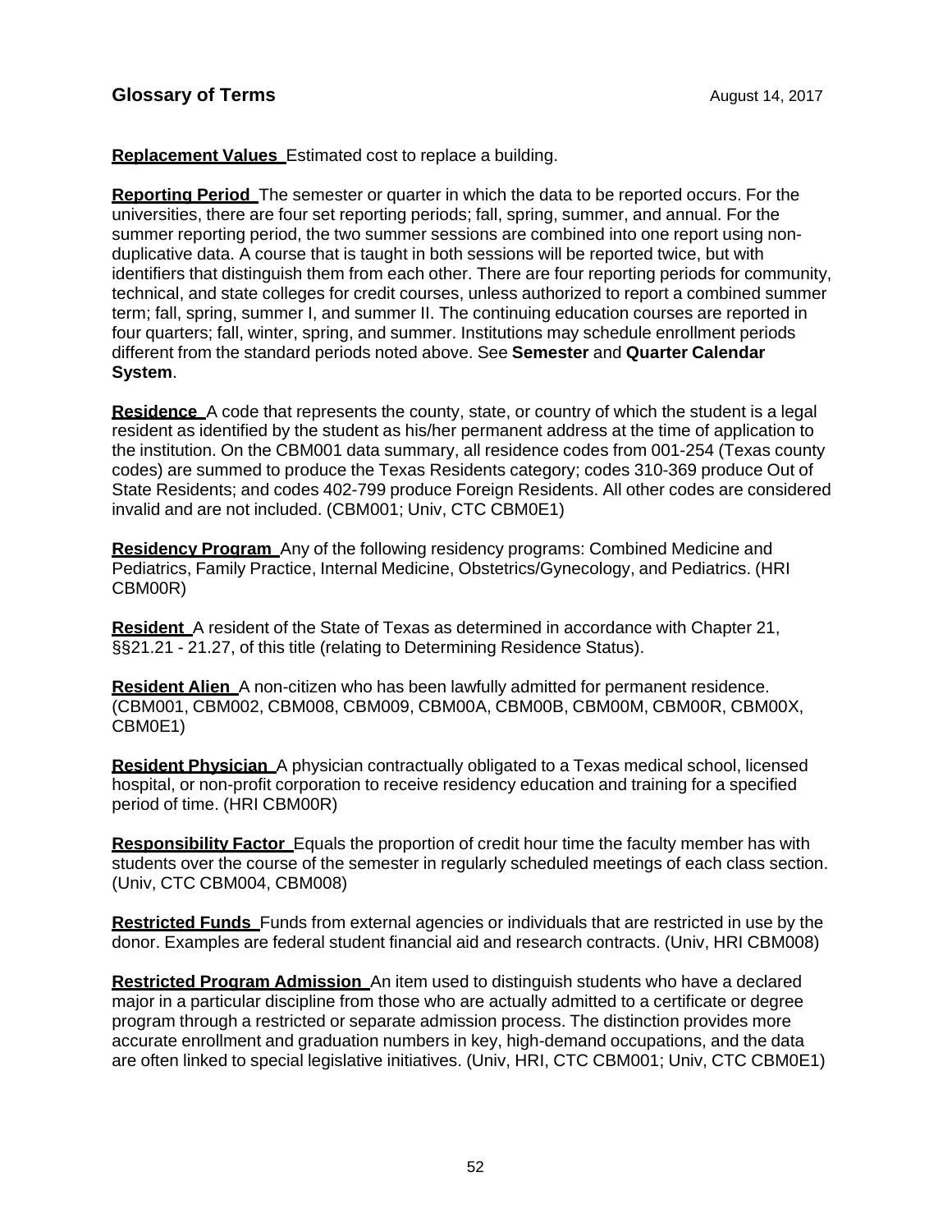**Replacement Values** Estimated cost to replace a building.

**Reporting Period** The semester or quarter in which the data to be reported occurs. For the universities, there are four set reporting periods; fall, spring, summer, and annual. For the summer reporting period, the two summer sessions are combined into one report using non-duplicative data. A course that is taught in both sessions will be reported twice, but with identifiers that distinguish them from each other. There are four reporting periods for community, technical, and state colleges for credit courses, unless authorized to report a combined summer term; fall, spring, summer I, and summer II. The continuing education courses are reported in four quarters; fall, winter, spring, and summer. Institutions may schedule enrollment periods different from the standard periods noted above. See **Semester** and **Quarter Calendar System**.

**Residence** A code that represents the county, state, or country of which the student is a legal resident as identified by the student as his/her permanent address at the time of application to the institution. On the CBM001 data summary, all residence codes from 001-254 (Texas county codes) are summed to produce the Texas Residents category; codes 310-369 produce Out of State Residents; and codes 402-799 produce Foreign Residents. All other codes are considered invalid and are not included. (CBM001; Univ, CTC CBM0E1)

**Residency Program** Any of the following residency programs: Combined Medicine and Pediatrics, Family Practice, Internal Medicine, Obstetrics/Gynecology, and Pediatrics. (HRI CBM00R)

**Resident** A resident of the State of Texas as determined in accordance with Chapter 21, §§21.21 - 21.27, of this title (relating to Determining Residence Status).

**Resident Alien** A non-citizen who has been lawfully admitted for permanent residence. (CBM001, CBM002, CBM008, CBM009, CBM00A, CBM00B, CBM00M, CBM00R, CBM00X, CBM0E1)

**Resident Physician** A physician contractually obligated to a Texas medical school, licensed hospital, or non-profit corporation to receive residency education and training for a specified period of time. (HRI CBM00R)

**Responsibility Factor** Equals the proportion of credit hour time the faculty member has with students over the course of the semester in regularly scheduled meetings of each class section. (Univ, CTC CBM004, CBM008)

**Restricted Funds** Funds from external agencies or individuals that are restricted in use by the donor. Examples are federal student financial aid and research contracts. (Univ, HRI CBM008)

**Restricted Program Admission** An item used to distinguish students who have a declared major in a particular discipline from those who are actually admitted to a certificate or degree program through a restricted or separate admission process. The distinction provides more accurate enrollment and graduation numbers in key, high-demand occupations, and the data are often linked to special legislative initiatives. (Univ, HRI, CTC CBM001; Univ, CTC CBM0E1)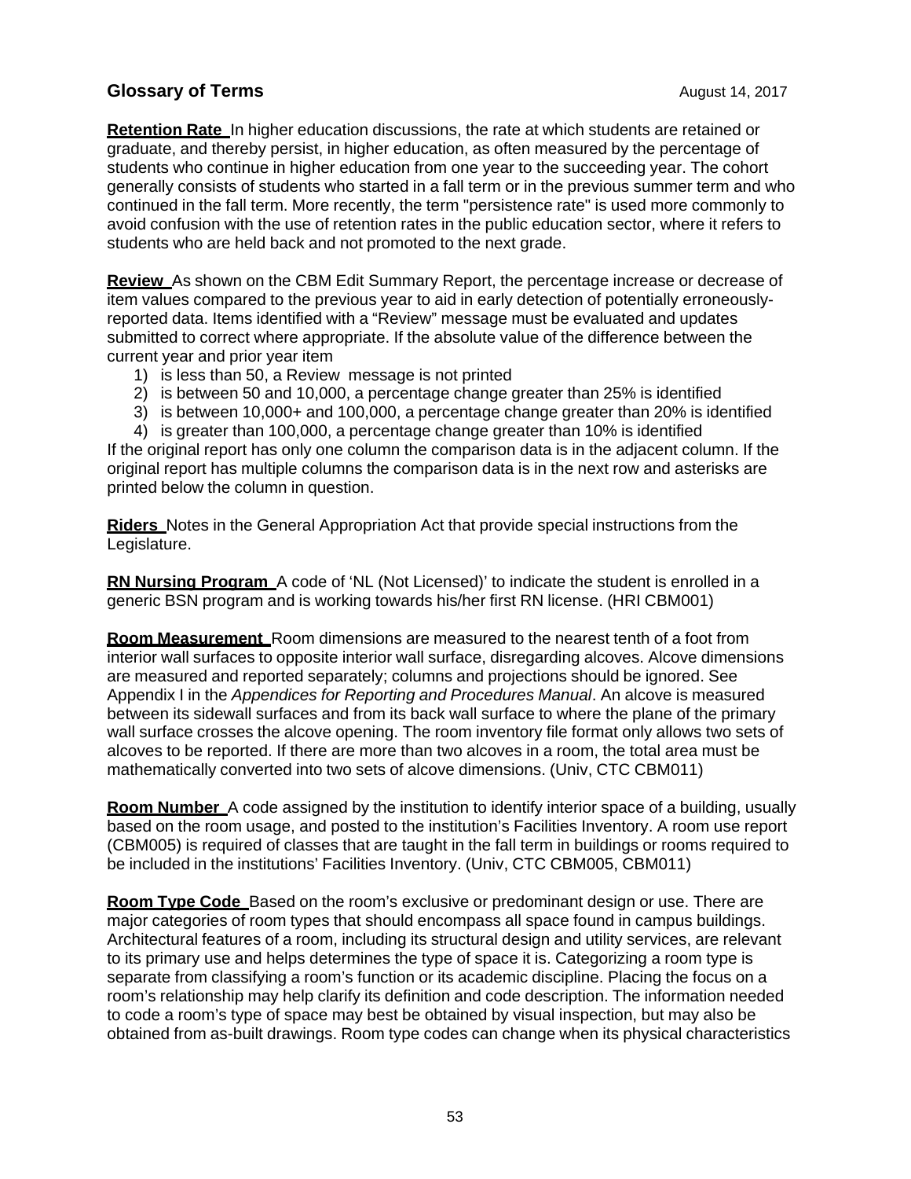## Glossary of Terms

August 14, 2017

**Retention Rate** In higher education discussions, the rate at which students are retained or graduate, and thereby persist, in higher education, as often measured by the percentage of students who continue in higher education from one year to the succeeding year. The cohort generally consists of students who started in a fall term or in the previous summer term and who continued in the fall term. More recently, the term "persistence rate" is used more commonly to avoid confusion with the use of retention rates in the public education sector, where it refers to students who are held back and not promoted to the next grade.

**Review** As shown on the CBM Edit Summary Report, the percentage increase or decrease of item values compared to the previous year to aid in early detection of potentially erroneously-reported data. Items identified with a "Review" message must be evaluated and updates submitted to correct where appropriate. If the absolute value of the difference between the current year and prior year item

1) is less than 50, a Review message is not printed
2) is between 50 and 10,000, a percentage change greater than 25% is identified
3) is between 10,000+ and 100,000, a percentage change greater than 20% is identified
4) is greater than 100,000, a percentage change greater than 10% is identified

If the original report has only one column the comparison data is in the adjacent column. If the original report has multiple columns the comparison data is in the next row and asterisks are printed below the column in question.

**Riders** Notes in the General Appropriation Act that provide special instructions from the Legislature.

**RN Nursing Program** A code of 'NL (Not Licensed)' to indicate the student is enrolled in a generic BSN program and is working towards his/her first RN license. (HRI CBM001)

**Room Measurement** Room dimensions are measured to the nearest tenth of a foot from interior wall surfaces to opposite interior wall surface, disregarding alcoves. Alcove dimensions are measured and reported separately; columns and projections should be ignored. See Appendix I in the *Appendices for Reporting and Procedures Manual*. An alcove is measured between its sidewall surfaces and from its back wall surface to where the plane of the primary wall surface crosses the alcove opening. The room inventory file format only allows two sets of alcoves to be reported. If there are more than two alcoves in a room, the total area must be mathematically converted into two sets of alcove dimensions. (Univ, CTC CBM011)

**Room Number** A code assigned by the institution to identify interior space of a building, usually based on the room usage, and posted to the institution's Facilities Inventory. A room use report (CBM005) is required of classes that are taught in the fall term in buildings or rooms required to be included in the institutions' Facilities Inventory. (Univ, CTC CBM005, CBM011)

**Room Type Code** Based on the room's exclusive or predominant design or use. There are major categories of room types that should encompass all space found in campus buildings. Architectural features of a room, including its structural design and utility services, are relevant to its primary use and helps determines the type of space it is. Categorizing a room type is separate from classifying a room's function or its academic discipline. Placing the focus on a room's relationship may help clarify its definition and code description. The information needed to code a room's type of space may best be obtained by visual inspection, but may also be obtained from as-built drawings. Room type codes can change when its physical characteristics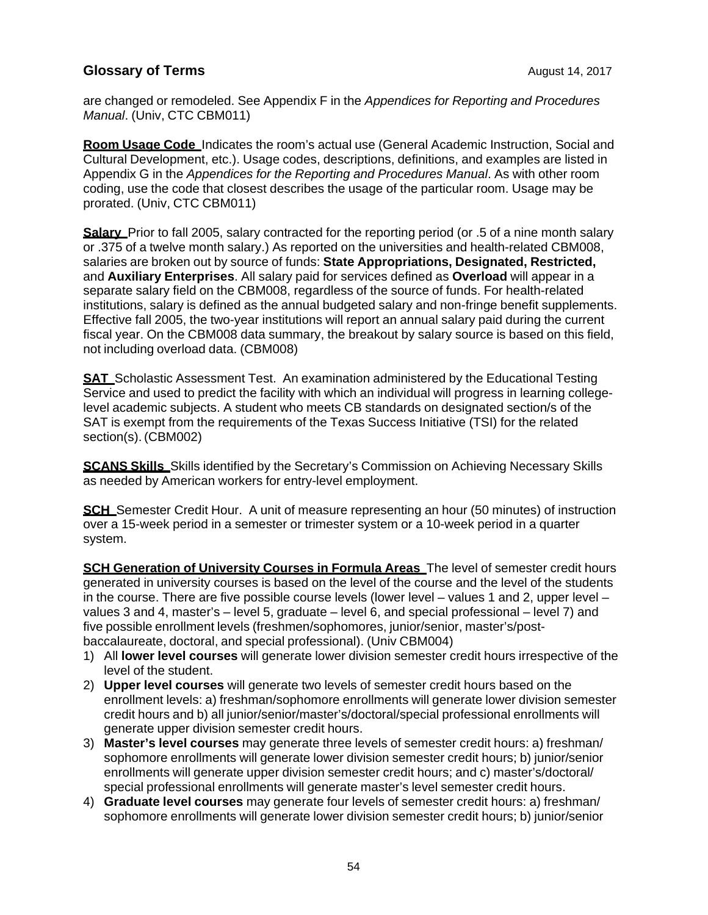are changed or remodeled. See Appendix F in the *Appendices for Reporting and Procedures Manual*. (Univ, CTC CBM011)

**Room Usage Code** Indicates the room's actual use (General Academic Instruction, Social and Cultural Development, etc.). Usage codes, descriptions, definitions, and examples are listed in Appendix G in the *Appendices for the Reporting and Procedures Manual*. As with other room coding, use the code that closest describes the usage of the particular room. Usage may be prorated. (Univ, CTC CBM011)

**Salary** Prior to fall 2005, salary contracted for the reporting period (or .5 of a nine month salary or .375 of a twelve month salary.) As reported on the universities and health-related CBM008, salaries are broken out by source of funds: **State Appropriations, Designated, Restricted,** and **Auxiliary Enterprises**. All salary paid for services defined as **Overload** will appear in a separate salary field on the CBM008, regardless of the source of funds. For health-related institutions, salary is defined as the annual budgeted salary and non-fringe benefit supplements. Effective fall 2005, the two-year institutions will report an annual salary paid during the current fiscal year. On the CBM008 data summary, the breakout by salary source is based on this field, not including overload data. (CBM008)

**SAT** Scholastic Assessment Test. An examination administered by the Educational Testing Service and used to predict the facility with which an individual will progress in learning college-level academic subjects. A student who meets CB standards on designated section/s of the SAT is exempt from the requirements of the Texas Success Initiative (TSI) for the related section(s). (CBM002)

**SCANS Skills** Skills identified by the Secretary's Commission on Achieving Necessary Skills as needed by American workers for entry-level employment.

**SCH** Semester Credit Hour. A unit of measure representing an hour (50 minutes) of instruction over a 15-week period in a semester or trimester system or a 10-week period in a quarter system.

**SCH Generation of University Courses in Formula Areas** The level of semester credit hours generated in university courses is based on the level of the course and the level of the students in the course. There are five possible course levels (lower level – values 1 and 2, upper level – values 3 and 4, master's – level 5, graduate – level 6, and special professional – level 7) and five possible enrollment levels (freshmen/sophomores, junior/senior, master's/post-baccalaureate, doctoral, and special professional). (Univ CBM004)

1) All **lower level courses** will generate lower division semester credit hours irrespective of the level of the student.
2) **Upper level courses** will generate two levels of semester credit hours based on the enrollment levels: a) freshman/sophomore enrollments will generate lower division semester credit hours and b) all junior/senior/master's/doctoral/special professional enrollments will generate upper division semester credit hours.
3) **Master's level courses** may generate three levels of semester credit hours: a) freshman/ sophomore enrollments will generate lower division semester credit hours; b) junior/senior enrollments will generate upper division semester credit hours; and c) master's/doctoral/ special professional enrollments will generate master's level semester credit hours.
4) **Graduate level courses** may generate four levels of semester credit hours: a) freshman/ sophomore enrollments will generate lower division semester credit hours; b) junior/senior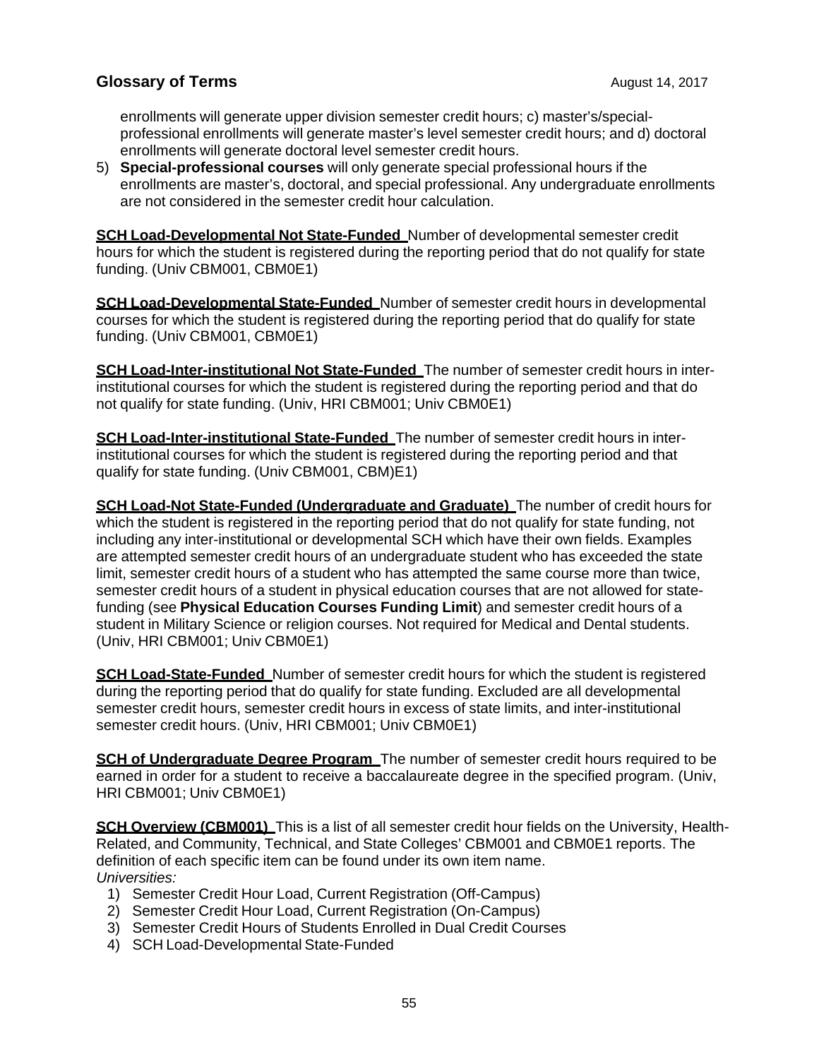enrollments will generate upper division semester credit hours; c) master's/special-professional enrollments will generate master's level semester credit hours; and d) doctoral enrollments will generate doctoral level semester credit hours.

5) **Special-professional courses** will only generate special professional hours if the enrollments are master's, doctoral, and special professional. Any undergraduate enrollments are not considered in the semester credit hour calculation.

**SCH Load-Developmental Not State-Funded** Number of developmental semester credit hours for which the student is registered during the reporting period that do not qualify for state funding. (Univ CBM001, CBM0E1)

**SCH Load-Developmental State-Funded** Number of semester credit hours in developmental courses for which the student is registered during the reporting period that do qualify for state funding. (Univ CBM001, CBM0E1)

**SCH Load-Inter-institutional Not State-Funded** The number of semester credit hours in inter-institutional courses for which the student is registered during the reporting period and that do not qualify for state funding. (Univ, HRI CBM001; Univ CBM0E1)

**SCH Load-Inter-institutional State-Funded** The number of semester credit hours in inter-institutional courses for which the student is registered during the reporting period and that qualify for state funding. (Univ CBM001, CBM)E1)

**SCH Load-Not State-Funded (Undergraduate and Graduate)** The number of credit hours for which the student is registered in the reporting period that do not qualify for state funding, not including any inter-institutional or developmental SCH which have their own fields. Examples are attempted semester credit hours of an undergraduate student who has exceeded the state limit, semester credit hours of a student who has attempted the same course more than twice, semester credit hours of a student in physical education courses that are not allowed for state-funding (see **Physical Education Courses Funding Limit**) and semester credit hours of a student in Military Science or religion courses. Not required for Medical and Dental students. (Univ, HRI CBM001; Univ CBM0E1)

**SCH Load-State-Funded** Number of semester credit hours for which the student is registered during the reporting period that do qualify for state funding. Excluded are all developmental semester credit hours, semester credit hours in excess of state limits, and inter-institutional semester credit hours. (Univ, HRI CBM001; Univ CBM0E1)

**SCH of Undergraduate Degree Program** The number of semester credit hours required to be earned in order for a student to receive a baccalaureate degree in the specified program. (Univ, HRI CBM001; Univ CBM0E1)

**SCH Overview (CBM001)** This is a list of all semester credit hour fields on the University, Health-Related, and Community, Technical, and State Colleges' CBM001 and CBM0E1 reports. The definition of each specific item can be found under its own item name.
*Universities:*

1) Semester Credit Hour Load, Current Registration (Off-Campus)
2) Semester Credit Hour Load, Current Registration (On-Campus)
3) Semester Credit Hours of Students Enrolled in Dual Credit Courses
4) SCH Load-Developmental State-Funded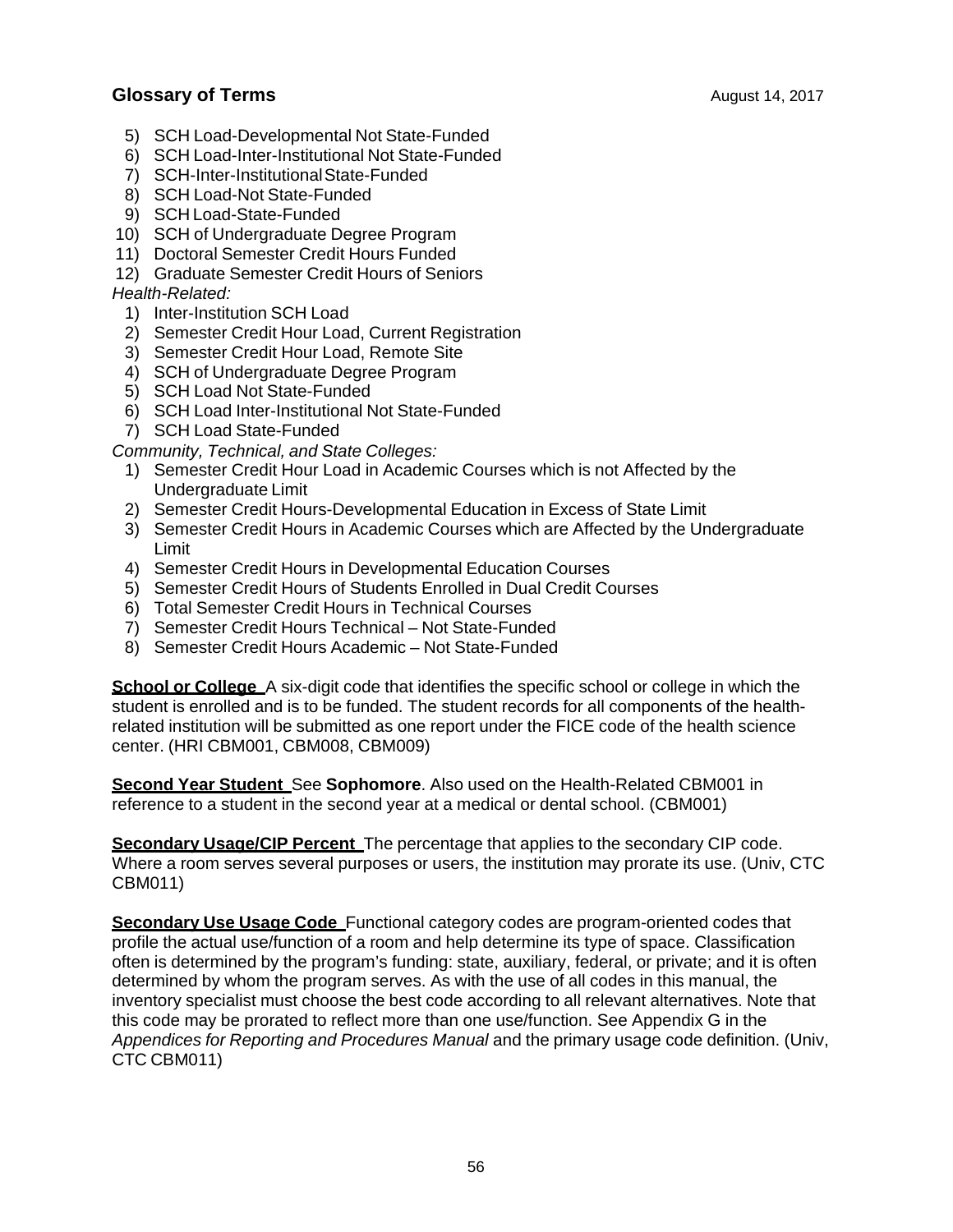5) SCH Load-Developmental Not State-Funded
6) SCH Load-Inter-Institutional Not State-Funded
7) SCH-Inter-Institutional State-Funded
8) SCH Load-Not State-Funded
9) SCH Load-State-Funded
10) SCH of Undergraduate Degree Program
11) Doctoral Semester Credit Hours Funded
12) Graduate Semester Credit Hours of Seniors

*Health-Related:*

1) Inter-Institution SCH Load
2) Semester Credit Hour Load, Current Registration
3) Semester Credit Hour Load, Remote Site
4) SCH of Undergraduate Degree Program
5) SCH Load Not State-Funded
6) SCH Load Inter-Institutional Not State-Funded
7) SCH Load State-Funded

*Community, Technical, and State Colleges:*

1) Semester Credit Hour Load in Academic Courses which is not Affected by the Undergraduate Limit
2) Semester Credit Hours-Developmental Education in Excess of State Limit
3) Semester Credit Hours in Academic Courses which are Affected by the Undergraduate Limit
4) Semester Credit Hours in Developmental Education Courses
5) Semester Credit Hours of Students Enrolled in Dual Credit Courses
6) Total Semester Credit Hours in Technical Courses
7) Semester Credit Hours Technical – Not State-Funded
8) Semester Credit Hours Academic – Not State-Funded

**School or College** A six-digit code that identifies the specific school or college in which the student is enrolled and is to be funded. The student records for all components of the health-related institution will be submitted as one report under the FICE code of the health science center. (HRI CBM001, CBM008, CBM009)

**Second Year Student** See **Sophomore**. Also used on the Health-Related CBM001 in reference to a student in the second year at a medical or dental school. (CBM001)

**Secondary Usage/CIP Percent** The percentage that applies to the secondary CIP code. Where a room serves several purposes or users, the institution may prorate its use. (Univ, CTC CBM011)

**Secondary Use Usage Code** Functional category codes are program-oriented codes that profile the actual use/function of a room and help determine its type of space. Classification often is determined by the program's funding: state, auxiliary, federal, or private; and it is often determined by whom the program serves. As with the use of all codes in this manual, the inventory specialist must choose the best code according to all relevant alternatives. Note that this code may be prorated to reflect more than one use/function. See Appendix G in the *Appendices for Reporting and Procedures Manual* and the primary usage code definition. (Univ, CTC CBM011)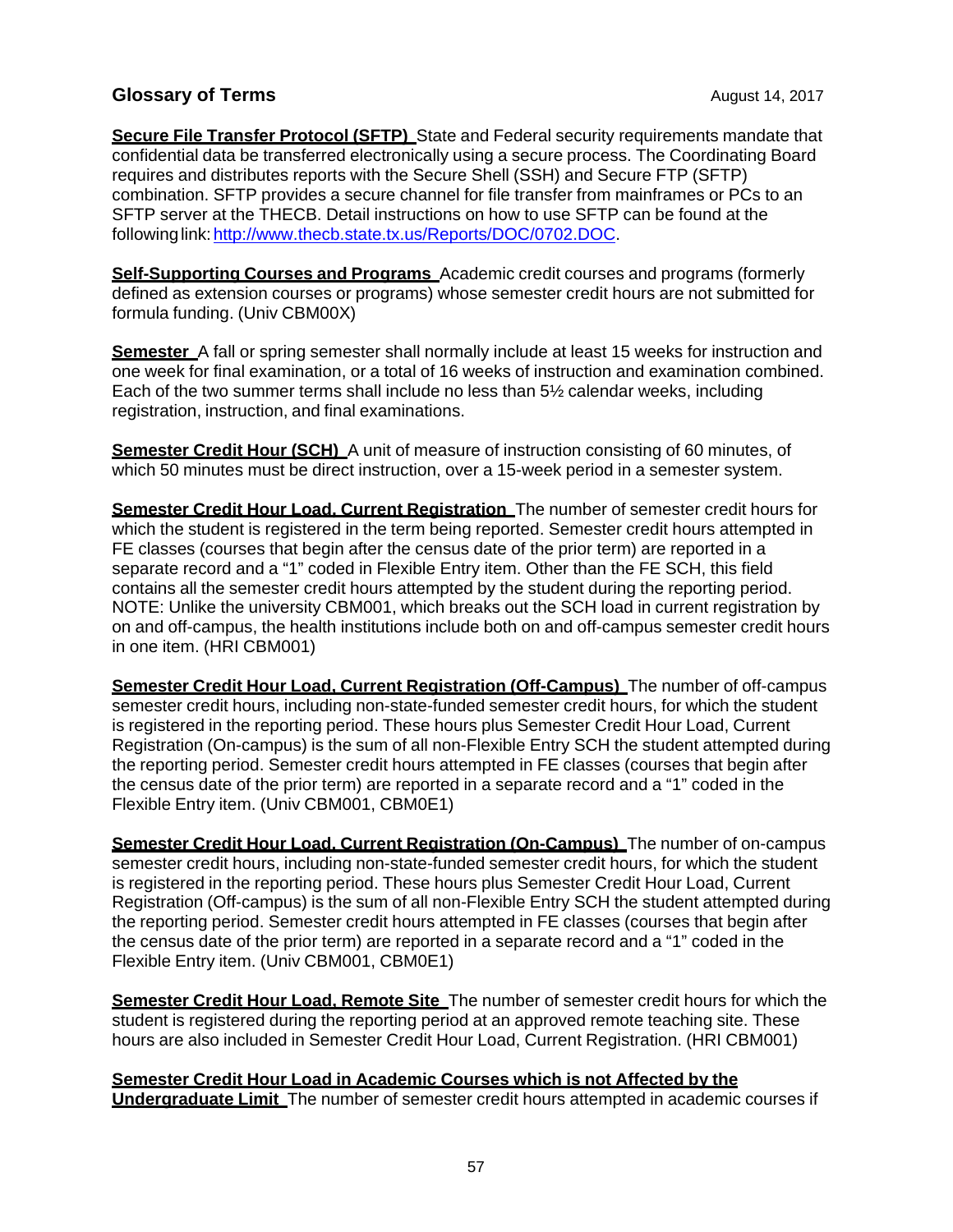## Glossary of Terms

August 14, 2017

**Secure File Transfer Protocol (SFTP)** State and Federal security requirements mandate that confidential data be transferred electronically using a secure process. The Coordinating Board requires and distributes reports with the Secure Shell (SSH) and Secure FTP (SFTP) combination. SFTP provides a secure channel for file transfer from mainframes or PCs to an SFTP server at the THECB. Detail instructions on how to use SFTP can be found at the following link: [http://www.thecb.state.tx.us/Reports/DOC/0702.DOC](http://www.thecb.state.tx.us/Reports/DOC/0702.DOC).

**Self-Supporting Courses and Programs** Academic credit courses and programs (formerly defined as extension courses or programs) whose semester credit hours are not submitted for formula funding. (Univ CBM00X)

**Semester** A fall or spring semester shall normally include at least 15 weeks for instruction and one week for final examination, or a total of 16 weeks of instruction and examination combined. Each of the two summer terms shall include no less than 5½ calendar weeks, including registration, instruction, and final examinations.

**Semester Credit Hour (SCH)** A unit of measure of instruction consisting of 60 minutes, of which 50 minutes must be direct instruction, over a 15-week period in a semester system.

**Semester Credit Hour Load, Current Registration** The number of semester credit hours for which the student is registered in the term being reported. Semester credit hours attempted in FE classes (courses that begin after the census date of the prior term) are reported in a separate record and a "1" coded in Flexible Entry item. Other than the FE SCH, this field contains all the semester credit hours attempted by the student during the reporting period. NOTE: Unlike the university CBM001, which breaks out the SCH load in current registration by on and off-campus, the health institutions include both on and off-campus semester credit hours in one item. (HRI CBM001)

**Semester Credit Hour Load, Current Registration (Off-Campus)** The number of off-campus semester credit hours, including non-state-funded semester credit hours, for which the student is registered in the reporting period. These hours plus Semester Credit Hour Load, Current Registration (On-campus) is the sum of all non-Flexible Entry SCH the student attempted during the reporting period. Semester credit hours attempted in FE classes (courses that begin after the census date of the prior term) are reported in a separate record and a "1" coded in the Flexible Entry item. (Univ CBM001, CBM0E1)

**Semester Credit Hour Load, Current Registration (On-Campus)** The number of on-campus semester credit hours, including non-state-funded semester credit hours, for which the student is registered in the reporting period. These hours plus Semester Credit Hour Load, Current Registration (Off-campus) is the sum of all non-Flexible Entry SCH the student attempted during the reporting period. Semester credit hours attempted in FE classes (courses that begin after the census date of the prior term) are reported in a separate record and a "1" coded in the Flexible Entry item. (Univ CBM001, CBM0E1)

**Semester Credit Hour Load, Remote Site** The number of semester credit hours for which the student is registered during the reporting period at an approved remote teaching site. These hours are also included in Semester Credit Hour Load, Current Registration. (HRI CBM001)

**Semester Credit Hour Load in Academic Courses which is not Affected by the Undergraduate Limit** The number of semester credit hours attempted in academic courses if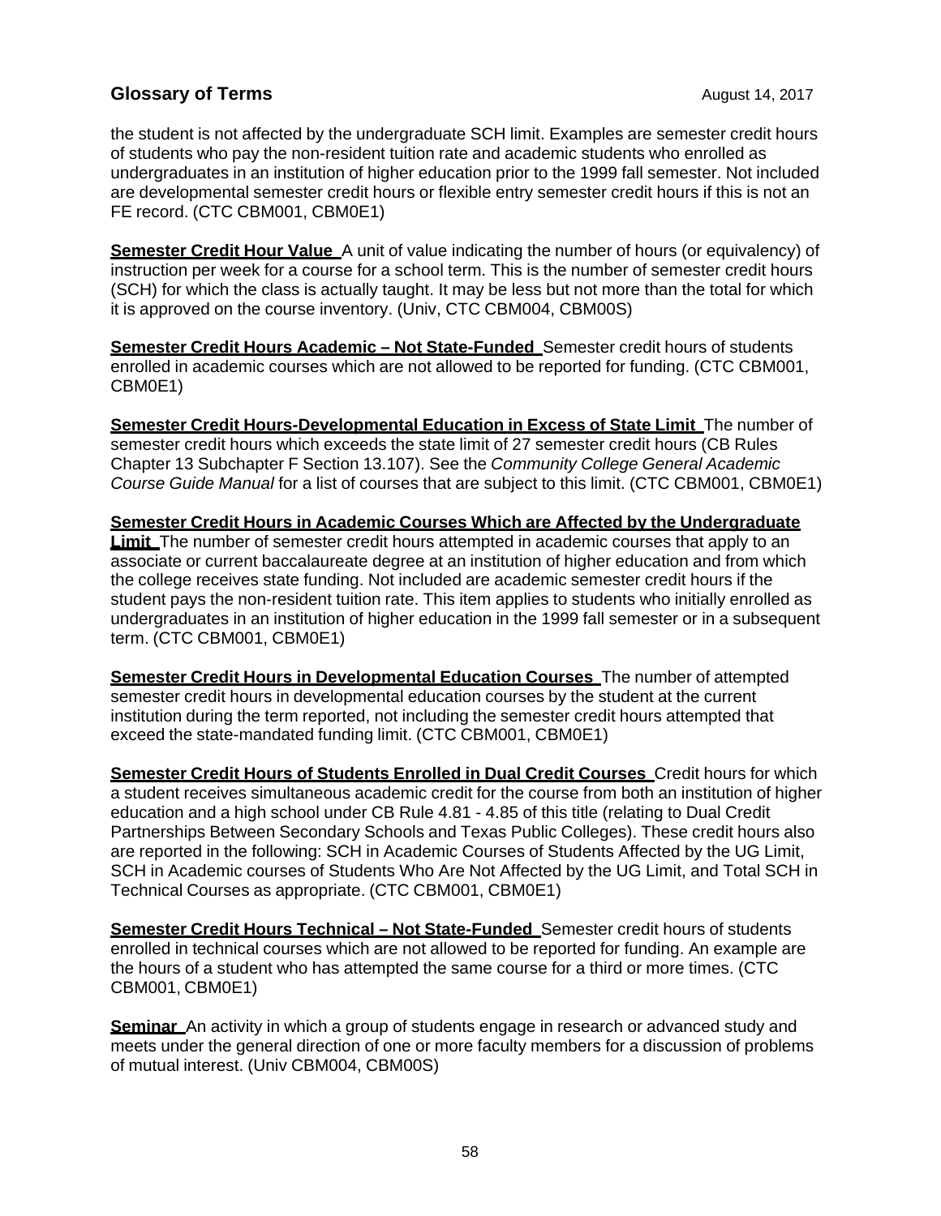the student is not affected by the undergraduate SCH limit. Examples are semester credit hours of students who pay the non-resident tuition rate and academic students who enrolled as undergraduates in an institution of higher education prior to the 1999 fall semester. Not included are developmental semester credit hours or flexible entry semester credit hours if this is not an FE record. (CTC CBM001, CBM0E1)

**Semester Credit Hour Value** A unit of value indicating the number of hours (or equivalency) of instruction per week for a course for a school term. This is the number of semester credit hours (SCH) for which the class is actually taught. It may be less but not more than the total for which it is approved on the course inventory. (Univ, CTC CBM004, CBM00S)

**Semester Credit Hours Academic – Not State-Funded** Semester credit hours of students enrolled in academic courses which are not allowed to be reported for funding. (CTC CBM001, CBM0E1)

**Semester Credit Hours-Developmental Education in Excess of State Limit** The number of semester credit hours which exceeds the state limit of 27 semester credit hours (CB Rules Chapter 13 Subchapter F Section 13.107). See the *Community College General Academic Course Guide Manual* for a list of courses that are subject to this limit. (CTC CBM001, CBM0E1)

**Semester Credit Hours in Academic Courses Which are Affected by the Undergraduate Limit** The number of semester credit hours attempted in academic courses that apply to an associate or current baccalaureate degree at an institution of higher education and from which the college receives state funding. Not included are academic semester credit hours if the student pays the non-resident tuition rate. This item applies to students who initially enrolled as undergraduates in an institution of higher education in the 1999 fall semester or in a subsequent term. (CTC CBM001, CBM0E1)

**Semester Credit Hours in Developmental Education Courses** The number of attempted semester credit hours in developmental education courses by the student at the current institution during the term reported, not including the semester credit hours attempted that exceed the state-mandated funding limit. (CTC CBM001, CBM0E1)

**Semester Credit Hours of Students Enrolled in Dual Credit Courses** Credit hours for which a student receives simultaneous academic credit for the course from both an institution of higher education and a high school under CB Rule 4.81 - 4.85 of this title (relating to Dual Credit Partnerships Between Secondary Schools and Texas Public Colleges). These credit hours also are reported in the following: SCH in Academic Courses of Students Affected by the UG Limit, SCH in Academic courses of Students Who Are Not Affected by the UG Limit, and Total SCH in Technical Courses as appropriate. (CTC CBM001, CBM0E1)

**Semester Credit Hours Technical – Not State-Funded** Semester credit hours of students enrolled in technical courses which are not allowed to be reported for funding. An example are the hours of a student who has attempted the same course for a third or more times. (CTC CBM001, CBM0E1)

**Seminar** An activity in which a group of students engage in research or advanced study and meets under the general direction of one or more faculty members for a discussion of problems of mutual interest. (Univ CBM004, CBM00S)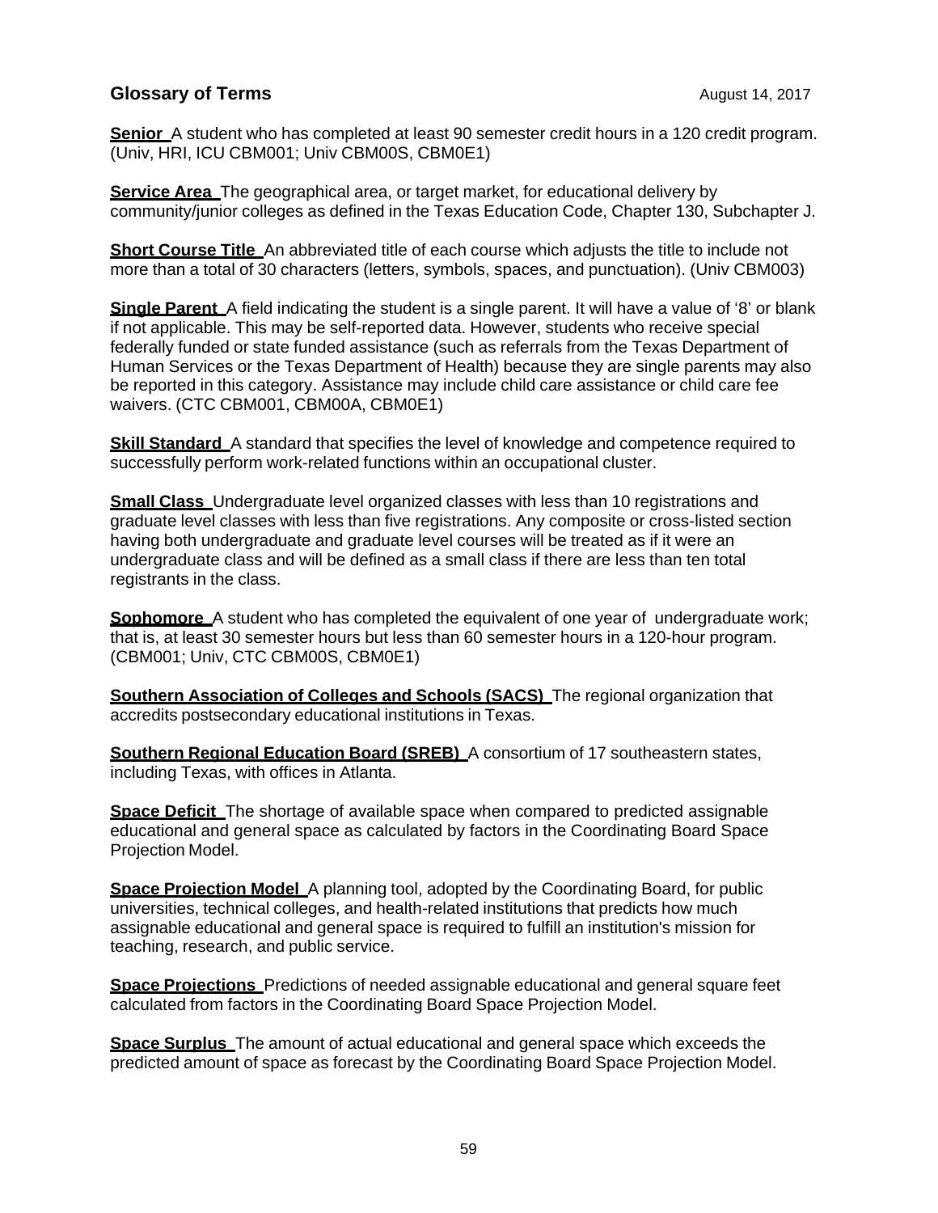## Glossary of Terms

August 14, 2017

**Senior** A student who has completed at least 90 semester credit hours in a 120 credit program. (Univ, HRI, ICU CBM001; Univ CBM00S, CBM0E1)

**Service Area** The geographical area, or target market, for educational delivery by community/junior colleges as defined in the Texas Education Code, Chapter 130, Subchapter J.

**Short Course Title** An abbreviated title of each course which adjusts the title to include not more than a total of 30 characters (letters, symbols, spaces, and punctuation). (Univ CBM003)

**Single Parent** A field indicating the student is a single parent. It will have a value of '8' or blank if not applicable. This may be self-reported data. However, students who receive special federally funded or state funded assistance (such as referrals from the Texas Department of Human Services or the Texas Department of Health) because they are single parents may also be reported in this category. Assistance may include child care assistance or child care fee waivers. (CTC CBM001, CBM00A, CBM0E1)

**Skill Standard** A standard that specifies the level of knowledge and competence required to successfully perform work-related functions within an occupational cluster.

**Small Class** Undergraduate level organized classes with less than 10 registrations and graduate level classes with less than five registrations. Any composite or cross-listed section having both undergraduate and graduate level courses will be treated as if it were an undergraduate class and will be defined as a small class if there are less than ten total registrants in the class.

**Sophomore** A student who has completed the equivalent of one year of undergraduate work; that is, at least 30 semester hours but less than 60 semester hours in a 120-hour program. (CBM001; Univ, CTC CBM00S, CBM0E1)

**Southern Association of Colleges and Schools (SACS)** The regional organization that accredits postsecondary educational institutions in Texas.

**Southern Regional Education Board (SREB)** A consortium of 17 southeastern states, including Texas, with offices in Atlanta.

**Space Deficit** The shortage of available space when compared to predicted assignable educational and general space as calculated by factors in the Coordinating Board Space Projection Model.

**Space Projection Model** A planning tool, adopted by the Coordinating Board, for public universities, technical colleges, and health-related institutions that predicts how much assignable educational and general space is required to fulfill an institution's mission for teaching, research, and public service.

**Space Projections** Predictions of needed assignable educational and general square feet calculated from factors in the Coordinating Board Space Projection Model.

**Space Surplus** The amount of actual educational and general space which exceeds the predicted amount of space as forecast by the Coordinating Board Space Projection Model.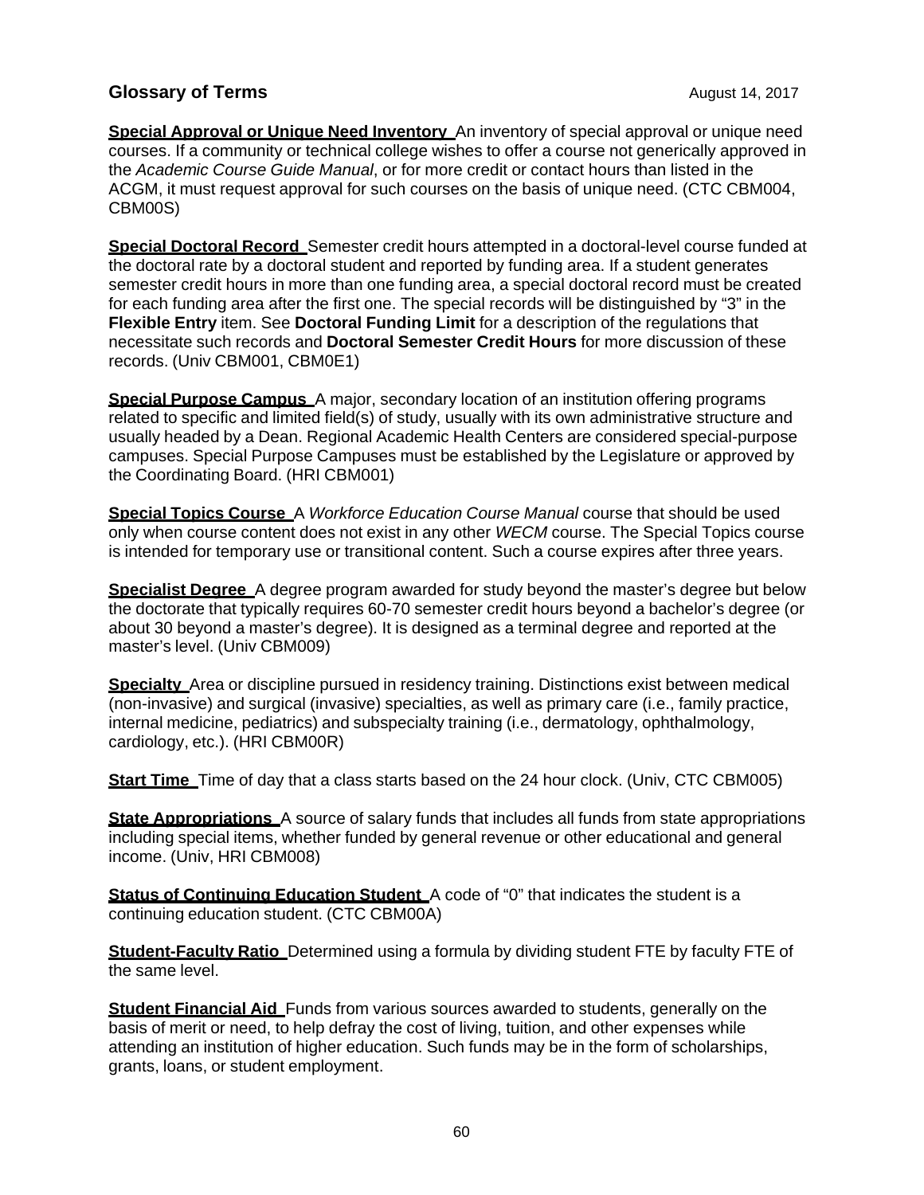## Glossary of Terms

August 14, 2017

**Special Approval or Unique Need Inventory** An inventory of special approval or unique need courses. If a community or technical college wishes to offer a course not generically approved in the *Academic Course Guide Manual*, or for more credit or contact hours than listed in the ACGM, it must request approval for such courses on the basis of unique need. (CTC CBM004, CBM00S)

**Special Doctoral Record** Semester credit hours attempted in a doctoral-level course funded at the doctoral rate by a doctoral student and reported by funding area. If a student generates semester credit hours in more than one funding area, a special doctoral record must be created for each funding area after the first one. The special records will be distinguished by "3" in the **Flexible Entry** item. See **Doctoral Funding Limit** for a description of the regulations that necessitate such records and **Doctoral Semester Credit Hours** for more discussion of these records. (Univ CBM001, CBM0E1)

**Special Purpose Campus** A major, secondary location of an institution offering programs related to specific and limited field(s) of study, usually with its own administrative structure and usually headed by a Dean. Regional Academic Health Centers are considered special-purpose campuses. Special Purpose Campuses must be established by the Legislature or approved by the Coordinating Board. (HRI CBM001)

**Special Topics Course** A *Workforce Education Course Manual* course that should be used only when course content does not exist in any other *WECM* course. The Special Topics course is intended for temporary use or transitional content. Such a course expires after three years.

**Specialist Degree** A degree program awarded for study beyond the master's degree but below the doctorate that typically requires 60-70 semester credit hours beyond a bachelor's degree (or about 30 beyond a master's degree). It is designed as a terminal degree and reported at the master's level. (Univ CBM009)

**Specialty** Area or discipline pursued in residency training. Distinctions exist between medical (non-invasive) and surgical (invasive) specialties, as well as primary care (i.e., family practice, internal medicine, pediatrics) and subspecialty training (i.e., dermatology, ophthalmology, cardiology, etc.). (HRI CBM00R)

**Start Time** Time of day that a class starts based on the 24 hour clock. (Univ, CTC CBM005)

**State Appropriations** A source of salary funds that includes all funds from state appropriations including special items, whether funded by general revenue or other educational and general income. (Univ, HRI CBM008)

**Status of Continuing Education Student** A code of "0" that indicates the student is a continuing education student. (CTC CBM00A)

**Student-Faculty Ratio** Determined using a formula by dividing student FTE by faculty FTE of the same level.

**Student Financial Aid** Funds from various sources awarded to students, generally on the basis of merit or need, to help defray the cost of living, tuition, and other expenses while attending an institution of higher education. Such funds may be in the form of scholarships, grants, loans, or student employment.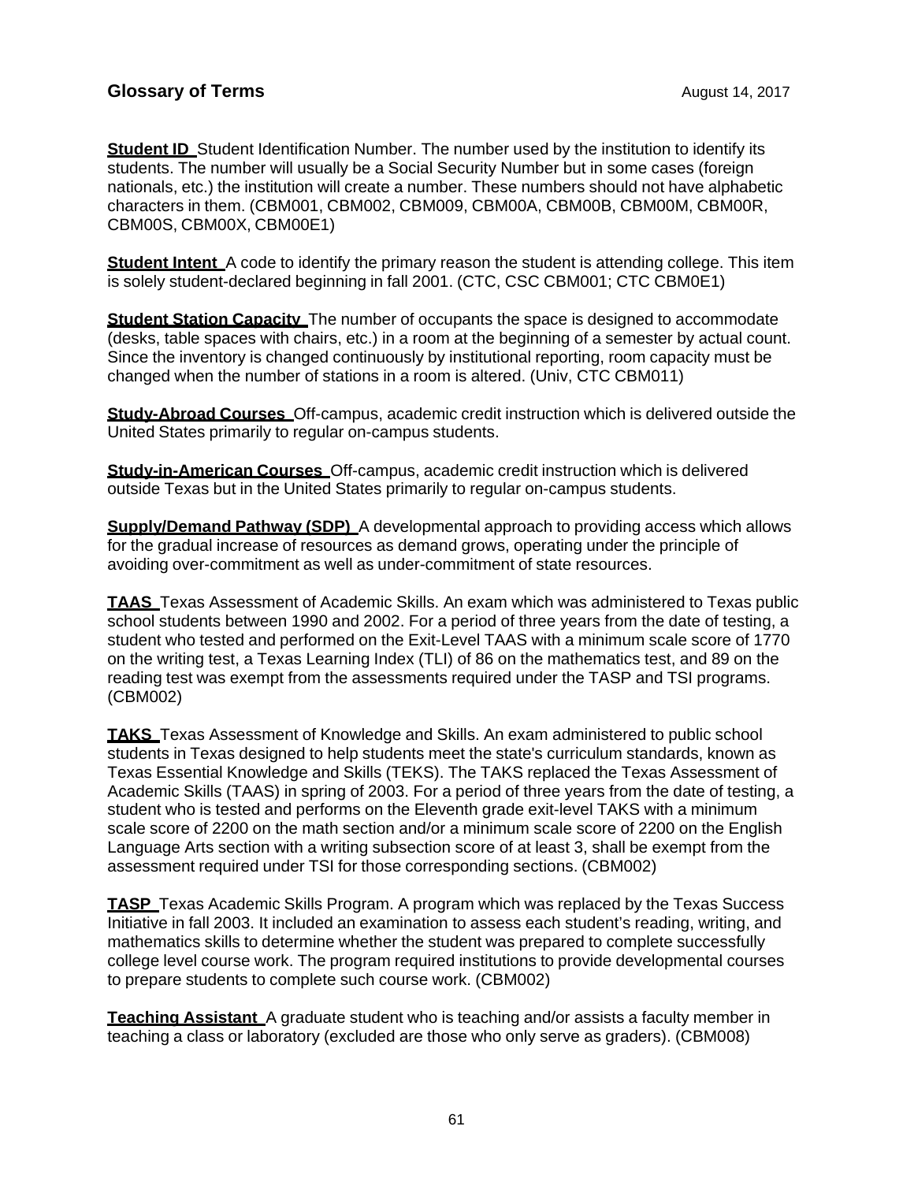**Student ID** Student Identification Number. The number used by the institution to identify its students. The number will usually be a Social Security Number but in some cases (foreign nationals, etc.) the institution will create a number. These numbers should not have alphabetic characters in them. (CBM001, CBM002, CBM009, CBM00A, CBM00B, CBM00M, CBM00R, CBM00S, CBM00X, CBM00E1)

**Student Intent** A code to identify the primary reason the student is attending college. This item is solely student-declared beginning in fall 2001. (CTC, CSC CBM001; CTC CBM0E1)

**Student Station Capacity** The number of occupants the space is designed to accommodate (desks, table spaces with chairs, etc.) in a room at the beginning of a semester by actual count. Since the inventory is changed continuously by institutional reporting, room capacity must be changed when the number of stations in a room is altered. (Univ, CTC CBM011)

**Study-Abroad Courses** Off-campus, academic credit instruction which is delivered outside the United States primarily to regular on-campus students.

**Study-in-American Courses** Off-campus, academic credit instruction which is delivered outside Texas but in the United States primarily to regular on-campus students.

**Supply/Demand Pathway (SDP)** A developmental approach to providing access which allows for the gradual increase of resources as demand grows, operating under the principle of avoiding over-commitment as well as under-commitment of state resources.

**TAAS** Texas Assessment of Academic Skills. An exam which was administered to Texas public school students between 1990 and 2002. For a period of three years from the date of testing, a student who tested and performed on the Exit-Level TAAS with a minimum scale score of 1770 on the writing test, a Texas Learning Index (TLI) of 86 on the mathematics test, and 89 on the reading test was exempt from the assessments required under the TASP and TSI programs. (CBM002)

**TAKS** Texas Assessment of Knowledge and Skills. An exam administered to public school students in Texas designed to help students meet the state's curriculum standards, known as Texas Essential Knowledge and Skills (TEKS). The TAKS replaced the Texas Assessment of Academic Skills (TAAS) in spring of 2003. For a period of three years from the date of testing, a student who is tested and performs on the Eleventh grade exit-level TAKS with a minimum scale score of 2200 on the math section and/or a minimum scale score of 2200 on the English Language Arts section with a writing subsection score of at least 3, shall be exempt from the assessment required under TSI for those corresponding sections. (CBM002)

**TASP** Texas Academic Skills Program. A program which was replaced by the Texas Success Initiative in fall 2003. It included an examination to assess each student's reading, writing, and mathematics skills to determine whether the student was prepared to complete successfully college level course work. The program required institutions to provide developmental courses to prepare students to complete such course work. (CBM002)

**Teaching Assistant** A graduate student who is teaching and/or assists a faculty member in teaching a class or laboratory (excluded are those who only serve as graders). (CBM008)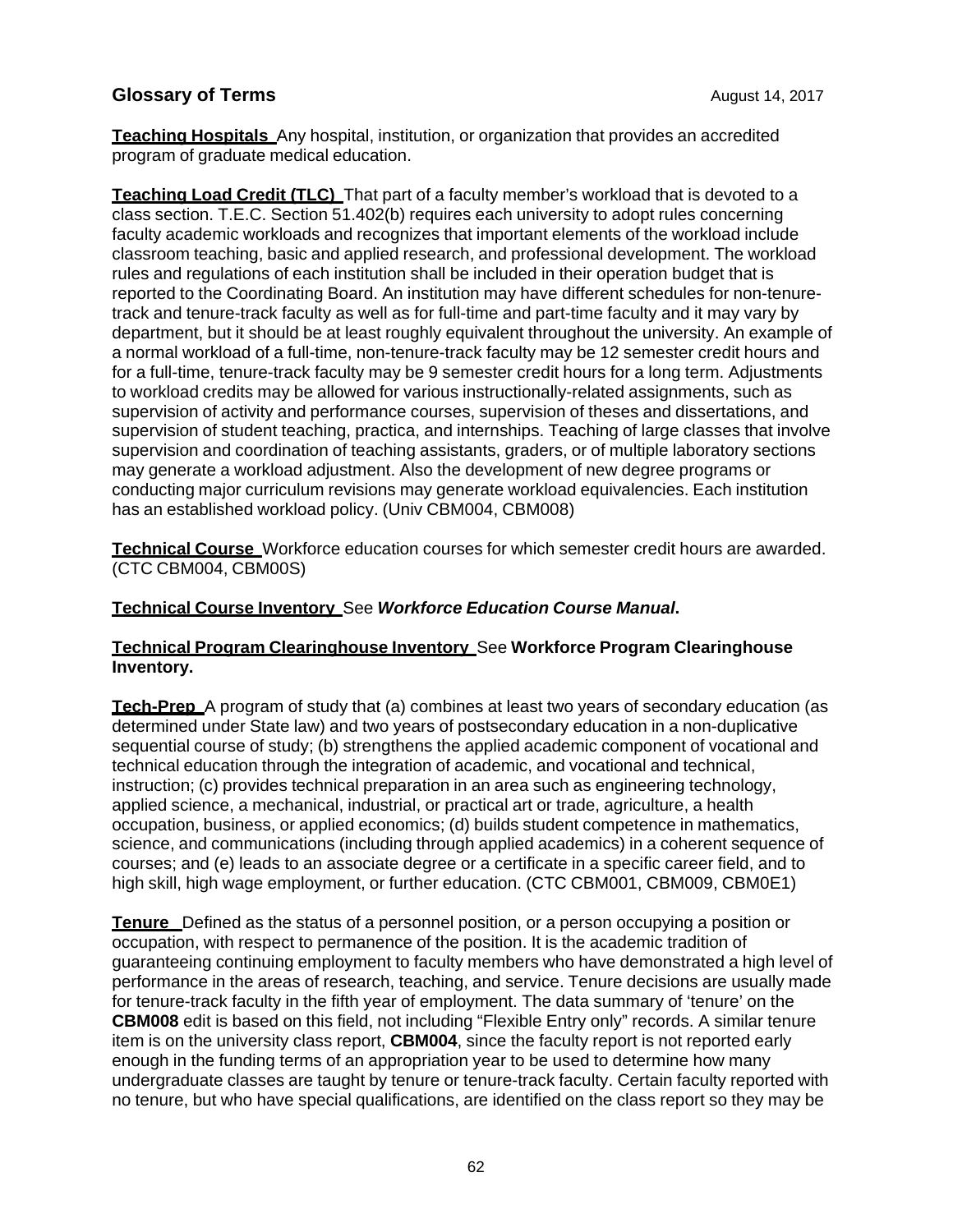## Glossary of Terms

August 14, 2017

**Teaching Hospitals** Any hospital, institution, or organization that provides an accredited program of graduate medical education.

**Teaching Load Credit (TLC)** That part of a faculty member's workload that is devoted to a class section. T.E.C. Section 51.402(b) requires each university to adopt rules concerning faculty academic workloads and recognizes that important elements of the workload include classroom teaching, basic and applied research, and professional development. The workload rules and regulations of each institution shall be included in their operation budget that is reported to the Coordinating Board. An institution may have different schedules for non-tenure-track and tenure-track faculty as well as for full-time and part-time faculty and it may vary by department, but it should be at least roughly equivalent throughout the university. An example of a normal workload of a full-time, non-tenure-track faculty may be 12 semester credit hours and for a full-time, tenure-track faculty may be 9 semester credit hours for a long term. Adjustments to workload credits may be allowed for various instructionally-related assignments, such as supervision of activity and performance courses, supervision of theses and dissertations, and supervision of student teaching, practica, and internships. Teaching of large classes that involve supervision and coordination of teaching assistants, graders, or of multiple laboratory sections may generate a workload adjustment. Also the development of new degree programs or conducting major curriculum revisions may generate workload equivalencies. Each institution has an established workload policy. (Univ CBM004, CBM008)

**Technical Course** Workforce education courses for which semester credit hours are awarded. (CTC CBM004, CBM00S)

**Technical Course Inventory** See ***Workforce Education Course Manual*.**

**Technical Program Clearinghouse Inventory** See **Workforce Program Clearinghouse Inventory.**

**Tech-Prep** A program of study that (a) combines at least two years of secondary education (as determined under State law) and two years of postsecondary education in a non-duplicative sequential course of study; (b) strengthens the applied academic component of vocational and technical education through the integration of academic, and vocational and technical, instruction; (c) provides technical preparation in an area such as engineering technology, applied science, a mechanical, industrial, or practical art or trade, agriculture, a health occupation, business, or applied economics; (d) builds student competence in mathematics, science, and communications (including through applied academics) in a coherent sequence of courses; and (e) leads to an associate degree or a certificate in a specific career field, and to high skill, high wage employment, or further education. (CTC CBM001, CBM009, CBM0E1)

**Tenure** Defined as the status of a personnel position, or a person occupying a position or occupation, with respect to permanence of the position. It is the academic tradition of guaranteeing continuing employment to faculty members who have demonstrated a high level of performance in the areas of research, teaching, and service. Tenure decisions are usually made for tenure-track faculty in the fifth year of employment. The data summary of 'tenure' on the **CBM008** edit is based on this field, not including "Flexible Entry only" records. A similar tenure item is on the university class report, **CBM004**, since the faculty report is not reported early enough in the funding terms of an appropriation year to be used to determine how many undergraduate classes are taught by tenure or tenure-track faculty. Certain faculty reported with no tenure, but who have special qualifications, are identified on the class report so they may be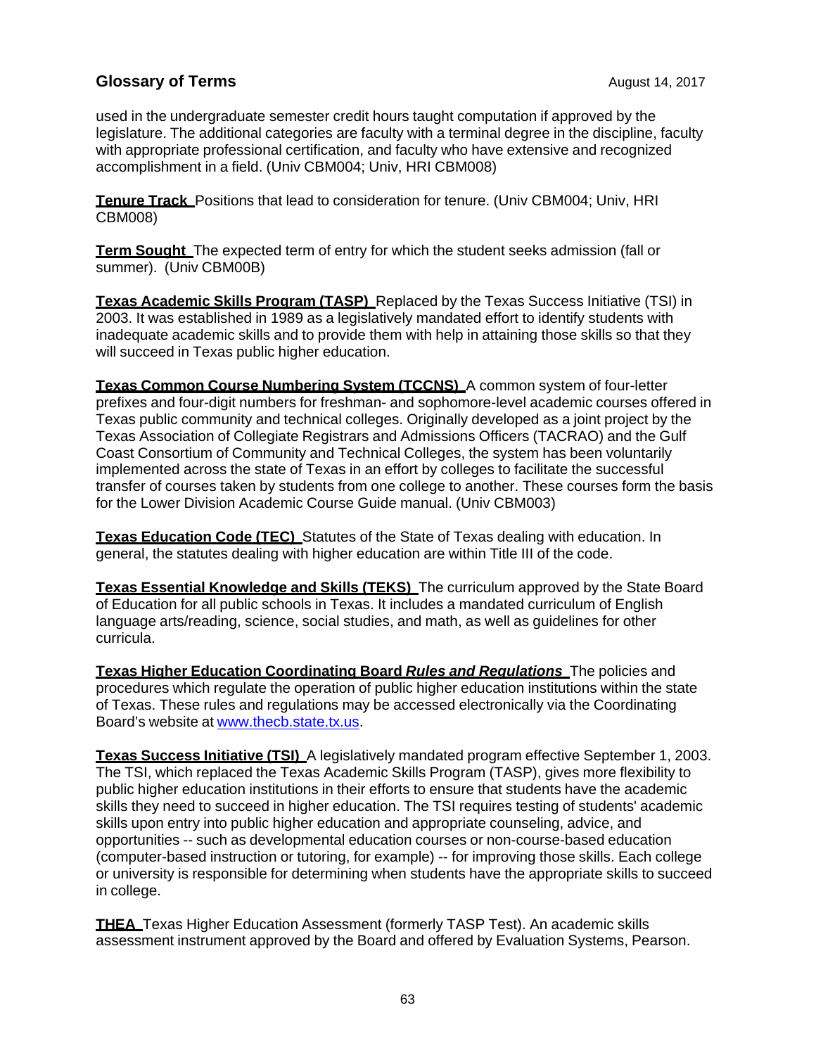used in the undergraduate semester credit hours taught computation if approved by the legislature. The additional categories are faculty with a terminal degree in the discipline, faculty with appropriate professional certification, and faculty who have extensive and recognized accomplishment in a field. (Univ CBM004; Univ, HRI CBM008)

**Tenure Track** Positions that lead to consideration for tenure. (Univ CBM004; Univ, HRI CBM008)

**Term Sought** The expected term of entry for which the student seeks admission (fall or summer). (Univ CBM00B)

**Texas Academic Skills Program (TASP)** Replaced by the Texas Success Initiative (TSI) in 2003. It was established in 1989 as a legislatively mandated effort to identify students with inadequate academic skills and to provide them with help in attaining those skills so that they will succeed in Texas public higher education.

**Texas Common Course Numbering System (TCCNS)** A common system of four-letter prefixes and four-digit numbers for freshman- and sophomore-level academic courses offered in Texas public community and technical colleges. Originally developed as a joint project by the Texas Association of Collegiate Registrars and Admissions Officers (TACRAO) and the Gulf Coast Consortium of Community and Technical Colleges, the system has been voluntarily implemented across the state of Texas in an effort by colleges to facilitate the successful transfer of courses taken by students from one college to another. These courses form the basis for the Lower Division Academic Course Guide manual. (Univ CBM003)

**Texas Education Code (TEC)** Statutes of the State of Texas dealing with education. In general, the statutes dealing with higher education are within Title III of the code.

**Texas Essential Knowledge and Skills (TEKS)** The curriculum approved by the State Board of Education for all public schools in Texas. It includes a mandated curriculum of English language arts/reading, science, social studies, and math, as well as guidelines for other curricula.

**Texas Higher Education Coordinating Board *Rules and Regulations*** The policies and procedures which regulate the operation of public higher education institutions within the state of Texas. These rules and regulations may be accessed electronically via the Coordinating Board's website at www.thecb.state.tx.us.

**Texas Success Initiative (TSI)** A legislatively mandated program effective September 1, 2003. The TSI, which replaced the Texas Academic Skills Program (TASP), gives more flexibility to public higher education institutions in their efforts to ensure that students have the academic skills they need to succeed in higher education. The TSI requires testing of students' academic skills upon entry into public higher education and appropriate counseling, advice, and opportunities -- such as developmental education courses or non-course-based education (computer-based instruction or tutoring, for example) -- for improving those skills. Each college or university is responsible for determining when students have the appropriate skills to succeed in college.

**THEA** Texas Higher Education Assessment (formerly TASP Test). An academic skills assessment instrument approved by the Board and offered by Evaluation Systems, Pearson.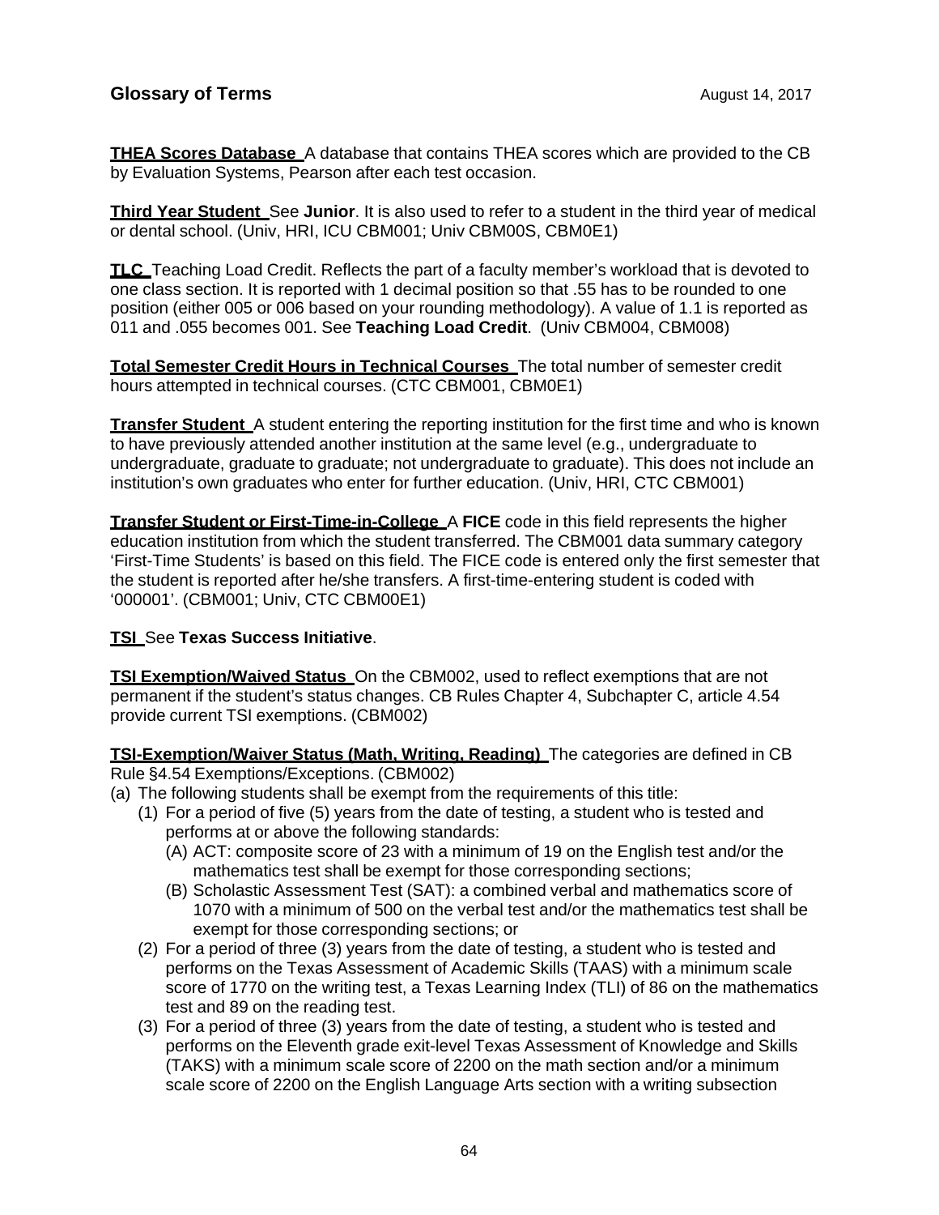**THEA Scores Database** A database that contains THEA scores which are provided to the CB by Evaluation Systems, Pearson after each test occasion.

**Third Year Student** See **Junior**. It is also used to refer to a student in the third year of medical or dental school. (Univ, HRI, ICU CBM001; Univ CBM00S, CBM0E1)

**TLC** Teaching Load Credit. Reflects the part of a faculty member's workload that is devoted to one class section. It is reported with 1 decimal position so that .55 has to be rounded to one position (either 005 or 006 based on your rounding methodology). A value of 1.1 is reported as 011 and .055 becomes 001. See **Teaching Load Credit**. (Univ CBM004, CBM008)

**Total Semester Credit Hours in Technical Courses** The total number of semester credit hours attempted in technical courses. (CTC CBM001, CBM0E1)

**Transfer Student** A student entering the reporting institution for the first time and who is known to have previously attended another institution at the same level (e.g., undergraduate to undergraduate, graduate to graduate; not undergraduate to graduate). This does not include an institution's own graduates who enter for further education. (Univ, HRI, CTC CBM001)

**Transfer Student or First-Time-in-College** A **FICE** code in this field represents the higher education institution from which the student transferred. The CBM001 data summary category 'First-Time Students' is based on this field. The FICE code is entered only the first semester that the student is reported after he/she transfers. A first-time-entering student is coded with '000001'. (CBM001; Univ, CTC CBM00E1)

**TSI** See **Texas Success Initiative**.

**TSI Exemption/Waived Status** On the CBM002, used to reflect exemptions that are not permanent if the student's status changes. CB Rules Chapter 4, Subchapter C, article 4.54 provide current TSI exemptions. (CBM002)

**TSI-Exemption/Waiver Status (Math, Writing, Reading)** The categories are defined in CB Rule §4.54 Exemptions/Exceptions. (CBM002)

(a) The following students shall be exempt from the requirements of this title:
  (1) For a period of five (5) years from the date of testing, a student who is tested and performs at or above the following standards:
    (A) ACT: composite score of 23 with a minimum of 19 on the English test and/or the mathematics test shall be exempt for those corresponding sections;
    (B) Scholastic Assessment Test (SAT): a combined verbal and mathematics score of 1070 with a minimum of 500 on the verbal test and/or the mathematics test shall be exempt for those corresponding sections; or
  (2) For a period of three (3) years from the date of testing, a student who is tested and performs on the Texas Assessment of Academic Skills (TAAS) with a minimum scale score of 1770 on the writing test, a Texas Learning Index (TLI) of 86 on the mathematics test and 89 on the reading test.
  (3) For a period of three (3) years from the date of testing, a student who is tested and performs on the Eleventh grade exit-level Texas Assessment of Knowledge and Skills (TAKS) with a minimum scale score of 2200 on the math section and/or a minimum scale score of 2200 on the English Language Arts section with a writing subsection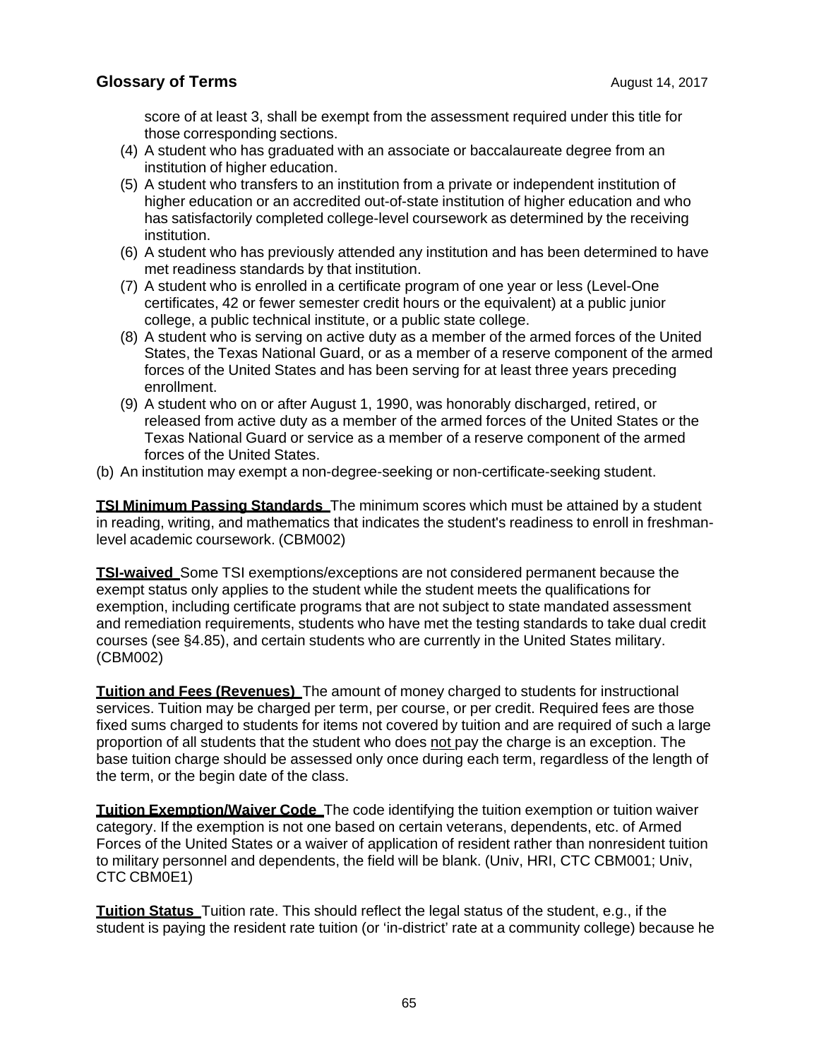score of at least 3, shall be exempt from the assessment required under this title for those corresponding sections.

(4) A student who has graduated with an associate or baccalaureate degree from an institution of higher education.

(5) A student who transfers to an institution from a private or independent institution of higher education or an accredited out-of-state institution of higher education and who has satisfactorily completed college-level coursework as determined by the receiving institution.

(6) A student who has previously attended any institution and has been determined to have met readiness standards by that institution.

(7) A student who is enrolled in a certificate program of one year or less (Level-One certificates, 42 or fewer semester credit hours or the equivalent) at a public junior college, a public technical institute, or a public state college.

(8) A student who is serving on active duty as a member of the armed forces of the United States, the Texas National Guard, or as a member of a reserve component of the armed forces of the United States and has been serving for at least three years preceding enrollment.

(9) A student who on or after August 1, 1990, was honorably discharged, retired, or released from active duty as a member of the armed forces of the United States or the Texas National Guard or service as a member of a reserve component of the armed forces of the United States.

(b) An institution may exempt a non-degree-seeking or non-certificate-seeking student.

**TSI Minimum Passing Standards** The minimum scores which must be attained by a student in reading, writing, and mathematics that indicates the student's readiness to enroll in freshman-level academic coursework. (CBM002)

**TSI-waived** Some TSI exemptions/exceptions are not considered permanent because the exempt status only applies to the student while the student meets the qualifications for exemption, including certificate programs that are not subject to state mandated assessment and remediation requirements, students who have met the testing standards to take dual credit courses (see §4.85), and certain students who are currently in the United States military. (CBM002)

**Tuition and Fees (Revenues)** The amount of money charged to students for instructional services. Tuition may be charged per term, per course, or per credit. Required fees are those fixed sums charged to students for items not covered by tuition and are required of such a large proportion of all students that the student who does not pay the charge is an exception. The base tuition charge should be assessed only once during each term, regardless of the length of the term, or the begin date of the class.

**Tuition Exemption/Waiver Code** The code identifying the tuition exemption or tuition waiver category. If the exemption is not one based on certain veterans, dependents, etc. of Armed Forces of the United States or a waiver of application of resident rather than nonresident tuition to military personnel and dependents, the field will be blank. (Univ, HRI, CTC CBM001; Univ, CTC CBM0E1)

**Tuition Status** Tuition rate. This should reflect the legal status of the student, e.g., if the student is paying the resident rate tuition (or 'in-district' rate at a community college) because he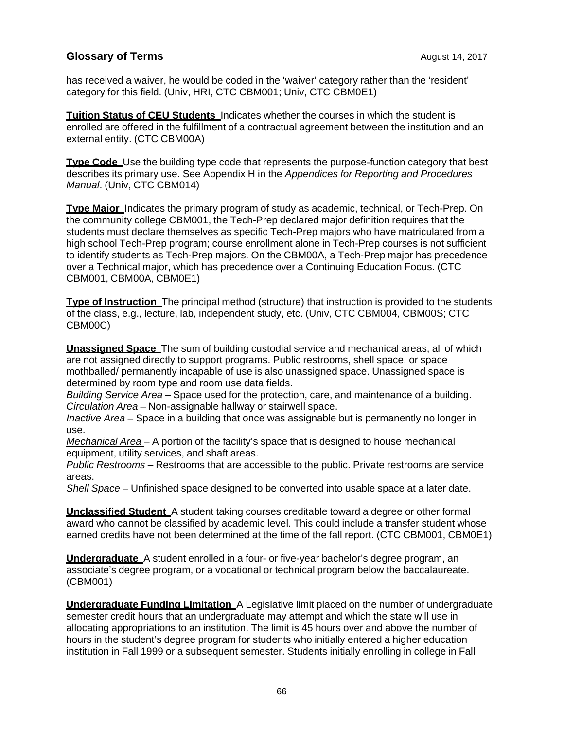has received a waiver, he would be coded in the 'waiver' category rather than the 'resident' category for this field. (Univ, HRI, CTC CBM001; Univ, CTC CBM0E1)

**Tuition Status of CEU Students** Indicates whether the courses in which the student is enrolled are offered in the fulfillment of a contractual agreement between the institution and an external entity. (CTC CBM00A)

**Type Code** Use the building type code that represents the purpose-function category that best describes its primary use. See Appendix H in the *Appendices for Reporting and Procedures Manual*. (Univ, CTC CBM014)

**Type Major** Indicates the primary program of study as academic, technical, or Tech-Prep. On the community college CBM001, the Tech-Prep declared major definition requires that the students must declare themselves as specific Tech-Prep majors who have matriculated from a high school Tech-Prep program; course enrollment alone in Tech-Prep courses is not sufficient to identify students as Tech-Prep majors. On the CBM00A, a Tech-Prep major has precedence over a Technical major, which has precedence over a Continuing Education Focus. (CTC CBM001, CBM00A, CBM0E1)

**Type of Instruction** The principal method (structure) that instruction is provided to the students of the class, e.g., lecture, lab, independent study, etc. (Univ, CTC CBM004, CBM00S; CTC CBM00C)

**Unassigned Space** The sum of building custodial service and mechanical areas, all of which are not assigned directly to support programs. Public restrooms, shell space, or space mothballed/ permanently incapable of use is also unassigned space. Unassigned space is determined by room type and room use data fields.
*Building Service Area* – Space used for the protection, care, and maintenance of a building.
*Circulation Area* – Non-assignable hallway or stairwell space.
*Inactive Area* – Space in a building that once was assignable but is permanently no longer in use.
*Mechanical Area* – A portion of the facility's space that is designed to house mechanical equipment, utility services, and shaft areas.
*Public Restrooms* – Restrooms that are accessible to the public. Private restrooms are service areas.
*Shell Space* – Unfinished space designed to be converted into usable space at a later date.

**Unclassified Student** A student taking courses creditable toward a degree or other formal award who cannot be classified by academic level. This could include a transfer student whose earned credits have not been determined at the time of the fall report. (CTC CBM001, CBM0E1)

**Undergraduate** A student enrolled in a four- or five-year bachelor's degree program, an associate's degree program, or a vocational or technical program below the baccalaureate. (CBM001)

**Undergraduate Funding Limitation** A Legislative limit placed on the number of undergraduate semester credit hours that an undergraduate may attempt and which the state will use in allocating appropriations to an institution. The limit is 45 hours over and above the number of hours in the student's degree program for students who initially entered a higher education institution in Fall 1999 or a subsequent semester. Students initially enrolling in college in Fall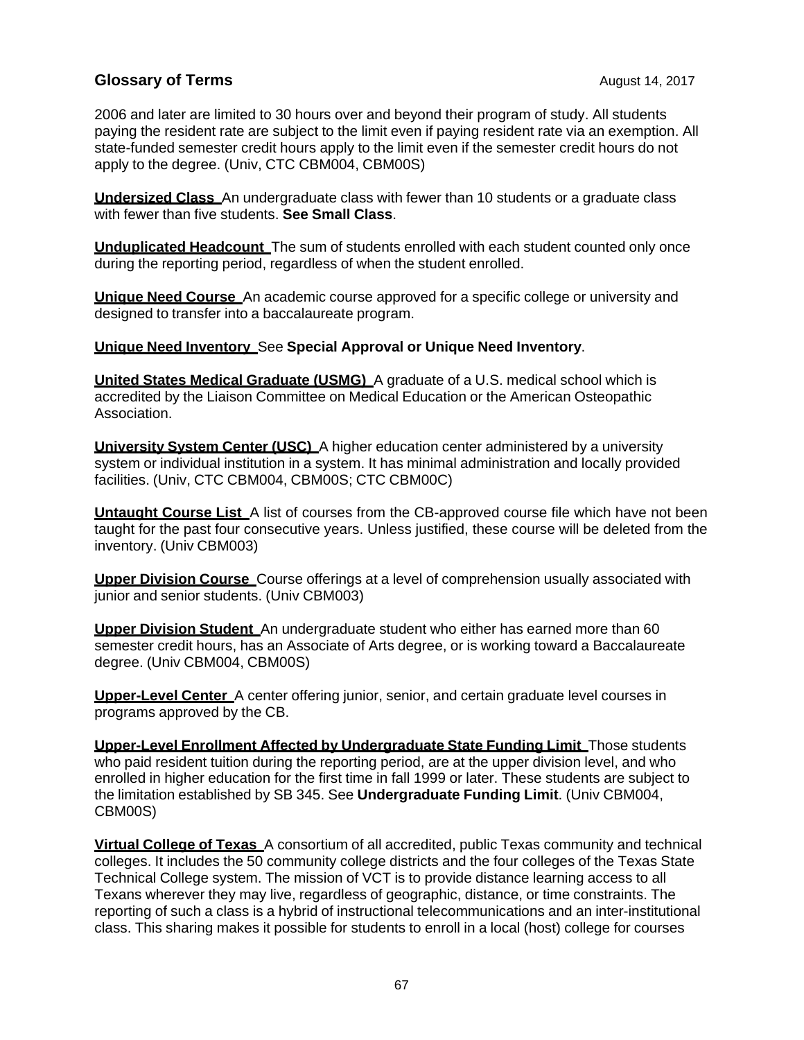2006 and later are limited to 30 hours over and beyond their program of study. All students paying the resident rate are subject to the limit even if paying resident rate via an exemption. All state-funded semester credit hours apply to the limit even if the semester credit hours do not apply to the degree. (Univ, CTC CBM004, CBM00S)

**Undersized Class** An undergraduate class with fewer than 10 students or a graduate class with fewer than five students. **See Small Class**.

**Unduplicated Headcount** The sum of students enrolled with each student counted only once during the reporting period, regardless of when the student enrolled.

**Unique Need Course** An academic course approved for a specific college or university and designed to transfer into a baccalaureate program.

**Unique Need Inventory** See **Special Approval or Unique Need Inventory**.

**United States Medical Graduate (USMG)** A graduate of a U.S. medical school which is accredited by the Liaison Committee on Medical Education or the American Osteopathic Association.

**University System Center (USC)** A higher education center administered by a university system or individual institution in a system. It has minimal administration and locally provided facilities. (Univ, CTC CBM004, CBM00S; CTC CBM00C)

**Untaught Course List** A list of courses from the CB-approved course file which have not been taught for the past four consecutive years. Unless justified, these course will be deleted from the inventory. (Univ CBM003)

**Upper Division Course** Course offerings at a level of comprehension usually associated with junior and senior students. (Univ CBM003)

**Upper Division Student** An undergraduate student who either has earned more than 60 semester credit hours, has an Associate of Arts degree, or is working toward a Baccalaureate degree. (Univ CBM004, CBM00S)

**Upper-Level Center** A center offering junior, senior, and certain graduate level courses in programs approved by the CB.

**Upper-Level Enrollment Affected by Undergraduate State Funding Limit** Those students who paid resident tuition during the reporting period, are at the upper division level, and who enrolled in higher education for the first time in fall 1999 or later. These students are subject to the limitation established by SB 345. See **Undergraduate Funding Limit**. (Univ CBM004, CBM00S)

**Virtual College of Texas** A consortium of all accredited, public Texas community and technical colleges. It includes the 50 community college districts and the four colleges of the Texas State Technical College system. The mission of VCT is to provide distance learning access to all Texans wherever they may live, regardless of geographic, distance, or time constraints. The reporting of such a class is a hybrid of instructional telecommunications and an inter-institutional class. This sharing makes it possible for students to enroll in a local (host) college for courses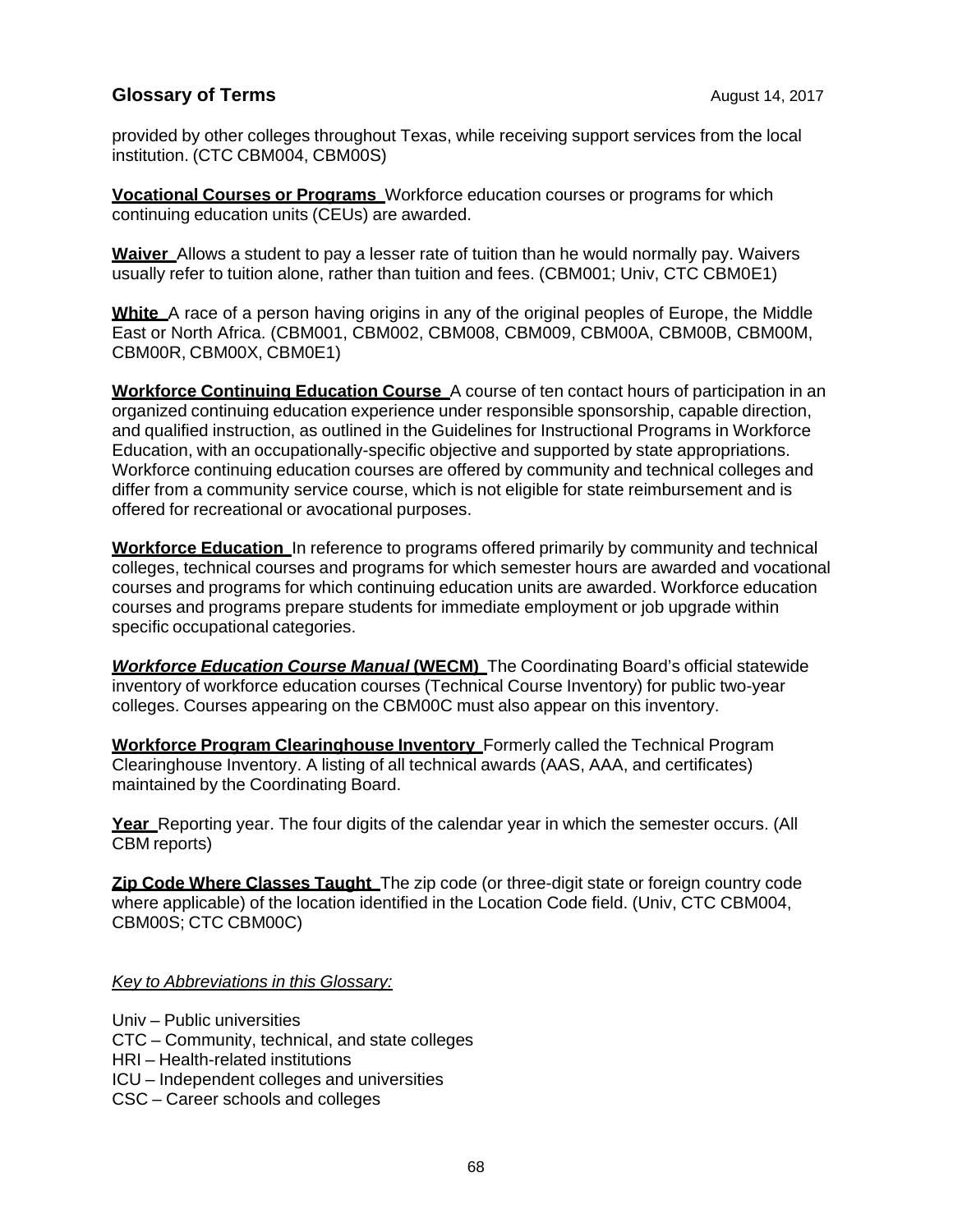provided by other colleges throughout Texas, while receiving support services from the local institution. (CTC CBM004, CBM00S)

**Vocational Courses or Programs** Workforce education courses or programs for which continuing education units (CEUs) are awarded.

**Waiver** Allows a student to pay a lesser rate of tuition than he would normally pay. Waivers usually refer to tuition alone, rather than tuition and fees. (CBM001; Univ, CTC CBM0E1)

**White** A race of a person having origins in any of the original peoples of Europe, the Middle East or North Africa. (CBM001, CBM002, CBM008, CBM009, CBM00A, CBM00B, CBM00M, CBM00R, CBM00X, CBM0E1)

**Workforce Continuing Education Course** A course of ten contact hours of participation in an organized continuing education experience under responsible sponsorship, capable direction, and qualified instruction, as outlined in the Guidelines for Instructional Programs in Workforce Education, with an occupationally-specific objective and supported by state appropriations. Workforce continuing education courses are offered by community and technical colleges and differ from a community service course, which is not eligible for state reimbursement and is offered for recreational or avocational purposes.

**Workforce Education** In reference to programs offered primarily by community and technical colleges, technical courses and programs for which semester hours are awarded and vocational courses and programs for which continuing education units are awarded. Workforce education courses and programs prepare students for immediate employment or job upgrade within specific occupational categories.

***Workforce Education Course Manual* (WECM)** The Coordinating Board's official statewide inventory of workforce education courses (Technical Course Inventory) for public two-year colleges. Courses appearing on the CBM00C must also appear on this inventory.

**Workforce Program Clearinghouse Inventory** Formerly called the Technical Program Clearinghouse Inventory. A listing of all technical awards (AAS, AAA, and certificates) maintained by the Coordinating Board.

**Year** Reporting year. The four digits of the calendar year in which the semester occurs. (All CBM reports)

**Zip Code Where Classes Taught** The zip code (or three-digit state or foreign country code where applicable) of the location identified in the Location Code field. (Univ, CTC CBM004, CBM00S; CTC CBM00C)

*Key to Abbreviations in this Glossary:*

Univ – Public universities
CTC – Community, technical, and state colleges
HRI – Health-related institutions
ICU – Independent colleges and universities
CSC – Career schools and colleges